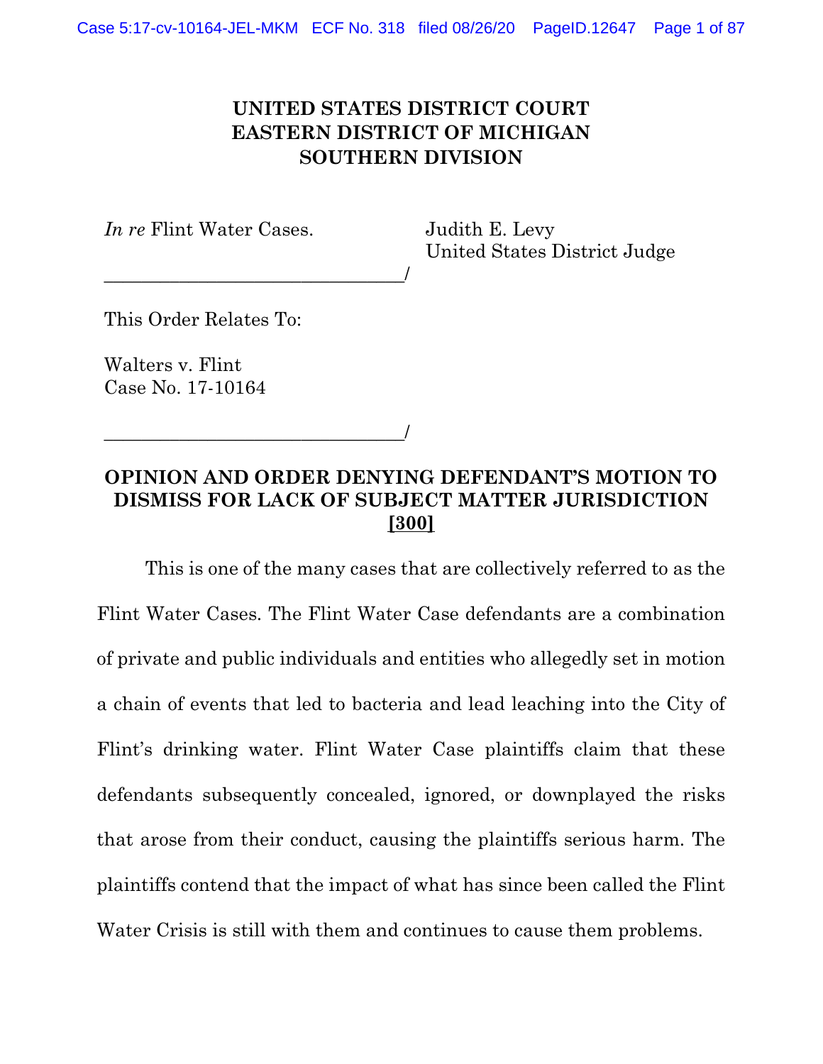**UNITED STATES DISTRICT COURT**
**EASTERN DISTRICT OF MICHIGAN**
**SOUTHERN DIVISION**

*In re* Flint Water Cases.

Judith E. Levy
United States District Judge

_______________________________/

This Order Relates To:

Walters v. Flint
Case No. 17-10164

_______________________________/

## OPINION AND ORDER DENYING DEFENDANT'S MOTION TO DISMISS FOR LACK OF SUBJECT MATTER JURISDICTION [300]

This is one of the many cases that are collectively referred to as the Flint Water Cases. The Flint Water Case defendants are a combination of private and public individuals and entities who allegedly set in motion a chain of events that led to bacteria and lead leaching into the City of Flint's drinking water. Flint Water Case plaintiffs claim that these defendants subsequently concealed, ignored, or downplayed the risks that arose from their conduct, causing the plaintiffs serious harm. The plaintiffs contend that the impact of what has since been called the Flint Water Crisis is still with them and continues to cause them problems.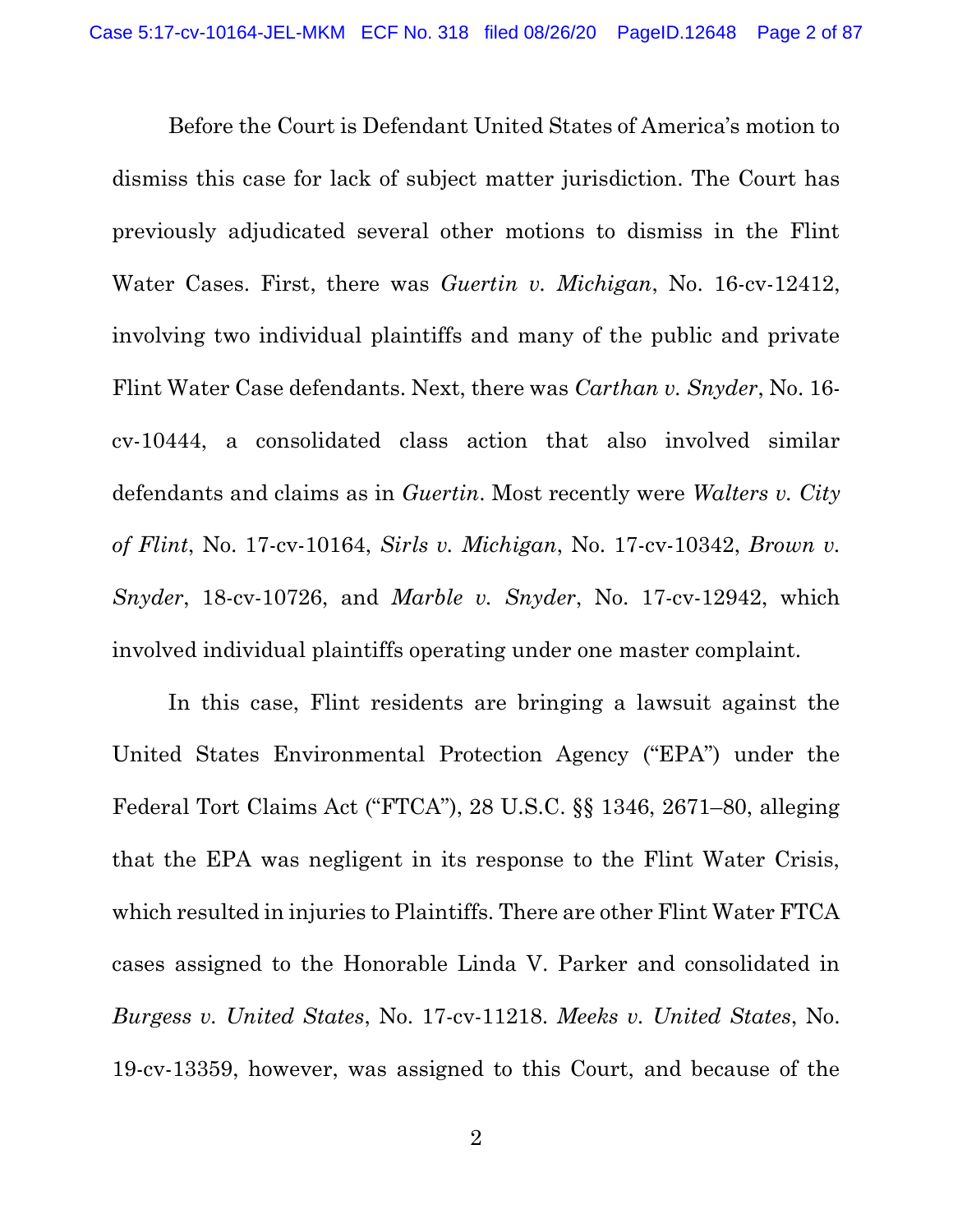Before the Court is Defendant United States of America's motion to dismiss this case for lack of subject matter jurisdiction. The Court has previously adjudicated several other motions to dismiss in the Flint Water Cases. First, there was *Guertin v. Michigan*, No. 16-cv-12412, involving two individual plaintiffs and many of the public and private Flint Water Case defendants. Next, there was *Carthan v. Snyder*, No. 16-cv-10444, a consolidated class action that also involved similar defendants and claims as in *Guertin*. Most recently were *Walters v. City of Flint*, No. 17-cv-10164, *Sirls v. Michigan*, No. 17-cv-10342, *Brown v. Snyder*, 18-cv-10726, and *Marble v. Snyder*, No. 17-cv-12942, which involved individual plaintiffs operating under one master complaint.

In this case, Flint residents are bringing a lawsuit against the United States Environmental Protection Agency ("EPA") under the Federal Tort Claims Act ("FTCA"), 28 U.S.C. §§ 1346, 2671–80, alleging that the EPA was negligent in its response to the Flint Water Crisis, which resulted in injuries to Plaintiffs. There are other Flint Water FTCA cases assigned to the Honorable Linda V. Parker and consolidated in *Burgess v. United States*, No. 17-cv-11218. *Meeks v. United States*, No. 19-cv-13359, however, was assigned to this Court, and because of the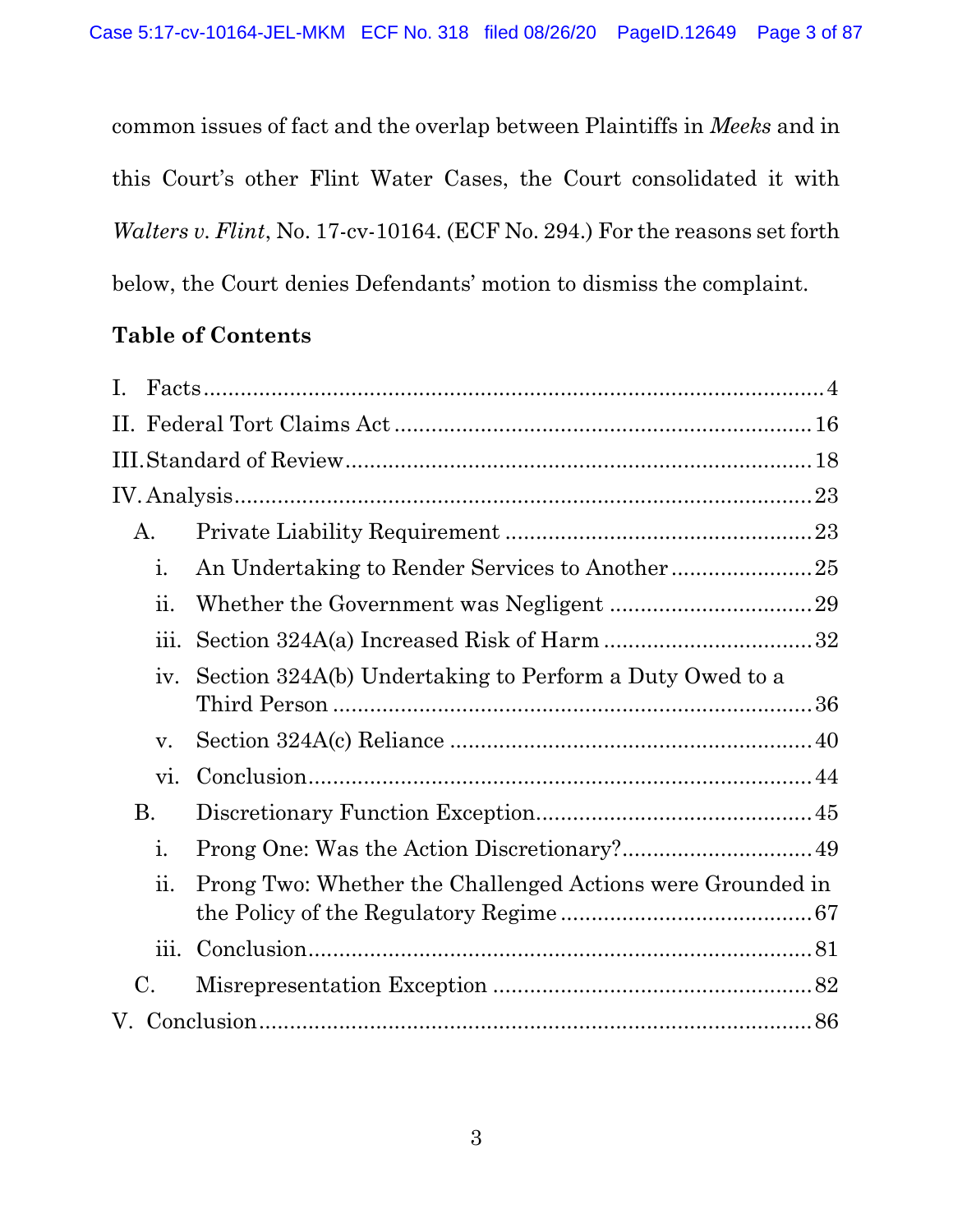common issues of fact and the overlap between Plaintiffs in *Meeks* and in this Court's other Flint Water Cases, the Court consolidated it with *Walters v. Flint*, No. 17-cv-10164. (ECF No. 294.) For the reasons set forth below, the Court denies Defendants' motion to dismiss the complaint.

**Table of Contents**

I. Facts .......... 4

II. Federal Tort Claims Act .......... 16

III. Standard of Review .......... 18

IV. Analysis .......... 23

- A. Private Liability Requirement .......... 23
  - i. An Undertaking to Render Services to Another .......... 25
  - ii. Whether the Government was Negligent .......... 29
  - iii. Section 324A(a) Increased Risk of Harm .......... 32
  - iv. Section 324A(b) Undertaking to Perform a Duty Owed to a Third Person .......... 36
  - v. Section 324A(c) Reliance .......... 40
  - vi. Conclusion .......... 44
- B. Discretionary Function Exception .......... 45
  - i. Prong One: Was the Action Discretionary? .......... 49
  - ii. Prong Two: Whether the Challenged Actions were Grounded in the Policy of the Regulatory Regime .......... 67
  - iii. Conclusion .......... 81
- C. Misrepresentation Exception .......... 82

V. Conclusion .......... 86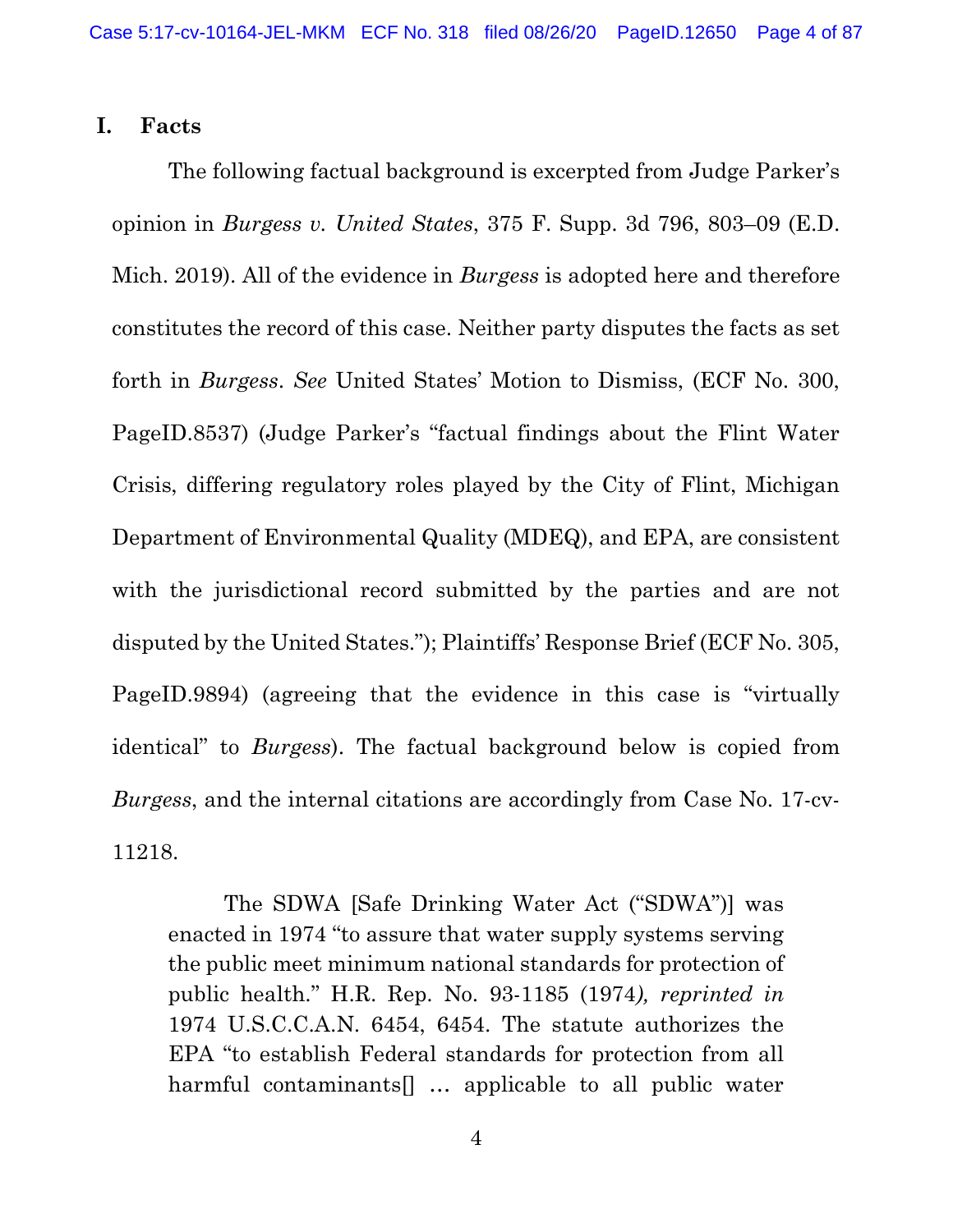## I. Facts

The following factual background is excerpted from Judge Parker's opinion in *Burgess v. United States*, 375 F. Supp. 3d 796, 803–09 (E.D. Mich. 2019). All of the evidence in *Burgess* is adopted here and therefore constitutes the record of this case. Neither party disputes the facts as set forth in *Burgess*. *See* United States' Motion to Dismiss, (ECF No. 300, PageID.8537) (Judge Parker's "factual findings about the Flint Water Crisis, differing regulatory roles played by the City of Flint, Michigan Department of Environmental Quality (MDEQ), and EPA, are consistent with the jurisdictional record submitted by the parties and are not disputed by the United States."); Plaintiffs' Response Brief (ECF No. 305, PageID.9894) (agreeing that the evidence in this case is "virtually identical" to *Burgess*). The factual background below is copied from *Burgess*, and the internal citations are accordingly from Case No. 17-cv-11218.

> The SDWA [Safe Drinking Water Act ("SDWA")] was enacted in 1974 "to assure that water supply systems serving the public meet minimum national standards for protection of public health." H.R. Rep. No. 93-1185 (1974*), reprinted in* 1974 U.S.C.C.A.N. 6454, 6454. The statute authorizes the EPA "to establish Federal standards for protection from all harmful contaminants[] … applicable to all public water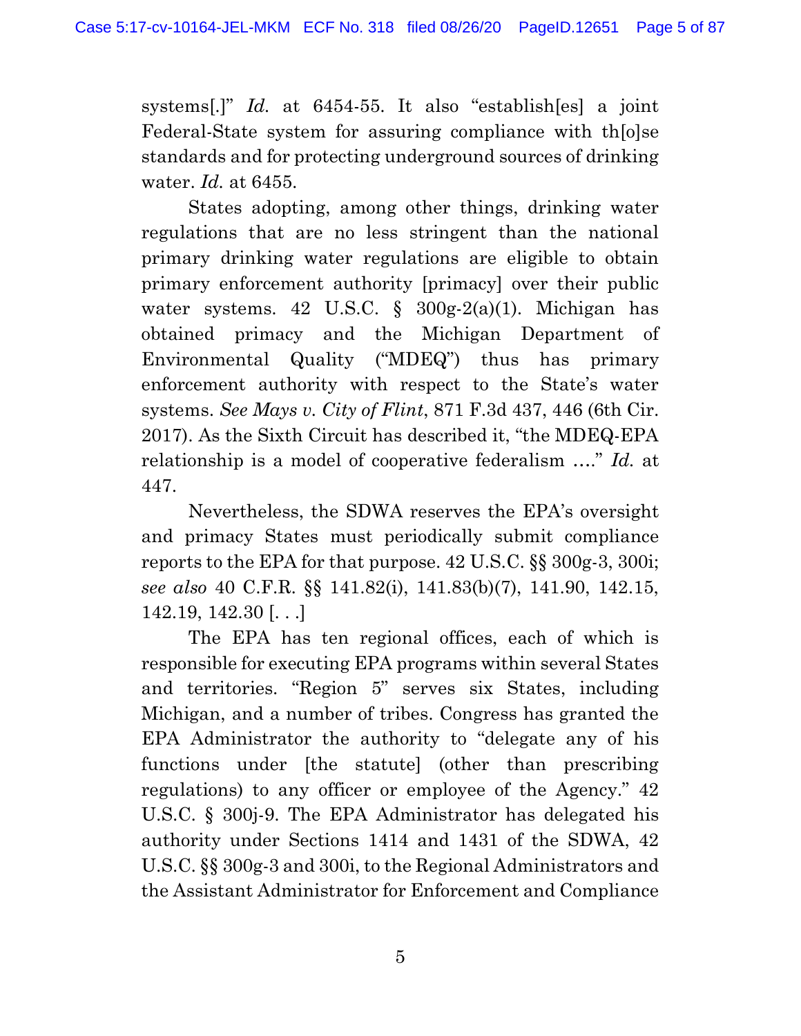systems[.]" *Id.* at 6454-55. It also "establish[es] a joint Federal-State system for assuring compliance with th[o]se standards and for protecting underground sources of drinking water. *Id.* at 6455.

States adopting, among other things, drinking water regulations that are no less stringent than the national primary drinking water regulations are eligible to obtain primary enforcement authority [primacy] over their public water systems. 42 U.S.C. § 300g-2(a)(1). Michigan has obtained primacy and the Michigan Department of Environmental Quality ("MDEQ") thus has primary enforcement authority with respect to the State's water systems. *See Mays v. City of Flint*, 871 F.3d 437, 446 (6th Cir. 2017). As the Sixth Circuit has described it, "the MDEQ-EPA relationship is a model of cooperative federalism ...." *Id.* at 447.

Nevertheless, the SDWA reserves the EPA's oversight and primacy States must periodically submit compliance reports to the EPA for that purpose. 42 U.S.C. §§ 300g-3, 300i; *see also* 40 C.F.R. §§ 141.82(i), 141.83(b)(7), 141.90, 142.15, 142.19, 142.30 [. . .]

The EPA has ten regional offices, each of which is responsible for executing EPA programs within several States and territories. "Region 5" serves six States, including Michigan, and a number of tribes. Congress has granted the EPA Administrator the authority to "delegate any of his functions under [the statute] (other than prescribing regulations) to any officer or employee of the Agency." 42 U.S.C. § 300j-9. The EPA Administrator has delegated his authority under Sections 1414 and 1431 of the SDWA, 42 U.S.C. §§ 300g-3 and 300i, to the Regional Administrators and the Assistant Administrator for Enforcement and Compliance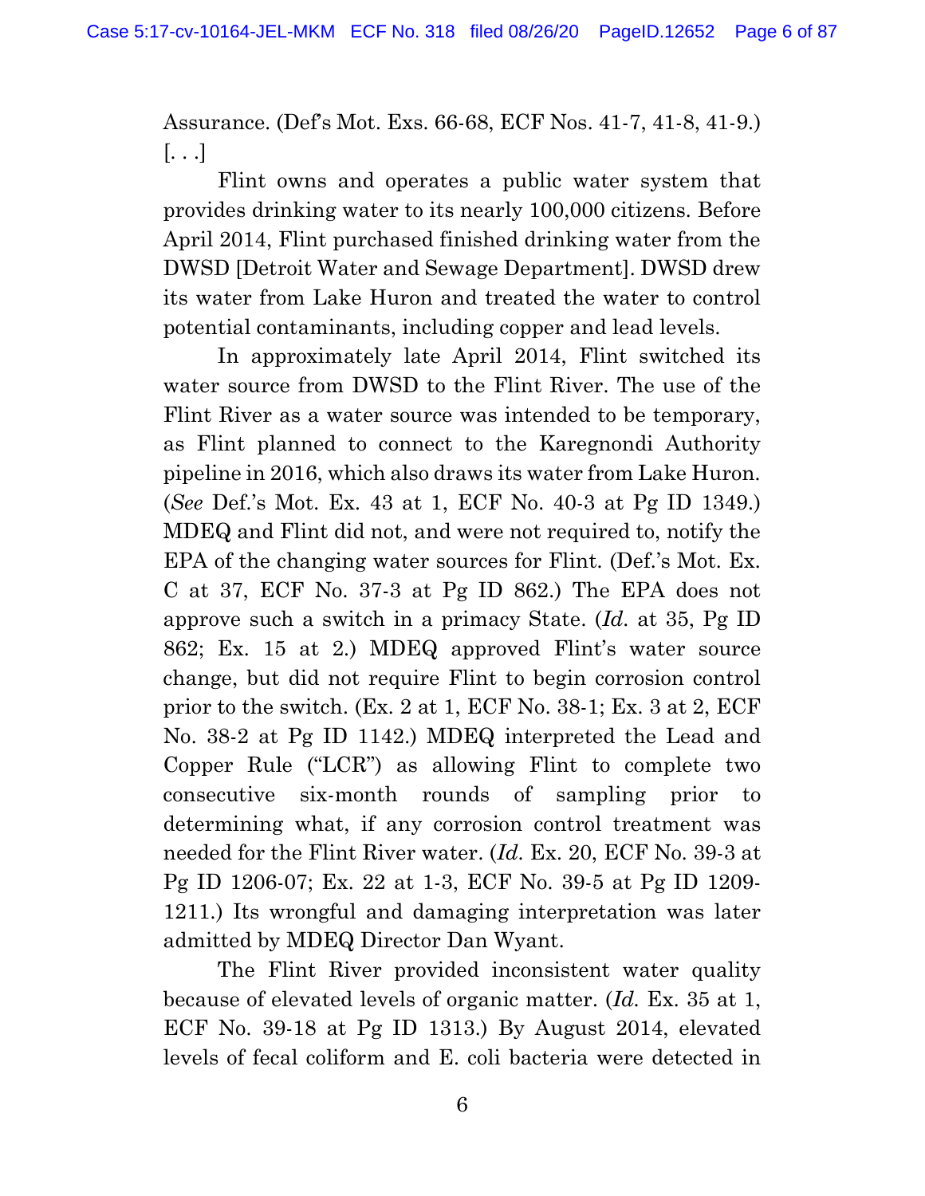Assurance. (Def's Mot. Exs. 66-68, ECF Nos. 41-7, 41-8, 41-9.)
[. . .]

Flint owns and operates a public water system that provides drinking water to its nearly 100,000 citizens. Before April 2014, Flint purchased finished drinking water from the DWSD [Detroit Water and Sewage Department]. DWSD drew its water from Lake Huron and treated the water to control potential contaminants, including copper and lead levels.

In approximately late April 2014, Flint switched its water source from DWSD to the Flint River. The use of the Flint River as a water source was intended to be temporary, as Flint planned to connect to the Karegnondi Authority pipeline in 2016, which also draws its water from Lake Huron. (*See* Def.'s Mot. Ex. 43 at 1, ECF No. 40-3 at Pg ID 1349.) MDEQ and Flint did not, and were not required to, notify the EPA of the changing water sources for Flint. (Def.'s Mot. Ex. C at 37, ECF No. 37-3 at Pg ID 862.) The EPA does not approve such a switch in a primacy State. (*Id.* at 35, Pg ID 862; Ex. 15 at 2.) MDEQ approved Flint's water source change, but did not require Flint to begin corrosion control prior to the switch. (Ex. 2 at 1, ECF No. 38-1; Ex. 3 at 2, ECF No. 38-2 at Pg ID 1142.) MDEQ interpreted the Lead and Copper Rule ("LCR") as allowing Flint to complete two consecutive six-month rounds of sampling prior to determining what, if any corrosion control treatment was needed for the Flint River water. (*Id.* Ex. 20, ECF No. 39-3 at Pg ID 1206-07; Ex. 22 at 1-3, ECF No. 39-5 at Pg ID 1209-1211.) Its wrongful and damaging interpretation was later admitted by MDEQ Director Dan Wyant.

The Flint River provided inconsistent water quality because of elevated levels of organic matter. (*Id.* Ex. 35 at 1, ECF No. 39-18 at Pg ID 1313.) By August 2014, elevated levels of fecal coliform and E. coli bacteria were detected in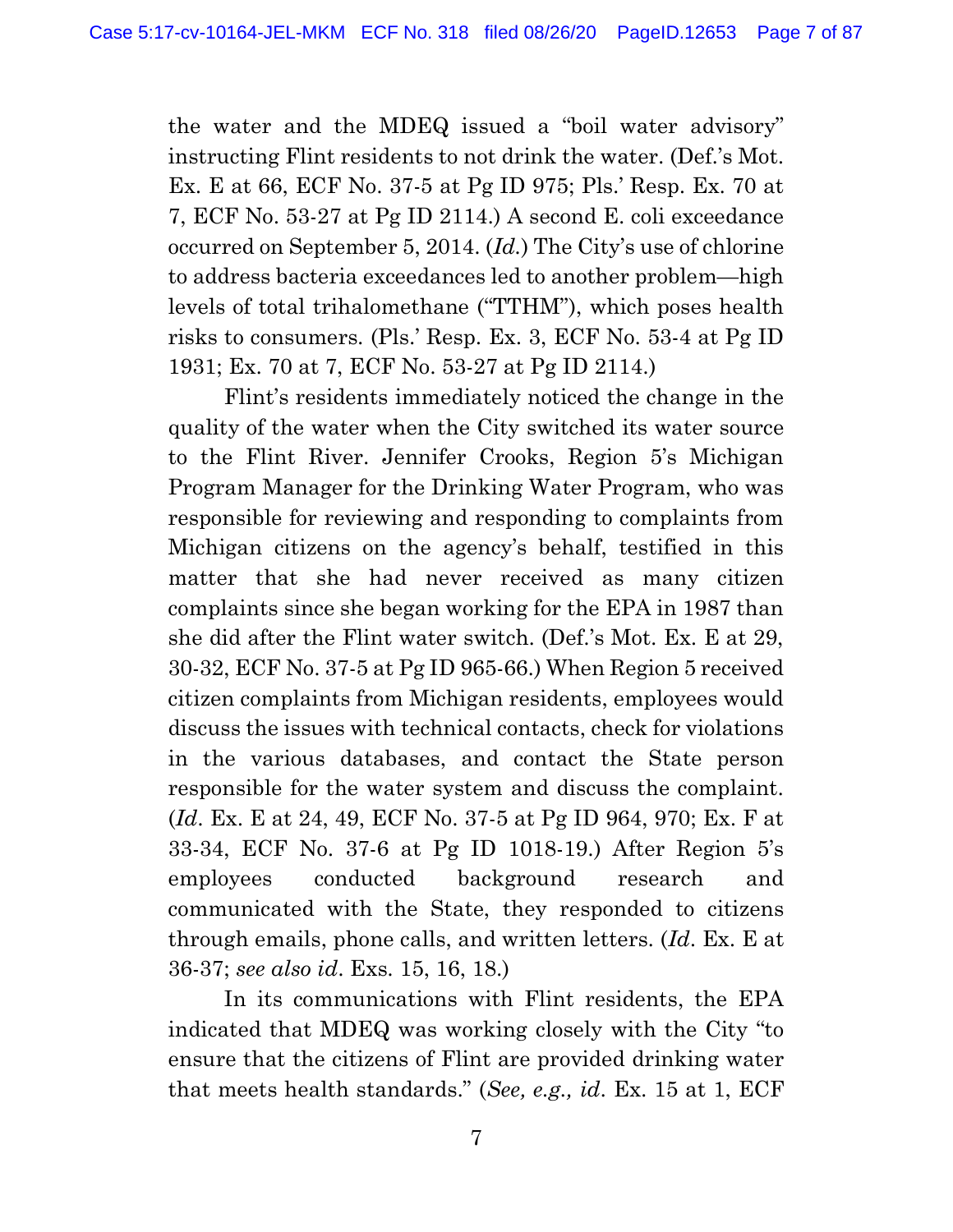the water and the MDEQ issued a "boil water advisory" instructing Flint residents to not drink the water. (Def.'s Mot. Ex. E at 66, ECF No. 37-5 at Pg ID 975; Pls.' Resp. Ex. 70 at 7, ECF No. 53-27 at Pg ID 2114.) A second E. coli exceedance occurred on September 5, 2014. (*Id.*) The City's use of chlorine to address bacteria exceedances led to another problem—high levels of total trihalomethane ("TTHM"), which poses health risks to consumers. (Pls.' Resp. Ex. 3, ECF No. 53-4 at Pg ID 1931; Ex. 70 at 7, ECF No. 53-27 at Pg ID 2114.)

Flint's residents immediately noticed the change in the quality of the water when the City switched its water source to the Flint River. Jennifer Crooks, Region 5's Michigan Program Manager for the Drinking Water Program, who was responsible for reviewing and responding to complaints from Michigan citizens on the agency's behalf, testified in this matter that she had never received as many citizen complaints since she began working for the EPA in 1987 than she did after the Flint water switch. (Def.'s Mot. Ex. E at 29, 30-32, ECF No. 37-5 at Pg ID 965-66.) When Region 5 received citizen complaints from Michigan residents, employees would discuss the issues with technical contacts, check for violations in the various databases, and contact the State person responsible for the water system and discuss the complaint. (*Id*. Ex. E at 24, 49, ECF No. 37-5 at Pg ID 964, 970; Ex. F at 33-34, ECF No. 37-6 at Pg ID 1018-19.) After Region 5's employees conducted background research and communicated with the State, they responded to citizens through emails, phone calls, and written letters. (*Id*. Ex. E at 36-37; *see also id*. Exs. 15, 16, 18.)

In its communications with Flint residents, the EPA indicated that MDEQ was working closely with the City "to ensure that the citizens of Flint are provided drinking water that meets health standards." (*See, e.g., id*. Ex. 15 at 1, ECF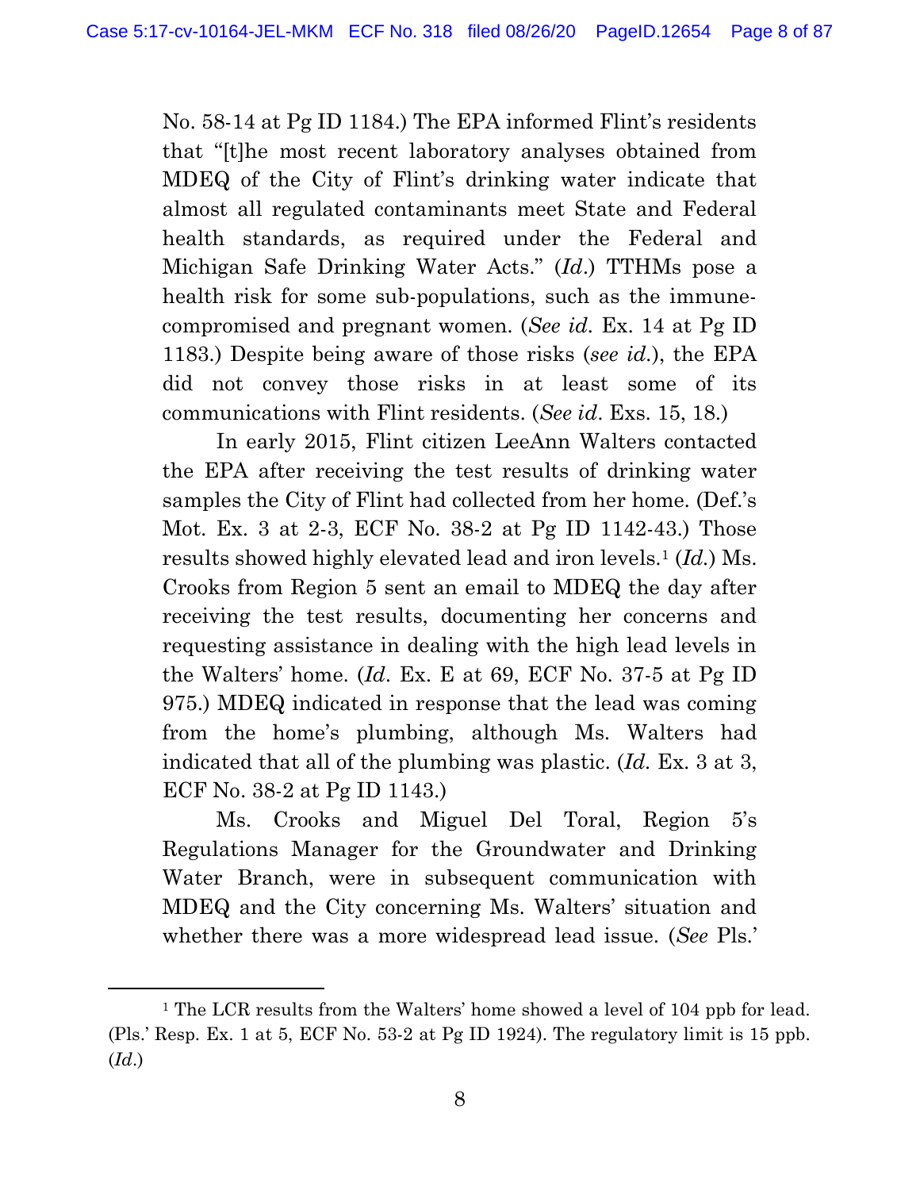No. 58-14 at Pg ID 1184.) The EPA informed Flint's residents that "[t]he most recent laboratory analyses obtained from MDEQ of the City of Flint's drinking water indicate that almost all regulated contaminants meet State and Federal health standards, as required under the Federal and Michigan Safe Drinking Water Acts." (*Id.*) TTHMs pose a health risk for some sub-populations, such as the immune-compromised and pregnant women. (*See id.* Ex. 14 at Pg ID 1183.) Despite being aware of those risks (*see id.*), the EPA did not convey those risks in at least some of its communications with Flint residents. (*See id.* Exs. 15, 18.)

In early 2015, Flint citizen LeeAnn Walters contacted the EPA after receiving the test results of drinking water samples the City of Flint had collected from her home. (Def.'s Mot. Ex. 3 at 2-3, ECF No. 38-2 at Pg ID 1142-43.) Those results showed highly elevated lead and iron levels.[1] (*Id.*) Ms. Crooks from Region 5 sent an email to MDEQ the day after receiving the test results, documenting her concerns and requesting assistance in dealing with the high lead levels in the Walters' home. (*Id.* Ex. E at 69, ECF No. 37-5 at Pg ID 975.) MDEQ indicated in response that the lead was coming from the home's plumbing, although Ms. Walters had indicated that all of the plumbing was plastic. (*Id.* Ex. 3 at 3, ECF No. 38-2 at Pg ID 1143.)

Ms. Crooks and Miguel Del Toral, Region 5's Regulations Manager for the Groundwater and Drinking Water Branch, were in subsequent communication with MDEQ and the City concerning Ms. Walters' situation and whether there was a more widespread lead issue. (*See* Pls.'

---

[1] The LCR results from the Walters' home showed a level of 104 ppb for lead. (Pls.' Resp. Ex. 1 at 5, ECF No. 53-2 at Pg ID 1924). The regulatory limit is 15 ppb. (*Id.*)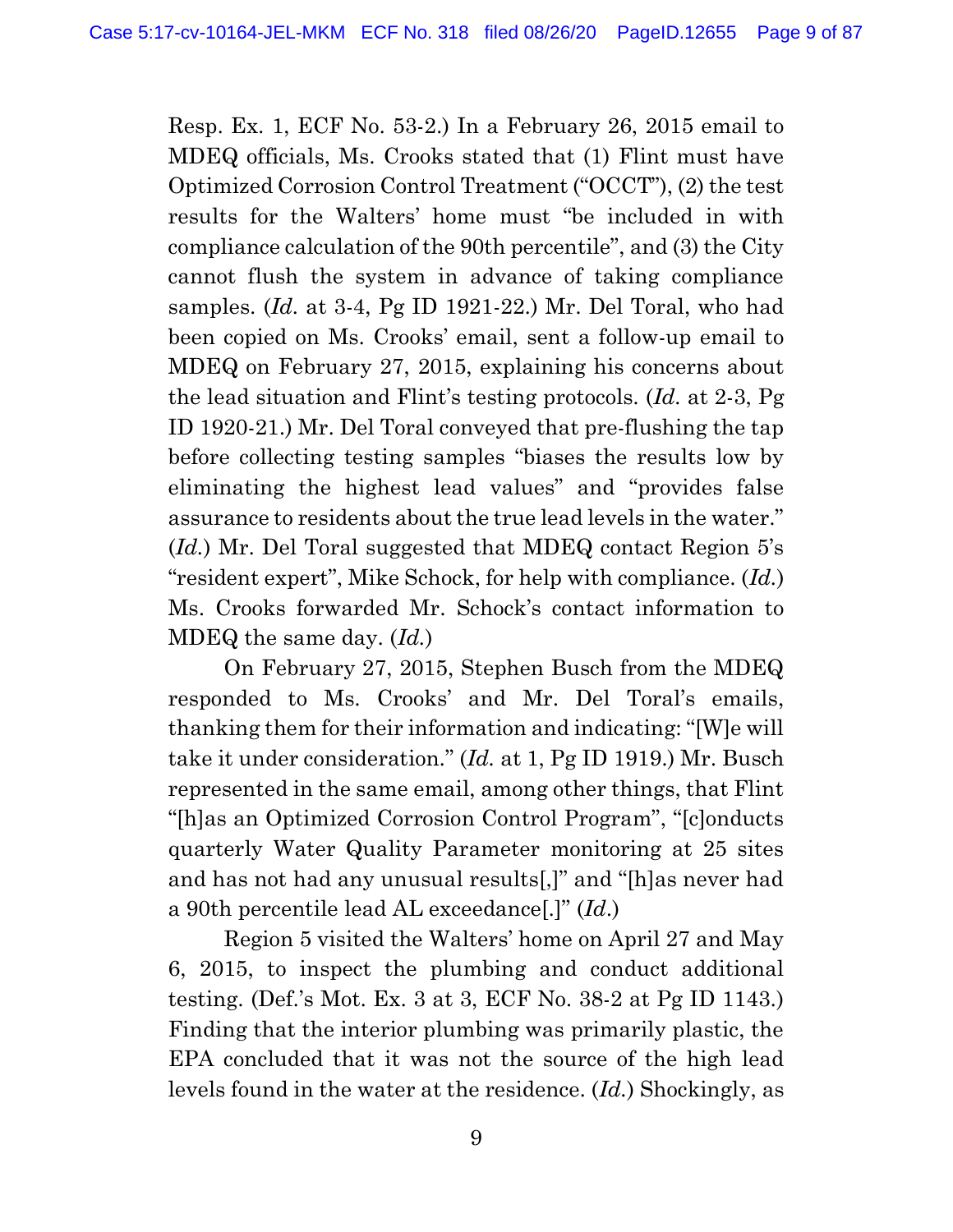Resp. Ex. 1, ECF No. 53-2.) In a February 26, 2015 email to MDEQ officials, Ms. Crooks stated that (1) Flint must have Optimized Corrosion Control Treatment ("OCCT"), (2) the test results for the Walters' home must "be included in with compliance calculation of the 90th percentile", and (3) the City cannot flush the system in advance of taking compliance samples. (*Id.* at 3-4, Pg ID 1921-22.) Mr. Del Toral, who had been copied on Ms. Crooks' email, sent a follow-up email to MDEQ on February 27, 2015, explaining his concerns about the lead situation and Flint's testing protocols. (*Id.* at 2-3, Pg ID 1920-21.) Mr. Del Toral conveyed that pre-flushing the tap before collecting testing samples "biases the results low by eliminating the highest lead values" and "provides false assurance to residents about the true lead levels in the water." (*Id.*) Mr. Del Toral suggested that MDEQ contact Region 5's "resident expert", Mike Schock, for help with compliance. (*Id.*) Ms. Crooks forwarded Mr. Schock's contact information to MDEQ the same day. (*Id.*)

On February 27, 2015, Stephen Busch from the MDEQ responded to Ms. Crooks' and Mr. Del Toral's emails, thanking them for their information and indicating: "[W]e will take it under consideration." (*Id.* at 1, Pg ID 1919.) Mr. Busch represented in the same email, among other things, that Flint "[h]as an Optimized Corrosion Control Program", "[c]onducts quarterly Water Quality Parameter monitoring at 25 sites and has not had any unusual results[,]" and "[h]as never had a 90th percentile lead AL exceedance[.]" (*Id.*)

Region 5 visited the Walters' home on April 27 and May 6, 2015, to inspect the plumbing and conduct additional testing. (Def.'s Mot. Ex. 3 at 3, ECF No. 38-2 at Pg ID 1143.) Finding that the interior plumbing was primarily plastic, the EPA concluded that it was not the source of the high lead levels found in the water at the residence. (*Id.*) Shockingly, as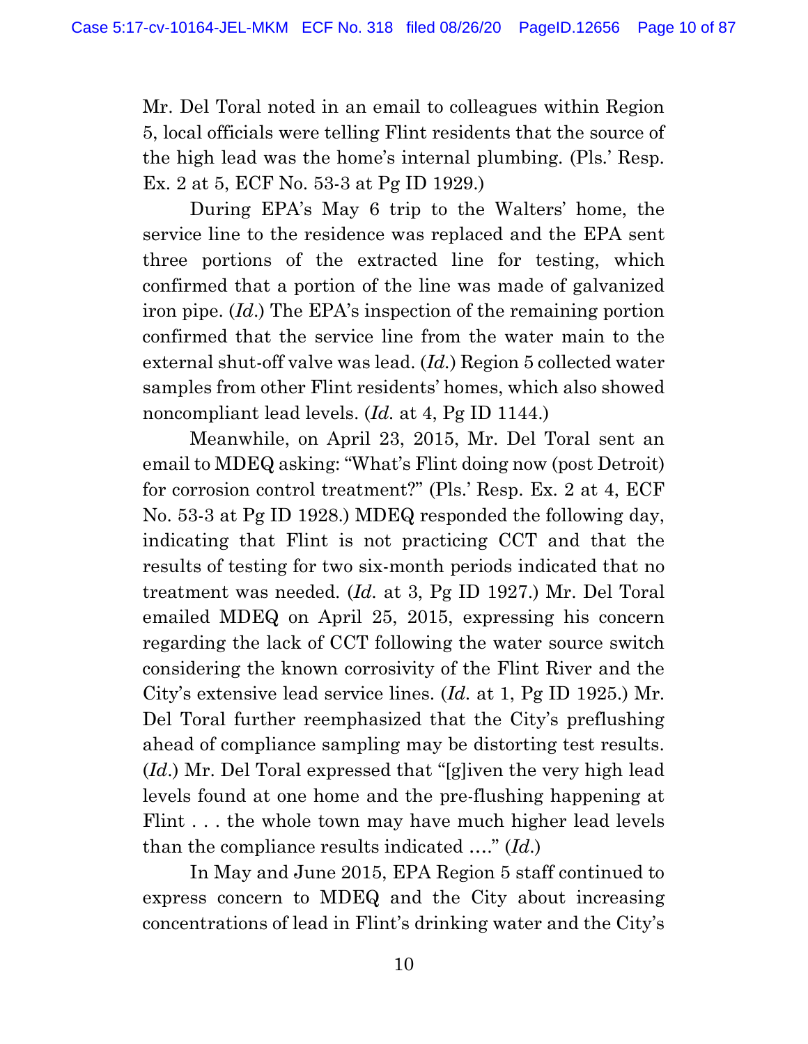Mr. Del Toral noted in an email to colleagues within Region 5, local officials were telling Flint residents that the source of the high lead was the home's internal plumbing. (Pls.' Resp. Ex. 2 at 5, ECF No. 53-3 at Pg ID 1929.)

During EPA's May 6 trip to the Walters' home, the service line to the residence was replaced and the EPA sent three portions of the extracted line for testing, which confirmed that a portion of the line was made of galvanized iron pipe. (*Id.*) The EPA's inspection of the remaining portion confirmed that the service line from the water main to the external shut-off valve was lead. (*Id.*) Region 5 collected water samples from other Flint residents' homes, which also showed noncompliant lead levels. (*Id.* at 4, Pg ID 1144.)

Meanwhile, on April 23, 2015, Mr. Del Toral sent an email to MDEQ asking: "What's Flint doing now (post Detroit) for corrosion control treatment?" (Pls.' Resp. Ex. 2 at 4, ECF No. 53-3 at Pg ID 1928.) MDEQ responded the following day, indicating that Flint is not practicing CCT and that the results of testing for two six-month periods indicated that no treatment was needed. (*Id.* at 3, Pg ID 1927.) Mr. Del Toral emailed MDEQ on April 25, 2015, expressing his concern regarding the lack of CCT following the water source switch considering the known corrosivity of the Flint River and the City's extensive lead service lines. (*Id.* at 1, Pg ID 1925.) Mr. Del Toral further reemphasized that the City's preflushing ahead of compliance sampling may be distorting test results. (*Id.*) Mr. Del Toral expressed that "[g]iven the very high lead levels found at one home and the pre-flushing happening at Flint . . . the whole town may have much higher lead levels than the compliance results indicated …." (*Id.*)

In May and June 2015, EPA Region 5 staff continued to express concern to MDEQ and the City about increasing concentrations of lead in Flint's drinking water and the City's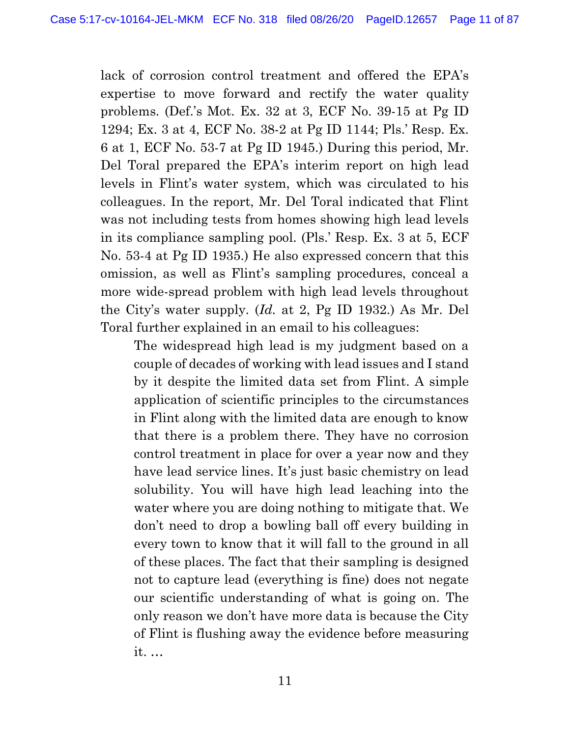lack of corrosion control treatment and offered the EPA's expertise to move forward and rectify the water quality problems. (Def.'s Mot. Ex. 32 at 3, ECF No. 39-15 at Pg ID 1294; Ex. 3 at 4, ECF No. 38-2 at Pg ID 1144; Pls.' Resp. Ex. 6 at 1, ECF No. 53-7 at Pg ID 1945.) During this period, Mr. Del Toral prepared the EPA's interim report on high lead levels in Flint's water system, which was circulated to his colleagues. In the report, Mr. Del Toral indicated that Flint was not including tests from homes showing high lead levels in its compliance sampling pool. (Pls.' Resp. Ex. 3 at 5, ECF No. 53-4 at Pg ID 1935.) He also expressed concern that this omission, as well as Flint's sampling procedures, conceal a more wide-spread problem with high lead levels throughout the City's water supply. (*Id.* at 2, Pg ID 1932.) As Mr. Del Toral further explained in an email to his colleagues:

> The widespread high lead is my judgment based on a couple of decades of working with lead issues and I stand by it despite the limited data set from Flint. A simple application of scientific principles to the circumstances in Flint along with the limited data are enough to know that there is a problem there. They have no corrosion control treatment in place for over a year now and they have lead service lines. It's just basic chemistry on lead solubility. You will have high lead leaching into the water where you are doing nothing to mitigate that. We don't need to drop a bowling ball off every building in every town to know that it will fall to the ground in all of these places. The fact that their sampling is designed not to capture lead (everything is fine) does not negate our scientific understanding of what is going on. The only reason we don't have more data is because the City of Flint is flushing away the evidence before measuring it. …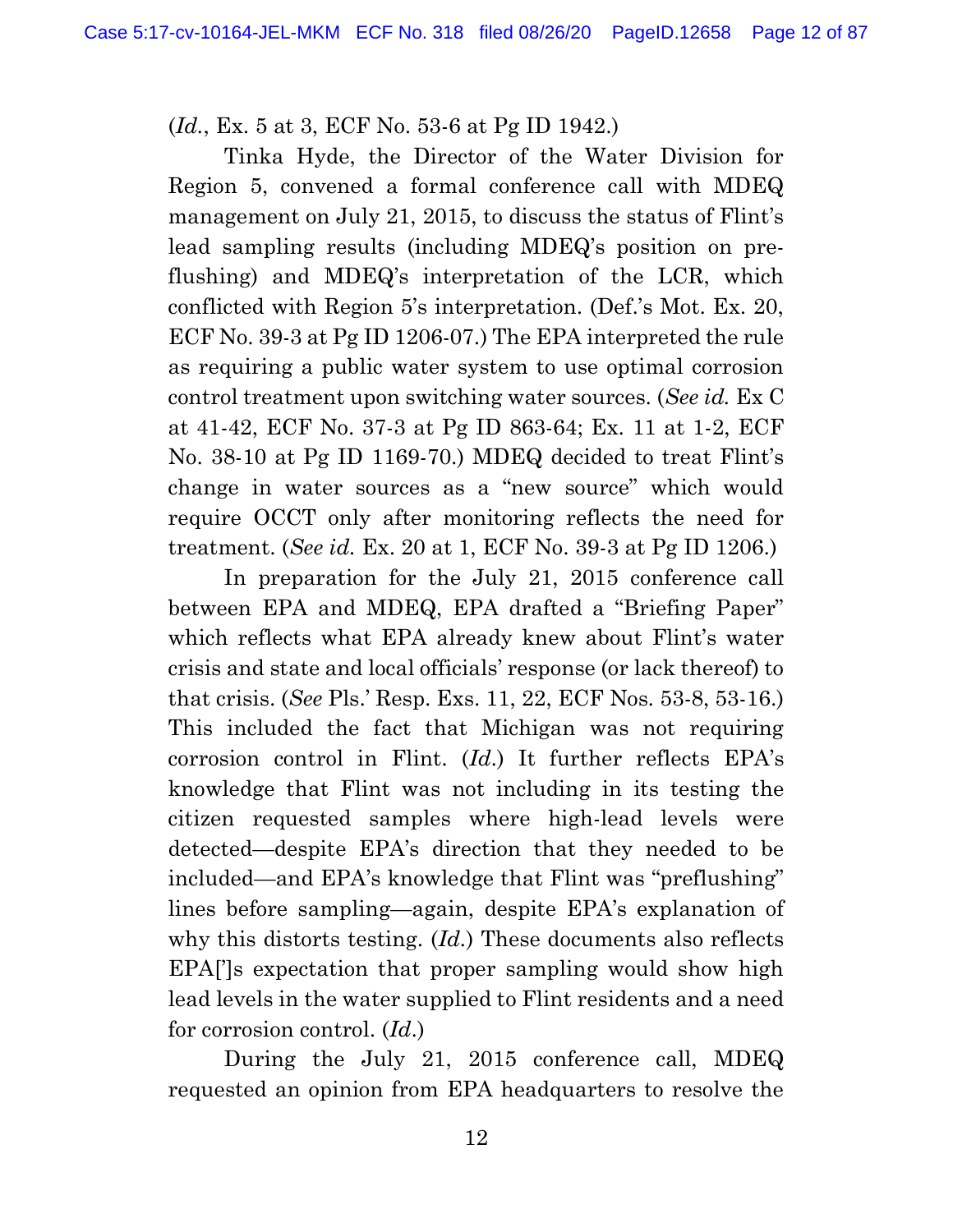(*Id.*, Ex. 5 at 3, ECF No. 53-6 at Pg ID 1942.)

Tinka Hyde, the Director of the Water Division for Region 5, convened a formal conference call with MDEQ management on July 21, 2015, to discuss the status of Flint's lead sampling results (including MDEQ's position on pre-flushing) and MDEQ's interpretation of the LCR, which conflicted with Region 5's interpretation. (Def.'s Mot. Ex. 20, ECF No. 39-3 at Pg ID 1206-07.) The EPA interpreted the rule as requiring a public water system to use optimal corrosion control treatment upon switching water sources. (*See id.* Ex C at 41-42, ECF No. 37-3 at Pg ID 863-64; Ex. 11 at 1-2, ECF No. 38-10 at Pg ID 1169-70.) MDEQ decided to treat Flint's change in water sources as a "new source" which would require OCCT only after monitoring reflects the need for treatment. (*See id.* Ex. 20 at 1, ECF No. 39-3 at Pg ID 1206.)

In preparation for the July 21, 2015 conference call between EPA and MDEQ, EPA drafted a "Briefing Paper" which reflects what EPA already knew about Flint's water crisis and state and local officials' response (or lack thereof) to that crisis. (*See* Pls.' Resp. Exs. 11, 22, ECF Nos. 53-8, 53-16.) This included the fact that Michigan was not requiring corrosion control in Flint. (*Id.*) It further reflects EPA's knowledge that Flint was not including in its testing the citizen requested samples where high-lead levels were detected—despite EPA's direction that they needed to be included—and EPA's knowledge that Flint was "preflushing" lines before sampling—again, despite EPA's explanation of why this distorts testing. (*Id.*) These documents also reflects EPA[']s expectation that proper sampling would show high lead levels in the water supplied to Flint residents and a need for corrosion control. (*Id.*)

During the July 21, 2015 conference call, MDEQ requested an opinion from EPA headquarters to resolve the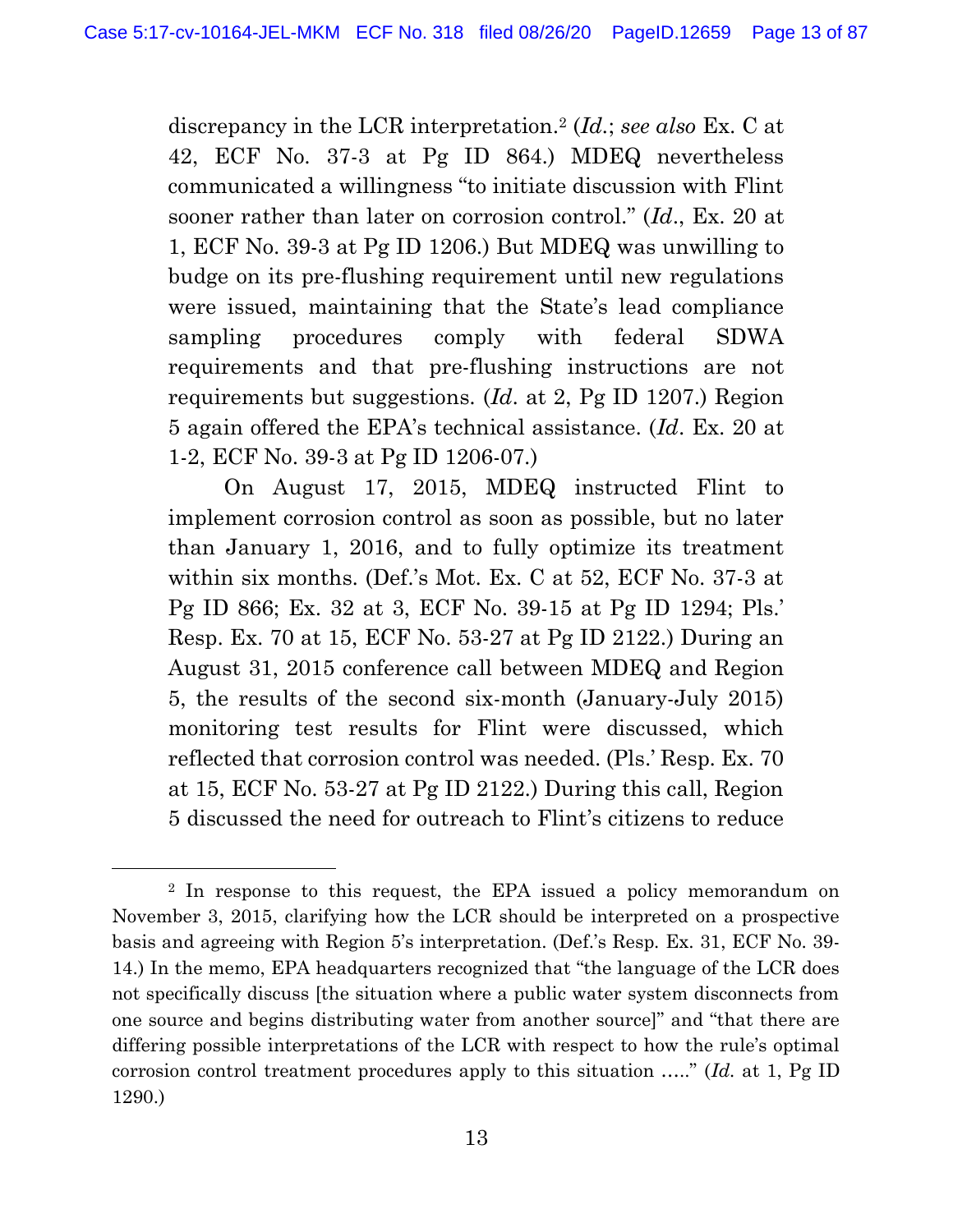discrepancy in the LCR interpretation.[2] (*Id.*; *see also* Ex. C at 42, ECF No. 37-3 at Pg ID 864.) MDEQ nevertheless communicated a willingness "to initiate discussion with Flint sooner rather than later on corrosion control." (*Id.*, Ex. 20 at 1, ECF No. 39-3 at Pg ID 1206.) But MDEQ was unwilling to budge on its pre-flushing requirement until new regulations were issued, maintaining that the State's lead compliance sampling procedures comply with federal SDWA requirements and that pre-flushing instructions are not requirements but suggestions. (*Id.* at 2, Pg ID 1207.) Region 5 again offered the EPA's technical assistance. (*Id.* Ex. 20 at 1-2, ECF No. 39-3 at Pg ID 1206-07.)

On August 17, 2015, MDEQ instructed Flint to implement corrosion control as soon as possible, but no later than January 1, 2016, and to fully optimize its treatment within six months. (Def.'s Mot. Ex. C at 52, ECF No. 37-3 at Pg ID 866; Ex. 32 at 3, ECF No. 39-15 at Pg ID 1294; Pls.' Resp. Ex. 70 at 15, ECF No. 53-27 at Pg ID 2122.) During an August 31, 2015 conference call between MDEQ and Region 5, the results of the second six-month (January-July 2015) monitoring test results for Flint were discussed, which reflected that corrosion control was needed. (Pls.' Resp. Ex. 70 at 15, ECF No. 53-27 at Pg ID 2122.) During this call, Region 5 discussed the need for outreach to Flint's citizens to reduce

---

[2] In response to this request, the EPA issued a policy memorandum on November 3, 2015, clarifying how the LCR should be interpreted on a prospective basis and agreeing with Region 5's interpretation. (Def.'s Resp. Ex. 31, ECF No. 39-14.) In the memo, EPA headquarters recognized that "the language of the LCR does not specifically discuss [the situation where a public water system disconnects from one source and begins distributing water from another source]" and "that there are differing possible interpretations of the LCR with respect to how the rule's optimal corrosion control treatment procedures apply to this situation ….." (*Id.* at 1, Pg ID 1290.)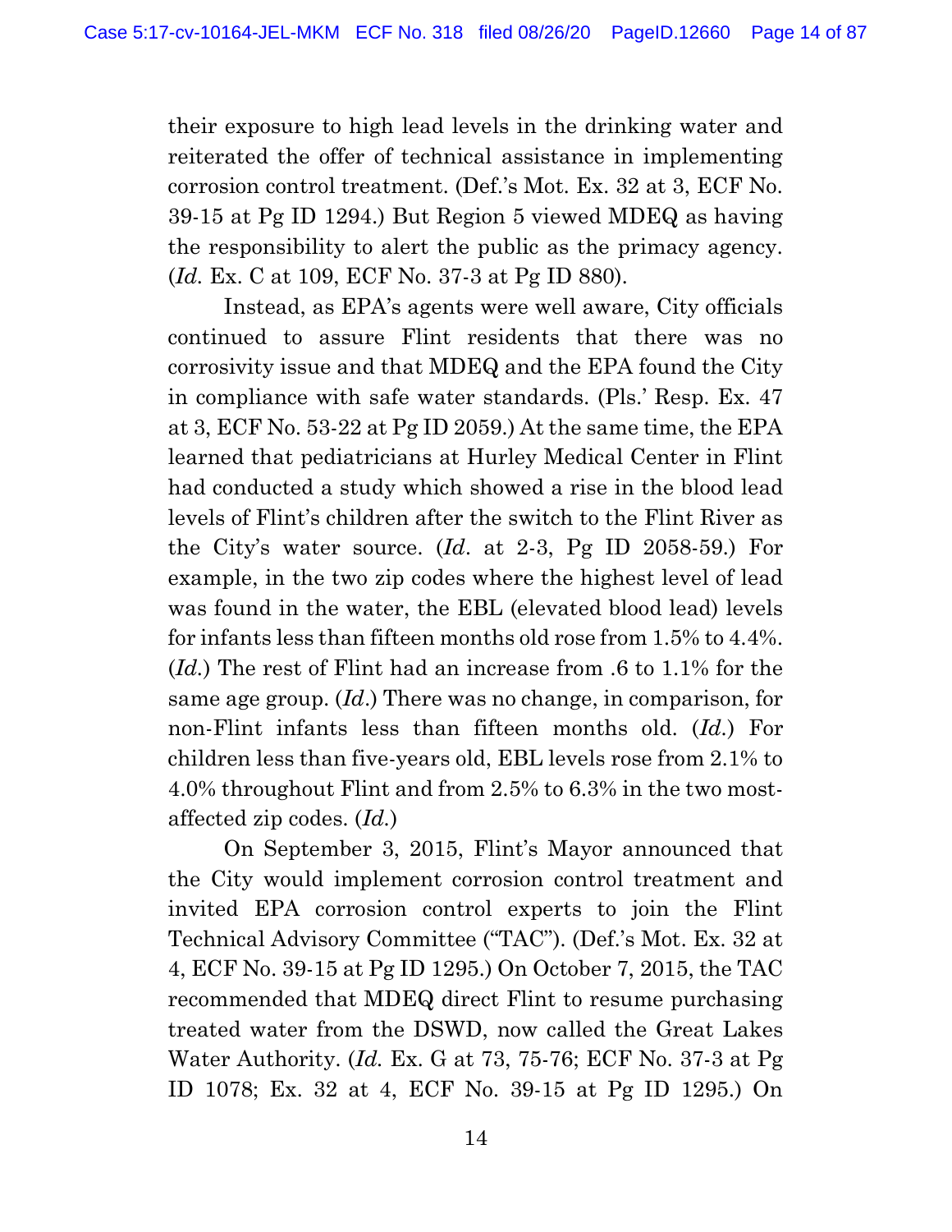their exposure to high lead levels in the drinking water and reiterated the offer of technical assistance in implementing corrosion control treatment. (Def.'s Mot. Ex. 32 at 3, ECF No. 39-15 at Pg ID 1294.) But Region 5 viewed MDEQ as having the responsibility to alert the public as the primacy agency. (*Id.* Ex. C at 109, ECF No. 37-3 at Pg ID 880).

Instead, as EPA's agents were well aware, City officials continued to assure Flint residents that there was no corrosivity issue and that MDEQ and the EPA found the City in compliance with safe water standards. (Pls.' Resp. Ex. 47 at 3, ECF No. 53-22 at Pg ID 2059.) At the same time, the EPA learned that pediatricians at Hurley Medical Center in Flint had conducted a study which showed a rise in the blood lead levels of Flint's children after the switch to the Flint River as the City's water source. (*Id*. at 2-3, Pg ID 2058-59.) For example, in the two zip codes where the highest level of lead was found in the water, the EBL (elevated blood lead) levels for infants less than fifteen months old rose from 1.5% to 4.4%. (*Id.*) The rest of Flint had an increase from .6 to 1.1% for the same age group. (*Id*.) There was no change, in comparison, for non-Flint infants less than fifteen months old. (*Id.*) For children less than five-years old, EBL levels rose from 2.1% to 4.0% throughout Flint and from 2.5% to 6.3% in the two most-affected zip codes. (*Id.*)

On September 3, 2015, Flint's Mayor announced that the City would implement corrosion control treatment and invited EPA corrosion control experts to join the Flint Technical Advisory Committee ("TAC"). (Def.'s Mot. Ex. 32 at 4, ECF No. 39-15 at Pg ID 1295.) On October 7, 2015, the TAC recommended that MDEQ direct Flint to resume purchasing treated water from the DSWD, now called the Great Lakes Water Authority. (*Id.* Ex. G at 73, 75-76; ECF No. 37-3 at Pg ID 1078; Ex. 32 at 4, ECF No. 39-15 at Pg ID 1295.) On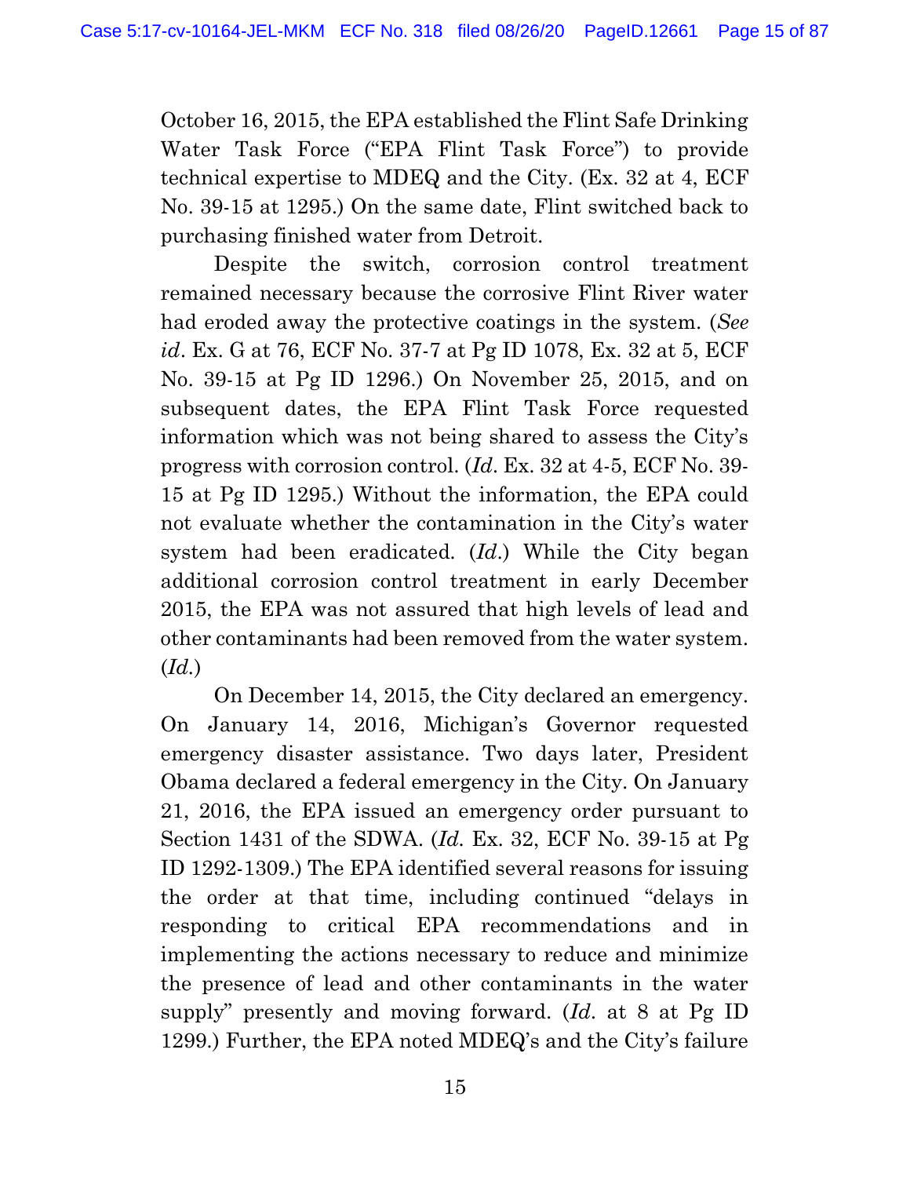October 16, 2015, the EPA established the Flint Safe Drinking Water Task Force ("EPA Flint Task Force") to provide technical expertise to MDEQ and the City. (Ex. 32 at 4, ECF No. 39-15 at 1295.) On the same date, Flint switched back to purchasing finished water from Detroit.

Despite the switch, corrosion control treatment remained necessary because the corrosive Flint River water had eroded away the protective coatings in the system. (*See id*. Ex. G at 76, ECF No. 37-7 at Pg ID 1078, Ex. 32 at 5, ECF No. 39-15 at Pg ID 1296.) On November 25, 2015, and on subsequent dates, the EPA Flint Task Force requested information which was not being shared to assess the City's progress with corrosion control. (*Id*. Ex. 32 at 4-5, ECF No. 39-15 at Pg ID 1295.) Without the information, the EPA could not evaluate whether the contamination in the City's water system had been eradicated. (*Id*.) While the City began additional corrosion control treatment in early December 2015, the EPA was not assured that high levels of lead and other contaminants had been removed from the water system. (*Id*.)

On December 14, 2015, the City declared an emergency. On January 14, 2016, Michigan's Governor requested emergency disaster assistance. Two days later, President Obama declared a federal emergency in the City. On January 21, 2016, the EPA issued an emergency order pursuant to Section 1431 of the SDWA. (*Id.* Ex. 32, ECF No. 39-15 at Pg ID 1292-1309.) The EPA identified several reasons for issuing the order at that time, including continued "delays in responding to critical EPA recommendations and in implementing the actions necessary to reduce and minimize the presence of lead and other contaminants in the water supply" presently and moving forward. (*Id.* at 8 at Pg ID 1299.) Further, the EPA noted MDEQ's and the City's failure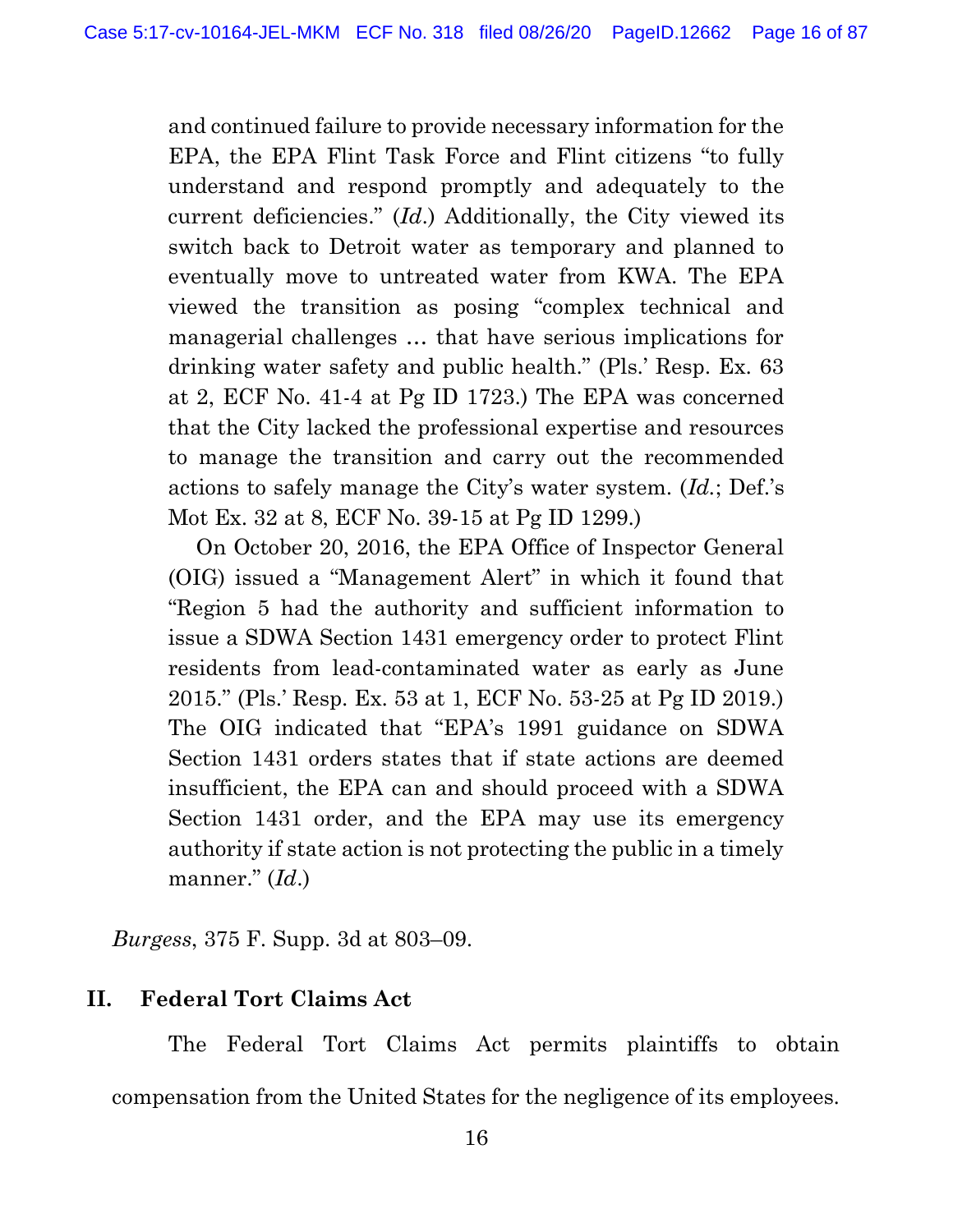and continued failure to provide necessary information for the EPA, the EPA Flint Task Force and Flint citizens "to fully understand and respond promptly and adequately to the current deficiencies." (*Id.*) Additionally, the City viewed its switch back to Detroit water as temporary and planned to eventually move to untreated water from KWA. The EPA viewed the transition as posing "complex technical and managerial challenges … that have serious implications for drinking water safety and public health." (Pls.' Resp. Ex. 63 at 2, ECF No. 41-4 at Pg ID 1723.) The EPA was concerned that the City lacked the professional expertise and resources to manage the transition and carry out the recommended actions to safely manage the City's water system. (*Id.*; Def.'s Mot Ex. 32 at 8, ECF No. 39-15 at Pg ID 1299.)

On October 20, 2016, the EPA Office of Inspector General (OIG) issued a "Management Alert" in which it found that "Region 5 had the authority and sufficient information to issue a SDWA Section 1431 emergency order to protect Flint residents from lead-contaminated water as early as June 2015." (Pls.' Resp. Ex. 53 at 1, ECF No. 53-25 at Pg ID 2019.) The OIG indicated that "EPA's 1991 guidance on SDWA Section 1431 orders states that if state actions are deemed insufficient, the EPA can and should proceed with a SDWA Section 1431 order, and the EPA may use its emergency authority if state action is not protecting the public in a timely manner." (*Id.*)

*Burgess*, 375 F. Supp. 3d at 803–09.

## II. Federal Tort Claims Act

The Federal Tort Claims Act permits plaintiffs to obtain compensation from the United States for the negligence of its employees.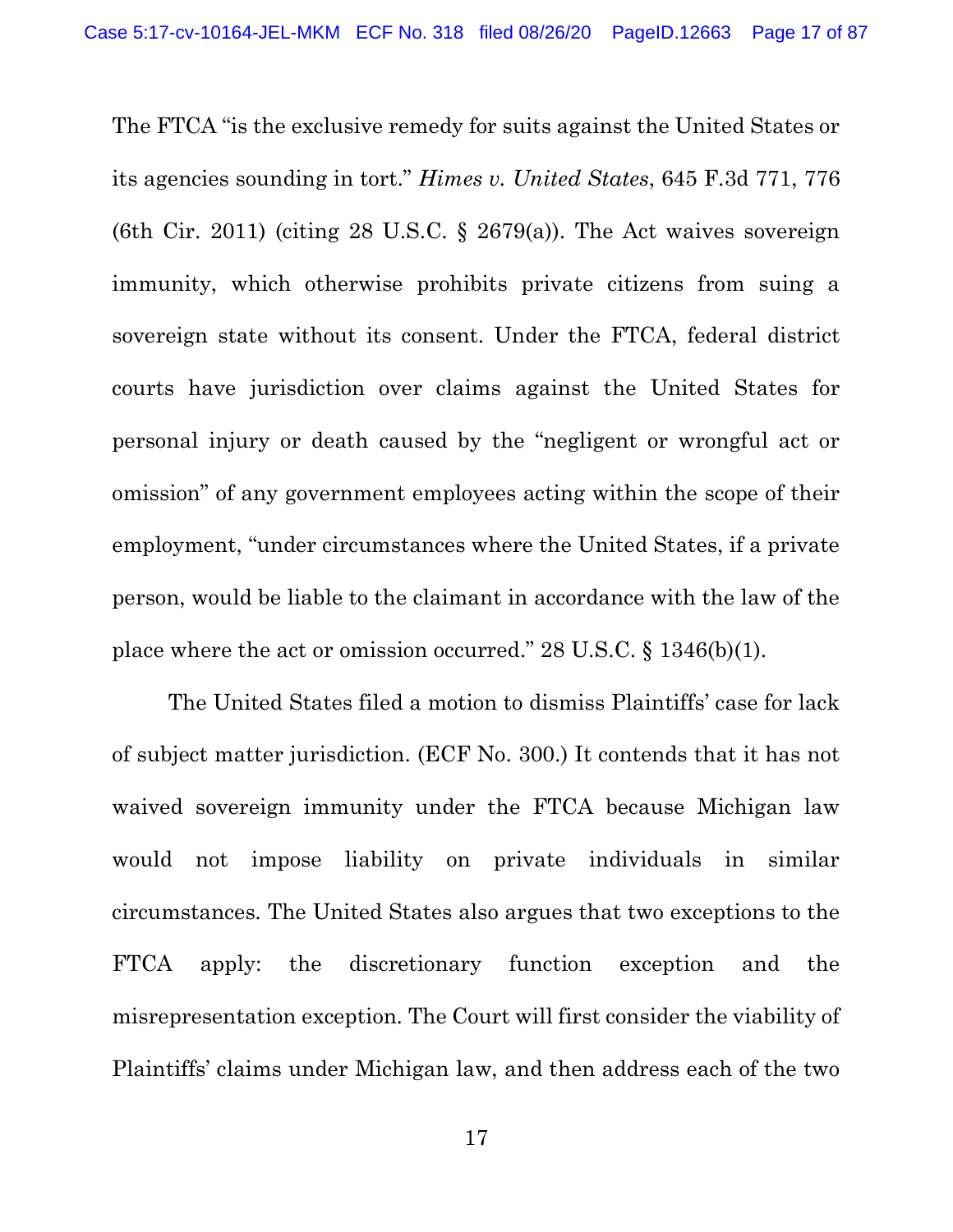The FTCA "is the exclusive remedy for suits against the United States or its agencies sounding in tort." *Himes v. United States*, 645 F.3d 771, 776 (6th Cir. 2011) (citing 28 U.S.C. § 2679(a)). The Act waives sovereign immunity, which otherwise prohibits private citizens from suing a sovereign state without its consent. Under the FTCA, federal district courts have jurisdiction over claims against the United States for personal injury or death caused by the "negligent or wrongful act or omission" of any government employees acting within the scope of their employment, "under circumstances where the United States, if a private person, would be liable to the claimant in accordance with the law of the place where the act or omission occurred." 28 U.S.C. § 1346(b)(1).

The United States filed a motion to dismiss Plaintiffs' case for lack of subject matter jurisdiction. (ECF No. 300.) It contends that it has not waived sovereign immunity under the FTCA because Michigan law would not impose liability on private individuals in similar circumstances. The United States also argues that two exceptions to the FTCA apply: the discretionary function exception and the misrepresentation exception. The Court will first consider the viability of Plaintiffs' claims under Michigan law, and then address each of the two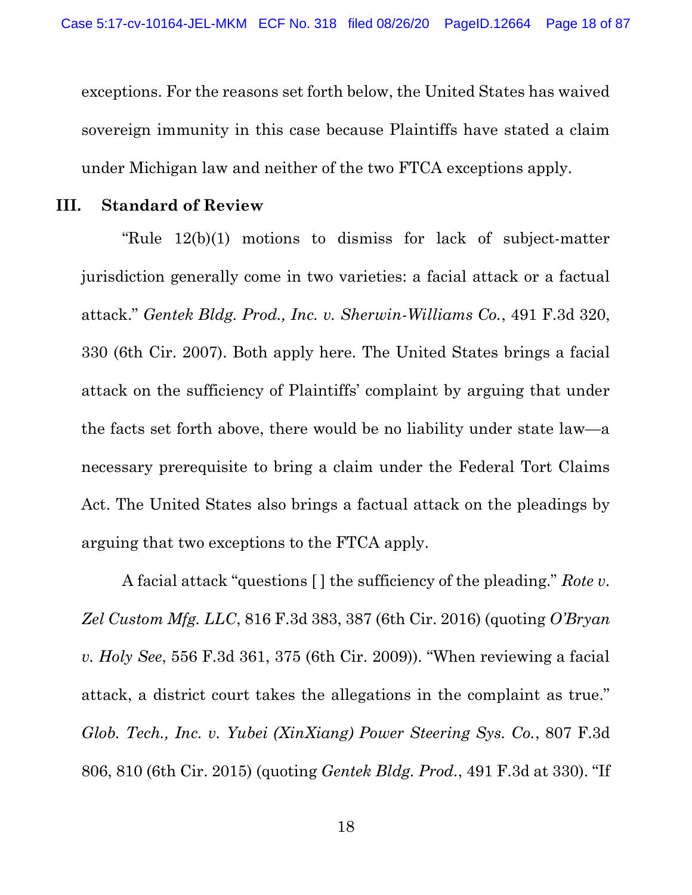exceptions. For the reasons set forth below, the United States has waived sovereign immunity in this case because Plaintiffs have stated a claim under Michigan law and neither of the two FTCA exceptions apply.

## III. Standard of Review

"Rule 12(b)(1) motions to dismiss for lack of subject-matter jurisdiction generally come in two varieties: a facial attack or a factual attack." *Gentek Bldg. Prod., Inc. v. Sherwin-Williams Co.*, 491 F.3d 320, 330 (6th Cir. 2007). Both apply here. The United States brings a facial attack on the sufficiency of Plaintiffs' complaint by arguing that under the facts set forth above, there would be no liability under state law—a necessary prerequisite to bring a claim under the Federal Tort Claims Act. The United States also brings a factual attack on the pleadings by arguing that two exceptions to the FTCA apply.

A facial attack "questions [ ] the sufficiency of the pleading." *Rote v. Zel Custom Mfg. LLC*, 816 F.3d 383, 387 (6th Cir. 2016) (quoting *O'Bryan v. Holy See*, 556 F.3d 361, 375 (6th Cir. 2009)). "When reviewing a facial attack, a district court takes the allegations in the complaint as true." *Glob. Tech., Inc. v. Yubei (XinXiang) Power Steering Sys. Co.*, 807 F.3d 806, 810 (6th Cir. 2015) (quoting *Gentek Bldg. Prod.*, 491 F.3d at 330). "If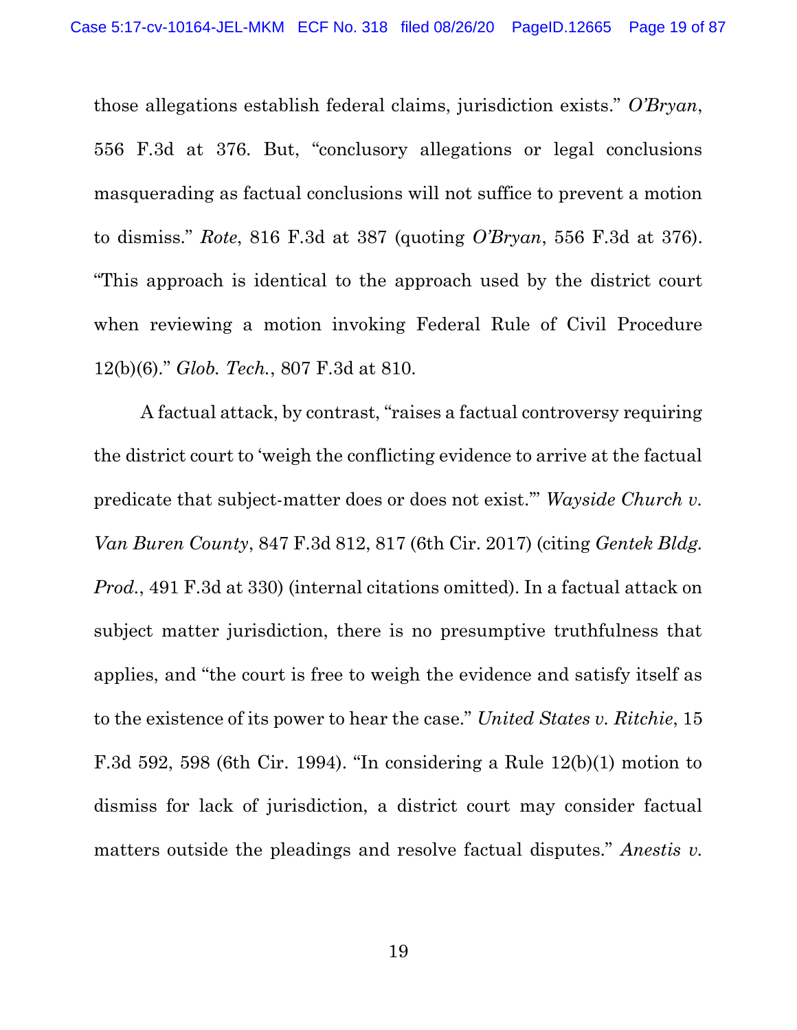those allegations establish federal claims, jurisdiction exists." *O'Bryan*, 556 F.3d at 376. But, "conclusory allegations or legal conclusions masquerading as factual conclusions will not suffice to prevent a motion to dismiss." *Rote*, 816 F.3d at 387 (quoting *O'Bryan*, 556 F.3d at 376). "This approach is identical to the approach used by the district court when reviewing a motion invoking Federal Rule of Civil Procedure 12(b)(6)." *Glob. Tech.*, 807 F.3d at 810.

A factual attack, by contrast, "raises a factual controversy requiring the district court to 'weigh the conflicting evidence to arrive at the factual predicate that subject-matter does or does not exist.'" *Wayside Church v. Van Buren County*, 847 F.3d 812, 817 (6th Cir. 2017) (citing *Gentek Bldg. Prod.*, 491 F.3d at 330) (internal citations omitted). In a factual attack on subject matter jurisdiction, there is no presumptive truthfulness that applies, and "the court is free to weigh the evidence and satisfy itself as to the existence of its power to hear the case." *United States v. Ritchie*, 15 F.3d 592, 598 (6th Cir. 1994). "In considering a Rule 12(b)(1) motion to dismiss for lack of jurisdiction, a district court may consider factual matters outside the pleadings and resolve factual disputes." *Anestis v.*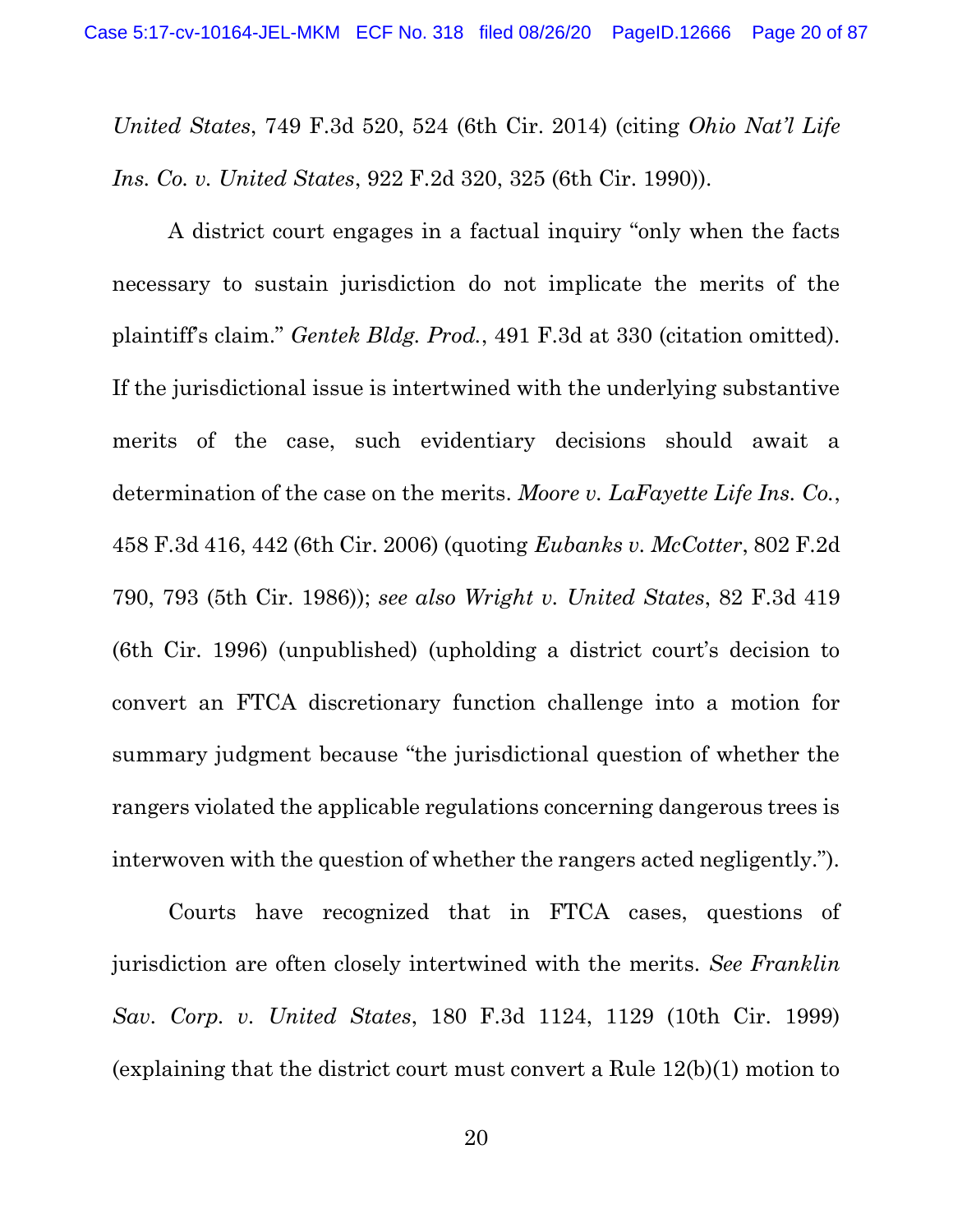*United States*, 749 F.3d 520, 524 (6th Cir. 2014) (citing *Ohio Nat'l Life Ins. Co. v. United States*, 922 F.2d 320, 325 (6th Cir. 1990)).

A district court engages in a factual inquiry "only when the facts necessary to sustain jurisdiction do not implicate the merits of the plaintiff's claim." *Gentek Bldg. Prod.*, 491 F.3d at 330 (citation omitted). If the jurisdictional issue is intertwined with the underlying substantive merits of the case, such evidentiary decisions should await a determination of the case on the merits. *Moore v. LaFayette Life Ins. Co.*, 458 F.3d 416, 442 (6th Cir. 2006) (quoting *Eubanks v. McCotter*, 802 F.2d 790, 793 (5th Cir. 1986)); *see also Wright v. United States*, 82 F.3d 419 (6th Cir. 1996) (unpublished) (upholding a district court's decision to convert an FTCA discretionary function challenge into a motion for summary judgment because "the jurisdictional question of whether the rangers violated the applicable regulations concerning dangerous trees is interwoven with the question of whether the rangers acted negligently.").

Courts have recognized that in FTCA cases, questions of jurisdiction are often closely intertwined with the merits. *See Franklin Sav. Corp. v. United States*, 180 F.3d 1124, 1129 (10th Cir. 1999) (explaining that the district court must convert a Rule 12(b)(1) motion to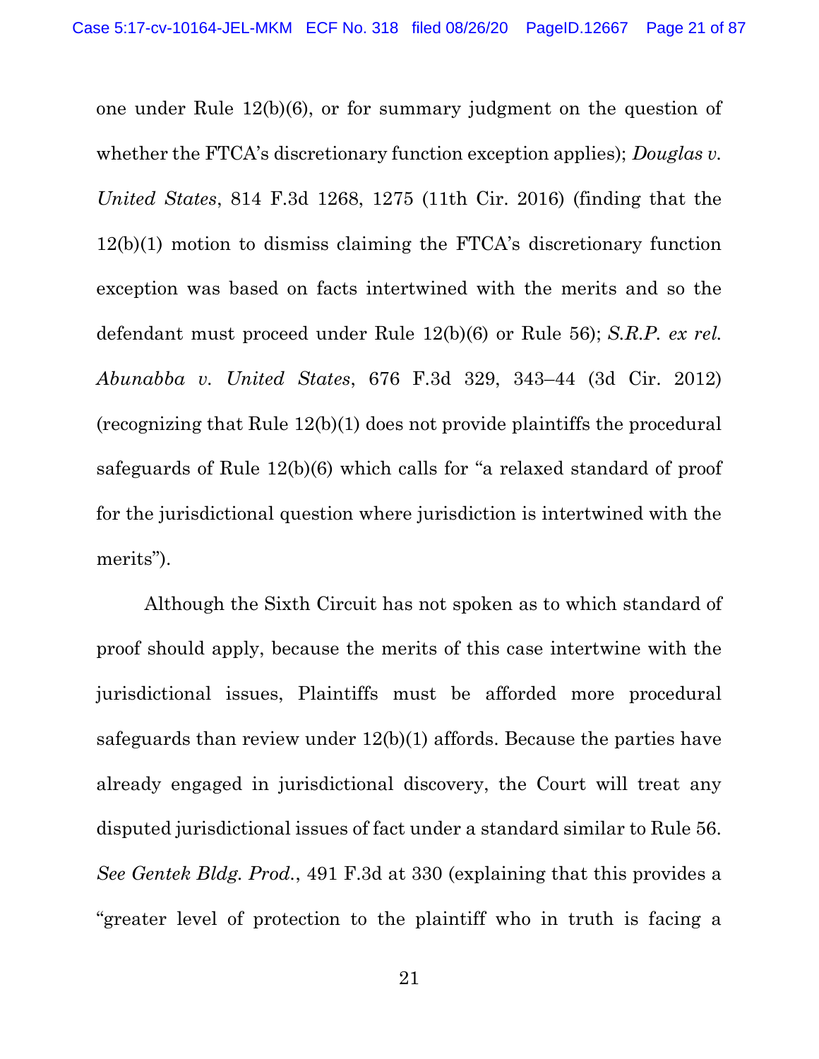one under Rule 12(b)(6), or for summary judgment on the question of whether the FTCA's discretionary function exception applies); *Douglas v. United States*, 814 F.3d 1268, 1275 (11th Cir. 2016) (finding that the 12(b)(1) motion to dismiss claiming the FTCA's discretionary function exception was based on facts intertwined with the merits and so the defendant must proceed under Rule 12(b)(6) or Rule 56); *S.R.P. ex rel. Abunabba v. United States*, 676 F.3d 329, 343–44 (3d Cir. 2012) (recognizing that Rule 12(b)(1) does not provide plaintiffs the procedural safeguards of Rule 12(b)(6) which calls for "a relaxed standard of proof for the jurisdictional question where jurisdiction is intertwined with the merits").

Although the Sixth Circuit has not spoken as to which standard of proof should apply, because the merits of this case intertwine with the jurisdictional issues, Plaintiffs must be afforded more procedural safeguards than review under 12(b)(1) affords. Because the parties have already engaged in jurisdictional discovery, the Court will treat any disputed jurisdictional issues of fact under a standard similar to Rule 56. *See Gentek Bldg. Prod.*, 491 F.3d at 330 (explaining that this provides a "greater level of protection to the plaintiff who in truth is facing a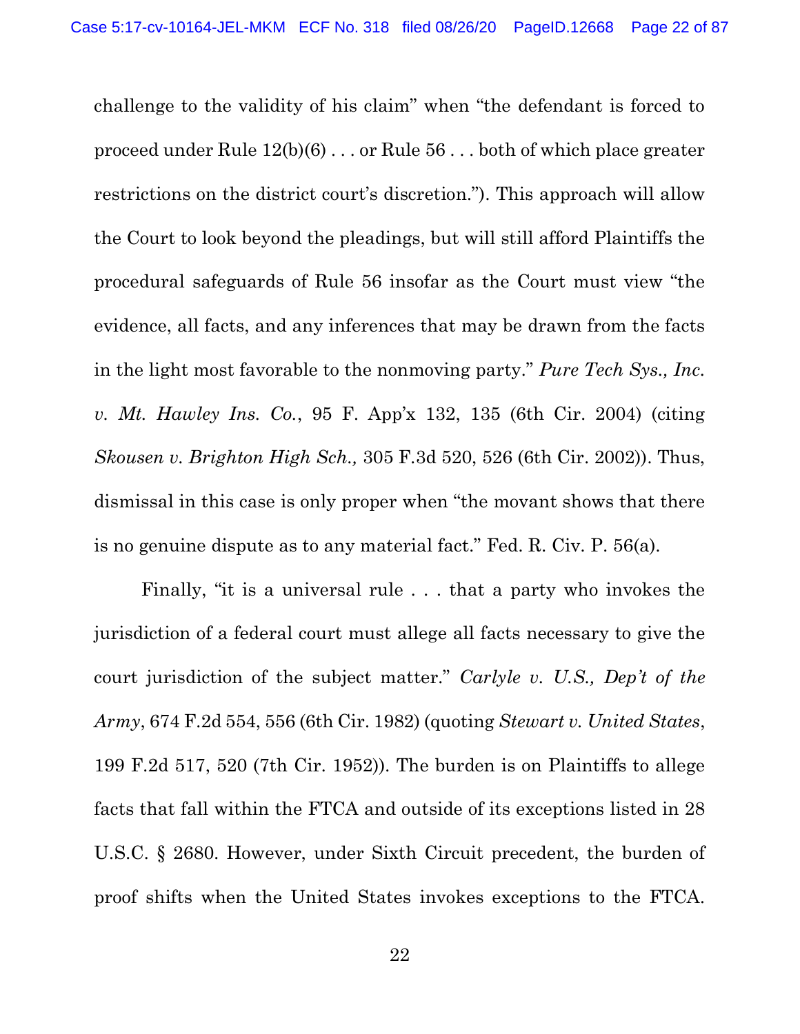challenge to the validity of his claim" when "the defendant is forced to proceed under Rule 12(b)(6) . . . or Rule 56 . . . both of which place greater restrictions on the district court's discretion."). This approach will allow the Court to look beyond the pleadings, but will still afford Plaintiffs the procedural safeguards of Rule 56 insofar as the Court must view "the evidence, all facts, and any inferences that may be drawn from the facts in the light most favorable to the nonmoving party." *Pure Tech Sys., Inc. v. Mt. Hawley Ins. Co.*, 95 F. App'x 132, 135 (6th Cir. 2004) (citing *Skousen v. Brighton High Sch.,* 305 F.3d 520, 526 (6th Cir. 2002)). Thus, dismissal in this case is only proper when "the movant shows that there is no genuine dispute as to any material fact." Fed. R. Civ. P. 56(a).

Finally, "it is a universal rule . . . that a party who invokes the jurisdiction of a federal court must allege all facts necessary to give the court jurisdiction of the subject matter." *Carlyle v. U.S., Dep't of the Army*, 674 F.2d 554, 556 (6th Cir. 1982) (quoting *Stewart v. United States*, 199 F.2d 517, 520 (7th Cir. 1952)). The burden is on Plaintiffs to allege facts that fall within the FTCA and outside of its exceptions listed in 28 U.S.C. § 2680. However, under Sixth Circuit precedent, the burden of proof shifts when the United States invokes exceptions to the FTCA.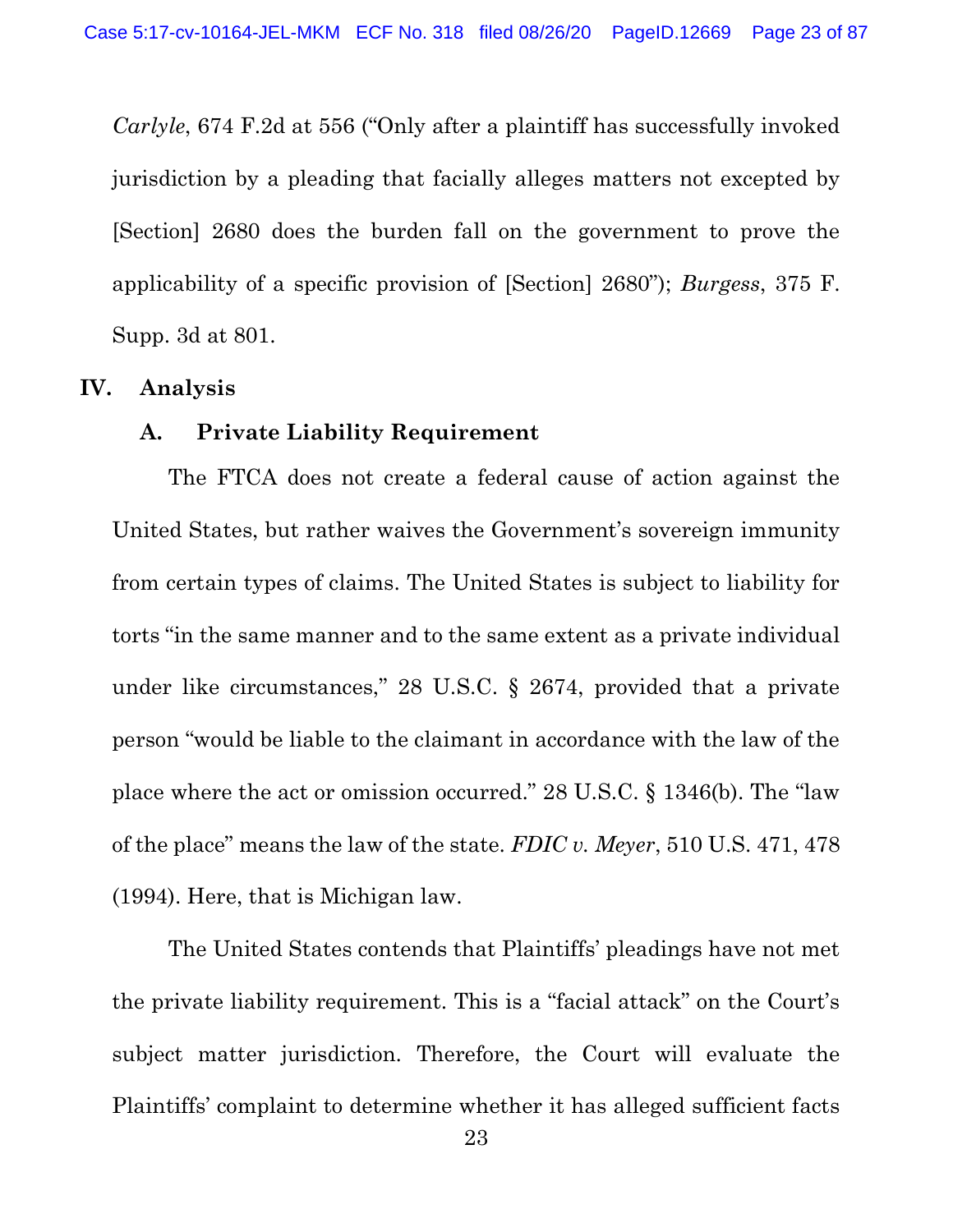*Carlyle*, 674 F.2d at 556 ("Only after a plaintiff has successfully invoked jurisdiction by a pleading that facially alleges matters not excepted by [Section] 2680 does the burden fall on the government to prove the applicability of a specific provision of [Section] 2680"); *Burgess*, 375 F. Supp. 3d at 801.

## IV. Analysis

### A. Private Liability Requirement

The FTCA does not create a federal cause of action against the United States, but rather waives the Government's sovereign immunity from certain types of claims. The United States is subject to liability for torts "in the same manner and to the same extent as a private individual under like circumstances," 28 U.S.C. § 2674, provided that a private person "would be liable to the claimant in accordance with the law of the place where the act or omission occurred." 28 U.S.C. § 1346(b). The "law of the place" means the law of the state. *FDIC v. Meyer*, 510 U.S. 471, 478 (1994). Here, that is Michigan law.

The United States contends that Plaintiffs' pleadings have not met the private liability requirement. This is a "facial attack" on the Court's subject matter jurisdiction. Therefore, the Court will evaluate the Plaintiffs' complaint to determine whether it has alleged sufficient facts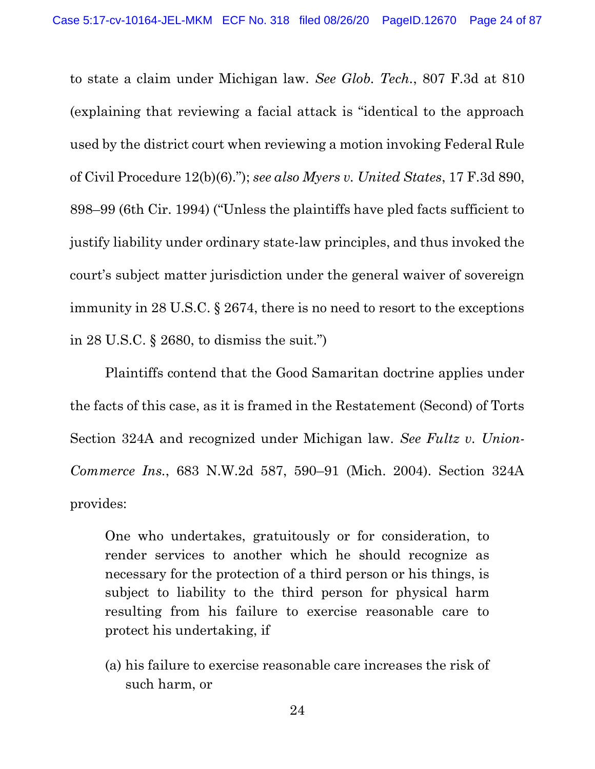to state a claim under Michigan law. *See Glob. Tech.*, 807 F.3d at 810 (explaining that reviewing a facial attack is "identical to the approach used by the district court when reviewing a motion invoking Federal Rule of Civil Procedure 12(b)(6)."); *see also Myers v. United States*, 17 F.3d 890, 898–99 (6th Cir. 1994) ("Unless the plaintiffs have pled facts sufficient to justify liability under ordinary state-law principles, and thus invoked the court's subject matter jurisdiction under the general waiver of sovereign immunity in 28 U.S.C. § 2674, there is no need to resort to the exceptions in 28 U.S.C. § 2680, to dismiss the suit.")

Plaintiffs contend that the Good Samaritan doctrine applies under the facts of this case, as it is framed in the Restatement (Second) of Torts Section 324A and recognized under Michigan law. *See Fultz v. Union-Commerce Ins.*, 683 N.W.2d 587, 590–91 (Mich. 2004). Section 324A provides:

> One who undertakes, gratuitously or for consideration, to render services to another which he should recognize as necessary for the protection of a third person or his things, is subject to liability to the third person for physical harm resulting from his failure to exercise reasonable care to protect his undertaking, if
>
> (a) his failure to exercise reasonable care increases the risk of such harm, or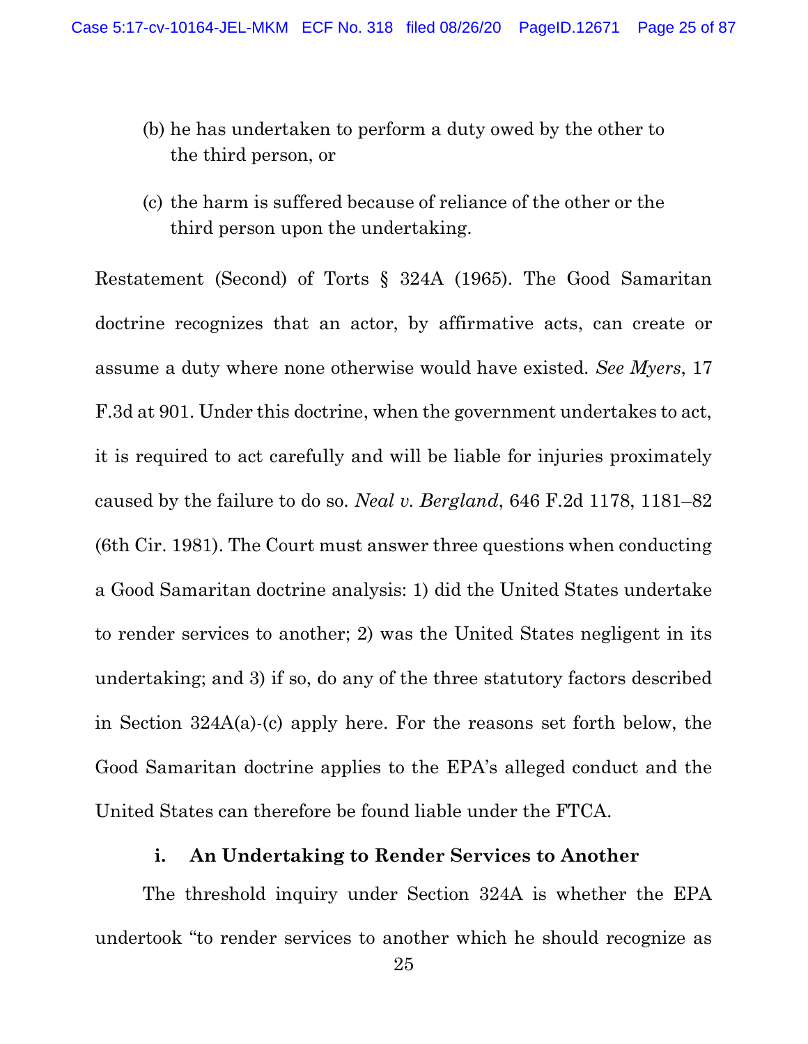(b) he has undertaken to perform a duty owed by the other to the third person, or

(c) the harm is suffered because of reliance of the other or the third person upon the undertaking.

Restatement (Second) of Torts § 324A (1965). The Good Samaritan doctrine recognizes that an actor, by affirmative acts, can create or assume a duty where none otherwise would have existed. *See Myers*, 17 F.3d at 901. Under this doctrine, when the government undertakes to act, it is required to act carefully and will be liable for injuries proximately caused by the failure to do so. *Neal v. Bergland*, 646 F.2d 1178, 1181–82 (6th Cir. 1981). The Court must answer three questions when conducting a Good Samaritan doctrine analysis: 1) did the United States undertake to render services to another; 2) was the United States negligent in its undertaking; and 3) if so, do any of the three statutory factors described in Section 324A(a)-(c) apply here. For the reasons set forth below, the Good Samaritan doctrine applies to the EPA's alleged conduct and the United States can therefore be found liable under the FTCA.

**i. An Undertaking to Render Services to Another**

The threshold inquiry under Section 324A is whether the EPA undertook "to render services to another which he should recognize as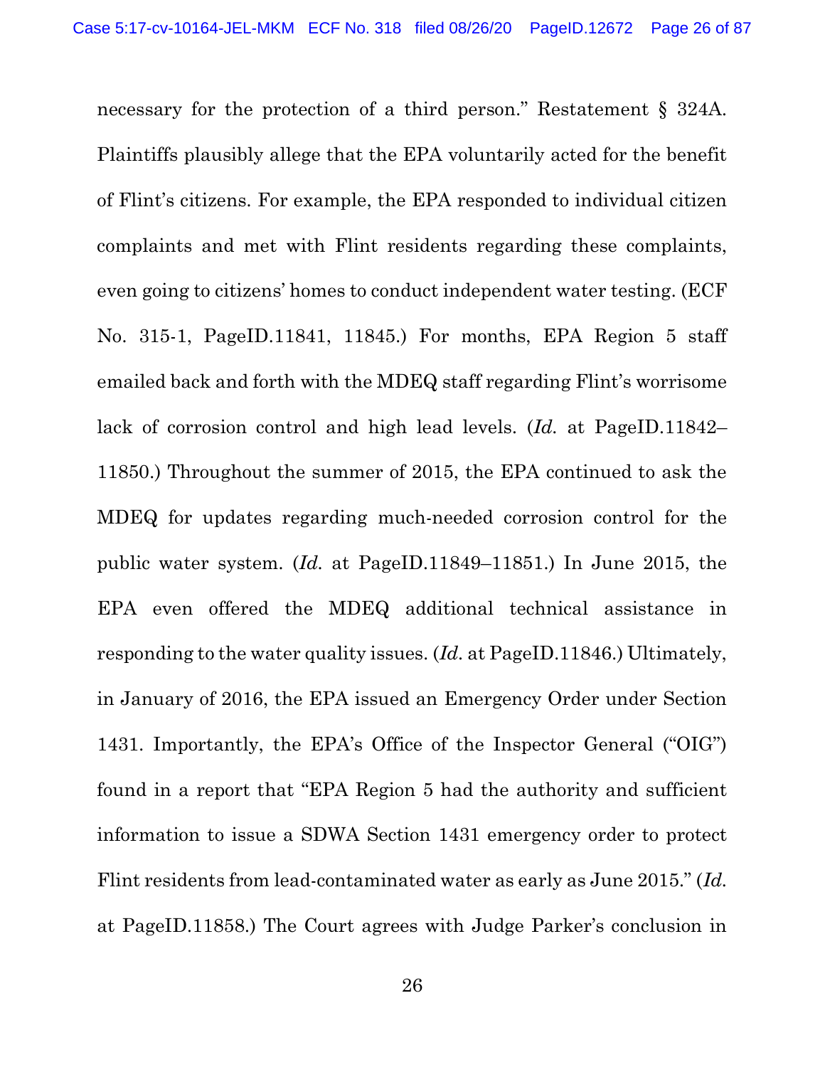necessary for the protection of a third person." Restatement § 324A. Plaintiffs plausibly allege that the EPA voluntarily acted for the benefit of Flint's citizens. For example, the EPA responded to individual citizen complaints and met with Flint residents regarding these complaints, even going to citizens' homes to conduct independent water testing. (ECF No. 315-1, PageID.11841, 11845.) For months, EPA Region 5 staff emailed back and forth with the MDEQ staff regarding Flint's worrisome lack of corrosion control and high lead levels. (*Id.* at PageID.11842–11850.) Throughout the summer of 2015, the EPA continued to ask the MDEQ for updates regarding much-needed corrosion control for the public water system. (*Id.* at PageID.11849–11851.) In June 2015, the EPA even offered the MDEQ additional technical assistance in responding to the water quality issues. (*Id.* at PageID.11846.) Ultimately, in January of 2016, the EPA issued an Emergency Order under Section 1431. Importantly, the EPA's Office of the Inspector General ("OIG") found in a report that "EPA Region 5 had the authority and sufficient information to issue a SDWA Section 1431 emergency order to protect Flint residents from lead-contaminated water as early as June 2015." (*Id.* at PageID.11858.) The Court agrees with Judge Parker's conclusion in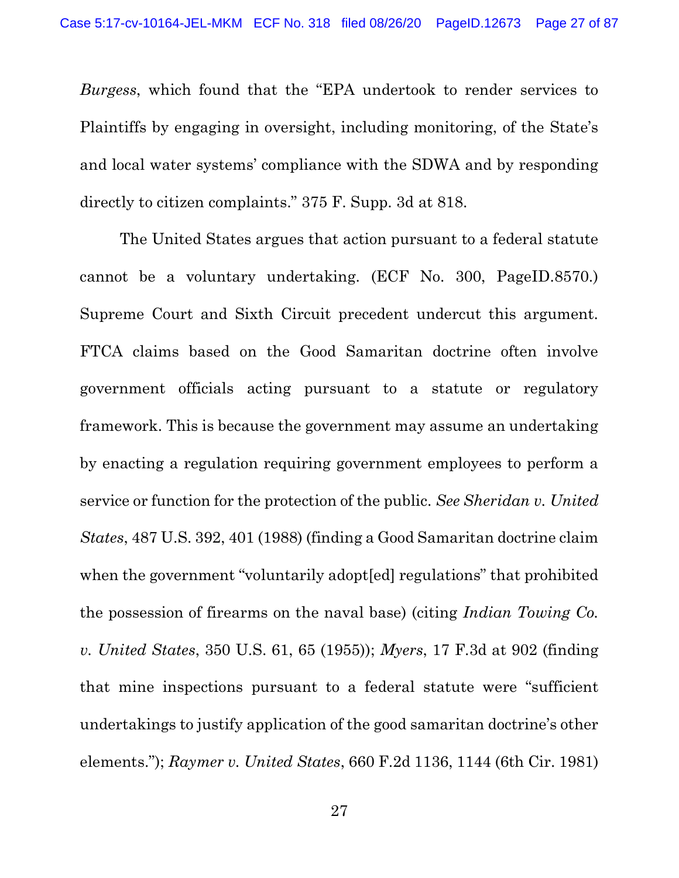*Burgess*, which found that the "EPA undertook to render services to Plaintiffs by engaging in oversight, including monitoring, of the State's and local water systems' compliance with the SDWA and by responding directly to citizen complaints." 375 F. Supp. 3d at 818.

The United States argues that action pursuant to a federal statute cannot be a voluntary undertaking. (ECF No. 300, PageID.8570.) Supreme Court and Sixth Circuit precedent undercut this argument. FTCA claims based on the Good Samaritan doctrine often involve government officials acting pursuant to a statute or regulatory framework. This is because the government may assume an undertaking by enacting a regulation requiring government employees to perform a service or function for the protection of the public. *See Sheridan v. United States*, 487 U.S. 392, 401 (1988) (finding a Good Samaritan doctrine claim when the government "voluntarily adopt[ed] regulations" that prohibited the possession of firearms on the naval base) (citing *Indian Towing Co. v. United States*, 350 U.S. 61, 65 (1955)); *Myers*, 17 F.3d at 902 (finding that mine inspections pursuant to a federal statute were "sufficient undertakings to justify application of the good samaritan doctrine's other elements."); *Raymer v. United States*, 660 F.2d 1136, 1144 (6th Cir. 1981)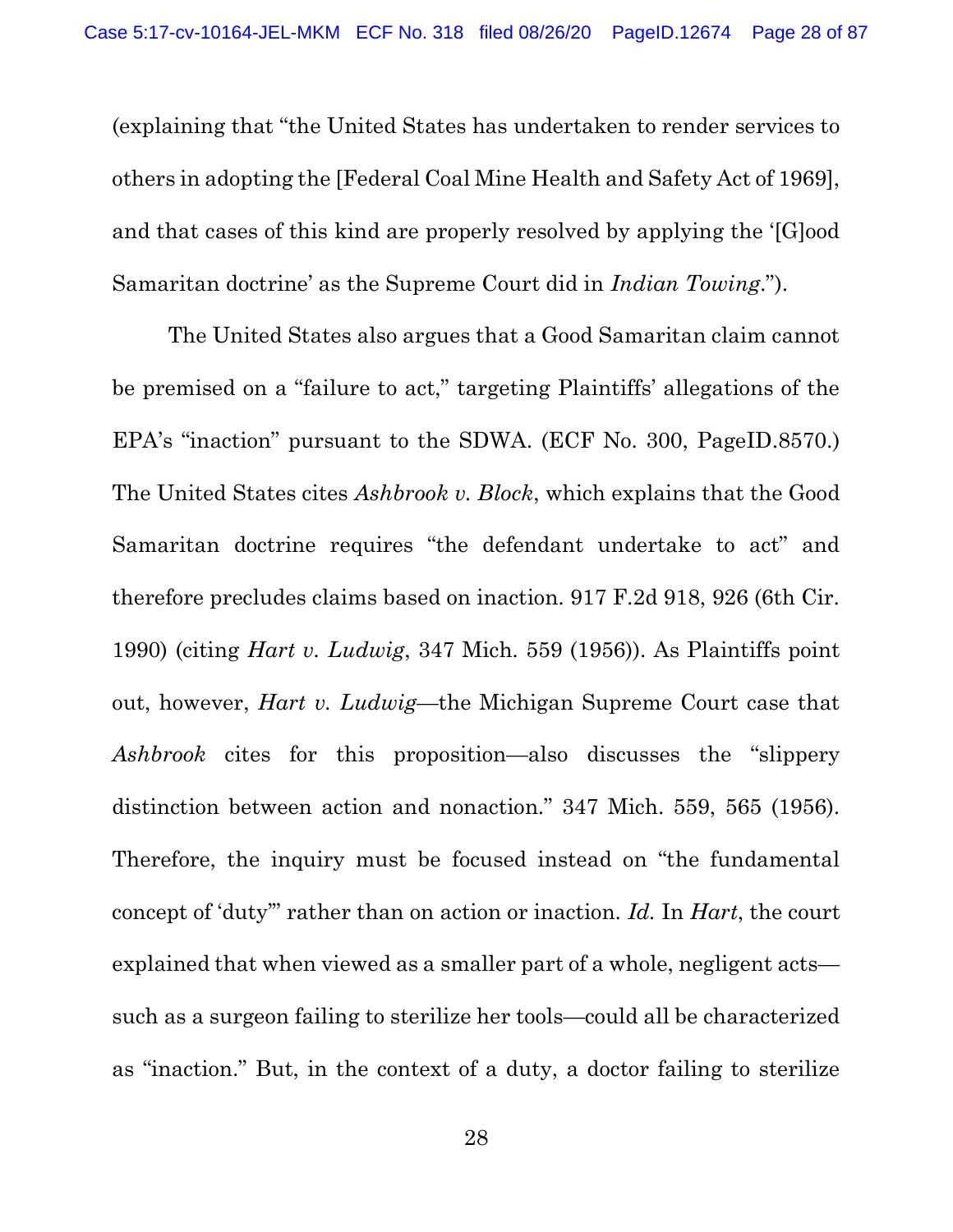(explaining that "the United States has undertaken to render services to others in adopting the [Federal Coal Mine Health and Safety Act of 1969], and that cases of this kind are properly resolved by applying the '[G]ood Samaritan doctrine' as the Supreme Court did in *Indian Towing*.").

The United States also argues that a Good Samaritan claim cannot be premised on a "failure to act," targeting Plaintiffs' allegations of the EPA's "inaction" pursuant to the SDWA. (ECF No. 300, PageID.8570.) The United States cites *Ashbrook v. Block*, which explains that the Good Samaritan doctrine requires "the defendant undertake to act" and therefore precludes claims based on inaction. 917 F.2d 918, 926 (6th Cir. 1990) (citing *Hart v. Ludwig*, 347 Mich. 559 (1956)). As Plaintiffs point out, however, *Hart v. Ludwig*—the Michigan Supreme Court case that *Ashbrook* cites for this proposition—also discusses the "slippery distinction between action and nonaction." 347 Mich. 559, 565 (1956). Therefore, the inquiry must be focused instead on "the fundamental concept of 'duty'" rather than on action or inaction. *Id.* In *Hart*, the court explained that when viewed as a smaller part of a whole, negligent acts—such as a surgeon failing to sterilize her tools—could all be characterized as "inaction." But, in the context of a duty, a doctor failing to sterilize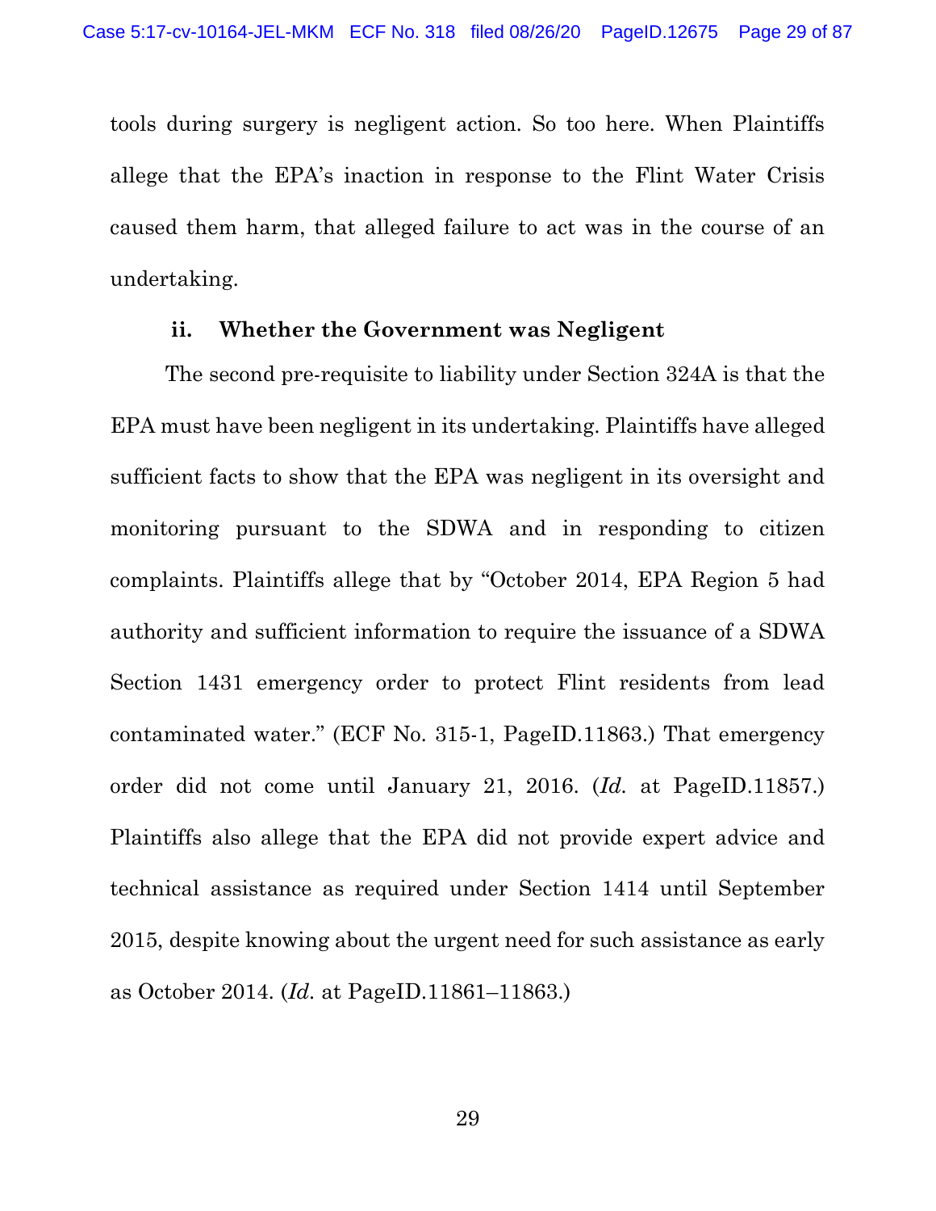tools during surgery is negligent action. So too here. When Plaintiffs allege that the EPA's inaction in response to the Flint Water Crisis caused them harm, that alleged failure to act was in the course of an undertaking.

**ii. Whether the Government was Negligent**

The second pre-requisite to liability under Section 324A is that the EPA must have been negligent in its undertaking. Plaintiffs have alleged sufficient facts to show that the EPA was negligent in its oversight and monitoring pursuant to the SDWA and in responding to citizen complaints. Plaintiffs allege that by "October 2014, EPA Region 5 had authority and sufficient information to require the issuance of a SDWA Section 1431 emergency order to protect Flint residents from lead contaminated water." (ECF No. 315-1, PageID.11863.) That emergency order did not come until January 21, 2016. (*Id.* at PageID.11857.) Plaintiffs also allege that the EPA did not provide expert advice and technical assistance as required under Section 1414 until September 2015, despite knowing about the urgent need for such assistance as early as October 2014. (*Id.* at PageID.11861–11863.)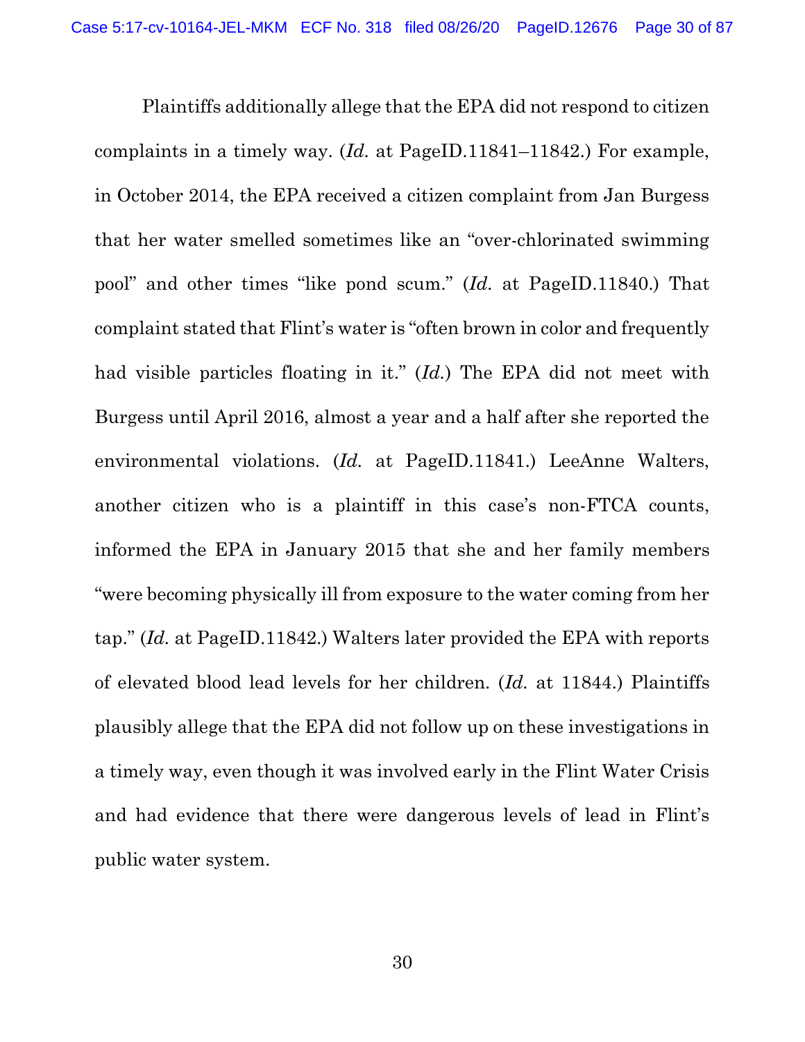Plaintiffs additionally allege that the EPA did not respond to citizen complaints in a timely way. (*Id.* at PageID.11841–11842.) For example, in October 2014, the EPA received a citizen complaint from Jan Burgess that her water smelled sometimes like an "over-chlorinated swimming pool" and other times "like pond scum." (*Id.* at PageID.11840.) That complaint stated that Flint's water is "often brown in color and frequently had visible particles floating in it." (*Id.*) The EPA did not meet with Burgess until April 2016, almost a year and a half after she reported the environmental violations. (*Id.* at PageID.11841.) LeeAnne Walters, another citizen who is a plaintiff in this case's non-FTCA counts, informed the EPA in January 2015 that she and her family members "were becoming physically ill from exposure to the water coming from her tap." (*Id.* at PageID.11842.) Walters later provided the EPA with reports of elevated blood lead levels for her children. (*Id.* at 11844.) Plaintiffs plausibly allege that the EPA did not follow up on these investigations in a timely way, even though it was involved early in the Flint Water Crisis and had evidence that there were dangerous levels of lead in Flint's public water system.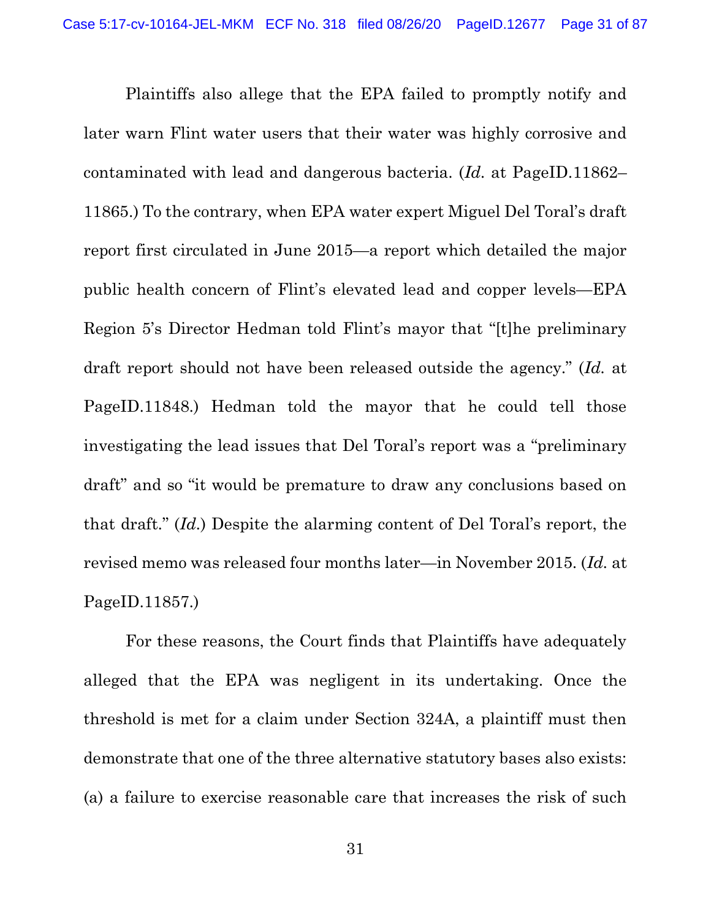Plaintiffs also allege that the EPA failed to promptly notify and later warn Flint water users that their water was highly corrosive and contaminated with lead and dangerous bacteria. (*Id.* at PageID.11862–11865.) To the contrary, when EPA water expert Miguel Del Toral's draft report first circulated in June 2015—a report which detailed the major public health concern of Flint's elevated lead and copper levels—EPA Region 5's Director Hedman told Flint's mayor that "[t]he preliminary draft report should not have been released outside the agency." (*Id.* at PageID.11848.) Hedman told the mayor that he could tell those investigating the lead issues that Del Toral's report was a "preliminary draft" and so "it would be premature to draw any conclusions based on that draft." (*Id.*) Despite the alarming content of Del Toral's report, the revised memo was released four months later—in November 2015. (*Id.* at PageID.11857.)

For these reasons, the Court finds that Plaintiffs have adequately alleged that the EPA was negligent in its undertaking. Once the threshold is met for a claim under Section 324A, a plaintiff must then demonstrate that one of the three alternative statutory bases also exists: (a) a failure to exercise reasonable care that increases the risk of such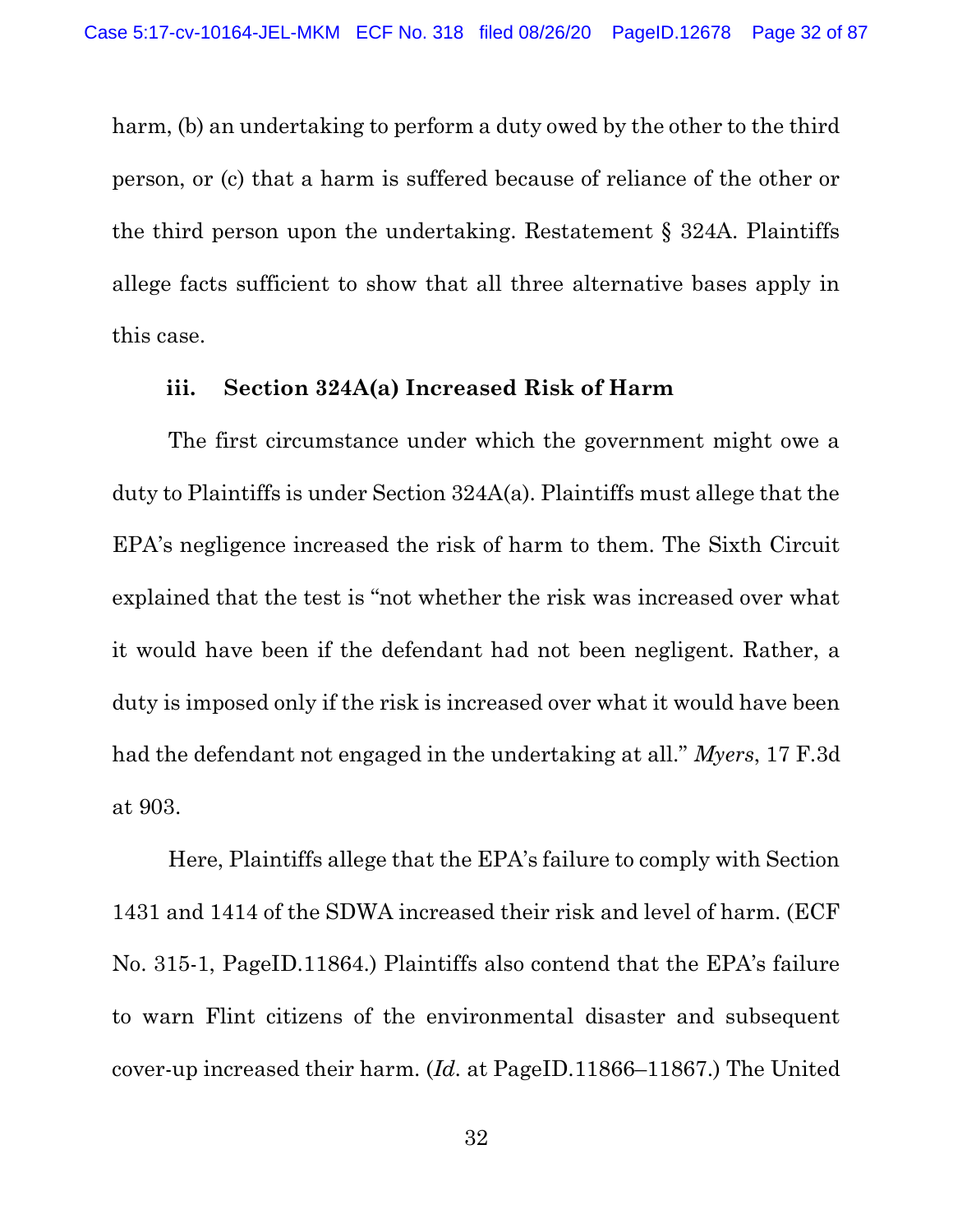harm, (b) an undertaking to perform a duty owed by the other to the third person, or (c) that a harm is suffered because of reliance of the other or the third person upon the undertaking. Restatement § 324A. Plaintiffs allege facts sufficient to show that all three alternative bases apply in this case.

### iii. Section 324A(a) Increased Risk of Harm

The first circumstance under which the government might owe a duty to Plaintiffs is under Section 324A(a). Plaintiffs must allege that the EPA's negligence increased the risk of harm to them. The Sixth Circuit explained that the test is "not whether the risk was increased over what it would have been if the defendant had not been negligent. Rather, a duty is imposed only if the risk is increased over what it would have been had the defendant not engaged in the undertaking at all." *Myers*, 17 F.3d at 903.

Here, Plaintiffs allege that the EPA's failure to comply with Section 1431 and 1414 of the SDWA increased their risk and level of harm. (ECF No. 315-1, PageID.11864.) Plaintiffs also contend that the EPA's failure to warn Flint citizens of the environmental disaster and subsequent cover-up increased their harm. (*Id.* at PageID.11866–11867.) The United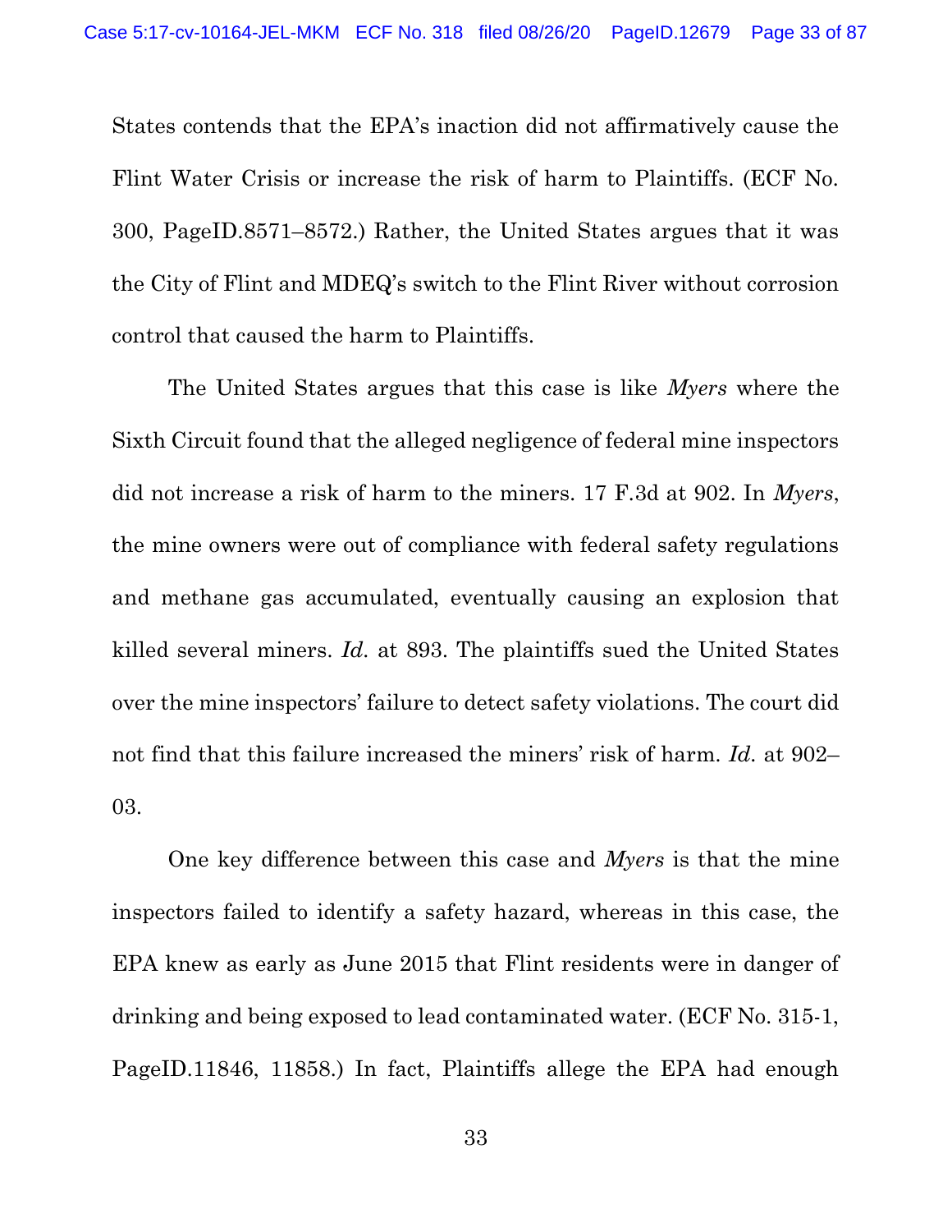States contends that the EPA's inaction did not affirmatively cause the Flint Water Crisis or increase the risk of harm to Plaintiffs. (ECF No. 300, PageID.8571–8572.) Rather, the United States argues that it was the City of Flint and MDEQ's switch to the Flint River without corrosion control that caused the harm to Plaintiffs.

The United States argues that this case is like *Myers* where the Sixth Circuit found that the alleged negligence of federal mine inspectors did not increase a risk of harm to the miners. 17 F.3d at 902. In *Myers*, the mine owners were out of compliance with federal safety regulations and methane gas accumulated, eventually causing an explosion that killed several miners. *Id.* at 893. The plaintiffs sued the United States over the mine inspectors' failure to detect safety violations. The court did not find that this failure increased the miners' risk of harm. *Id.* at 902–03.

One key difference between this case and *Myers* is that the mine inspectors failed to identify a safety hazard, whereas in this case, the EPA knew as early as June 2015 that Flint residents were in danger of drinking and being exposed to lead contaminated water. (ECF No. 315-1, PageID.11846, 11858.) In fact, Plaintiffs allege the EPA had enough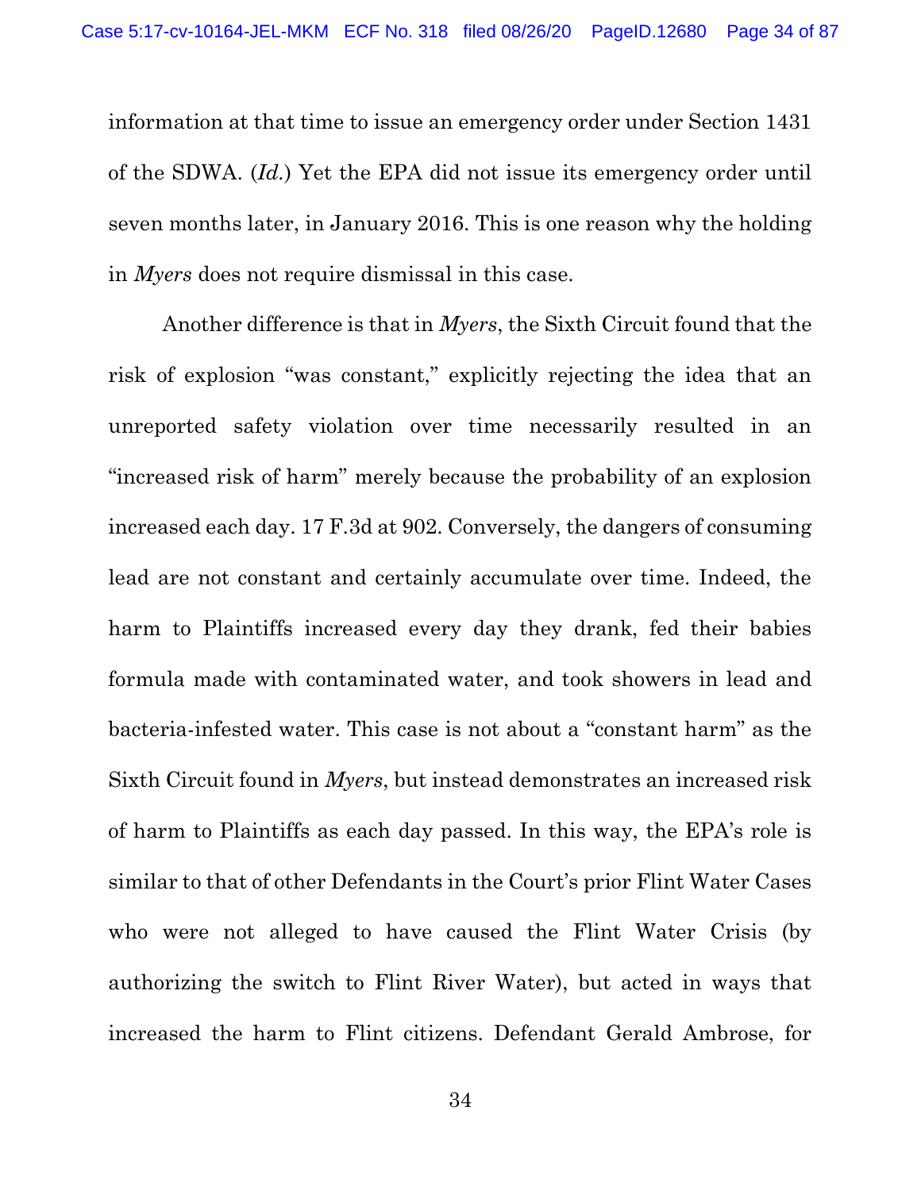information at that time to issue an emergency order under Section 1431 of the SDWA. (*Id.*) Yet the EPA did not issue its emergency order until seven months later, in January 2016. This is one reason why the holding in *Myers* does not require dismissal in this case.

Another difference is that in *Myers*, the Sixth Circuit found that the risk of explosion "was constant," explicitly rejecting the idea that an unreported safety violation over time necessarily resulted in an "increased risk of harm" merely because the probability of an explosion increased each day. 17 F.3d at 902. Conversely, the dangers of consuming lead are not constant and certainly accumulate over time. Indeed, the harm to Plaintiffs increased every day they drank, fed their babies formula made with contaminated water, and took showers in lead and bacteria-infested water. This case is not about a "constant harm" as the Sixth Circuit found in *Myers*, but instead demonstrates an increased risk of harm to Plaintiffs as each day passed. In this way, the EPA's role is similar to that of other Defendants in the Court's prior Flint Water Cases who were not alleged to have caused the Flint Water Crisis (by authorizing the switch to Flint River Water), but acted in ways that increased the harm to Flint citizens. Defendant Gerald Ambrose, for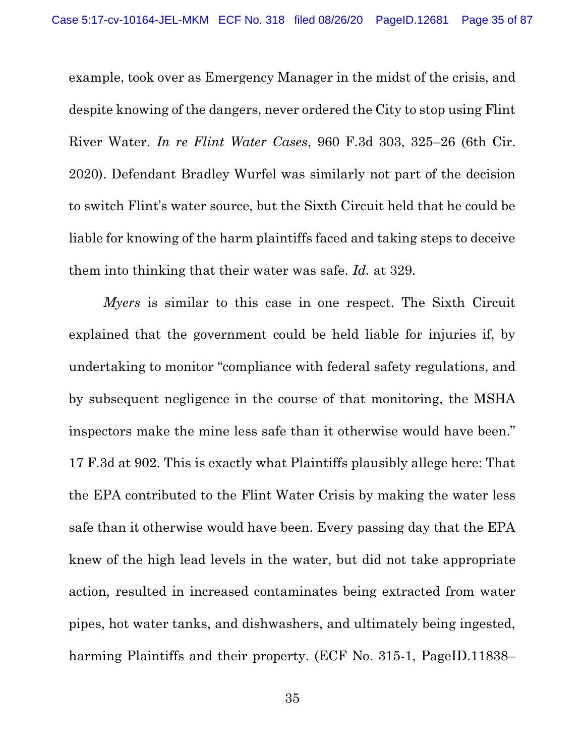example, took over as Emergency Manager in the midst of the crisis, and despite knowing of the dangers, never ordered the City to stop using Flint River Water. *In re Flint Water Cases*, 960 F.3d 303, 325–26 (6th Cir. 2020). Defendant Bradley Wurfel was similarly not part of the decision to switch Flint's water source, but the Sixth Circuit held that he could be liable for knowing of the harm plaintiffs faced and taking steps to deceive them into thinking that their water was safe. *Id.* at 329.

*Myers* is similar to this case in one respect. The Sixth Circuit explained that the government could be held liable for injuries if, by undertaking to monitor "compliance with federal safety regulations, and by subsequent negligence in the course of that monitoring, the MSHA inspectors make the mine less safe than it otherwise would have been." 17 F.3d at 902. This is exactly what Plaintiffs plausibly allege here: That the EPA contributed to the Flint Water Crisis by making the water less safe than it otherwise would have been. Every passing day that the EPA knew of the high lead levels in the water, but did not take appropriate action, resulted in increased contaminates being extracted from water pipes, hot water tanks, and dishwashers, and ultimately being ingested, harming Plaintiffs and their property. (ECF No. 315-1, PageID.11838–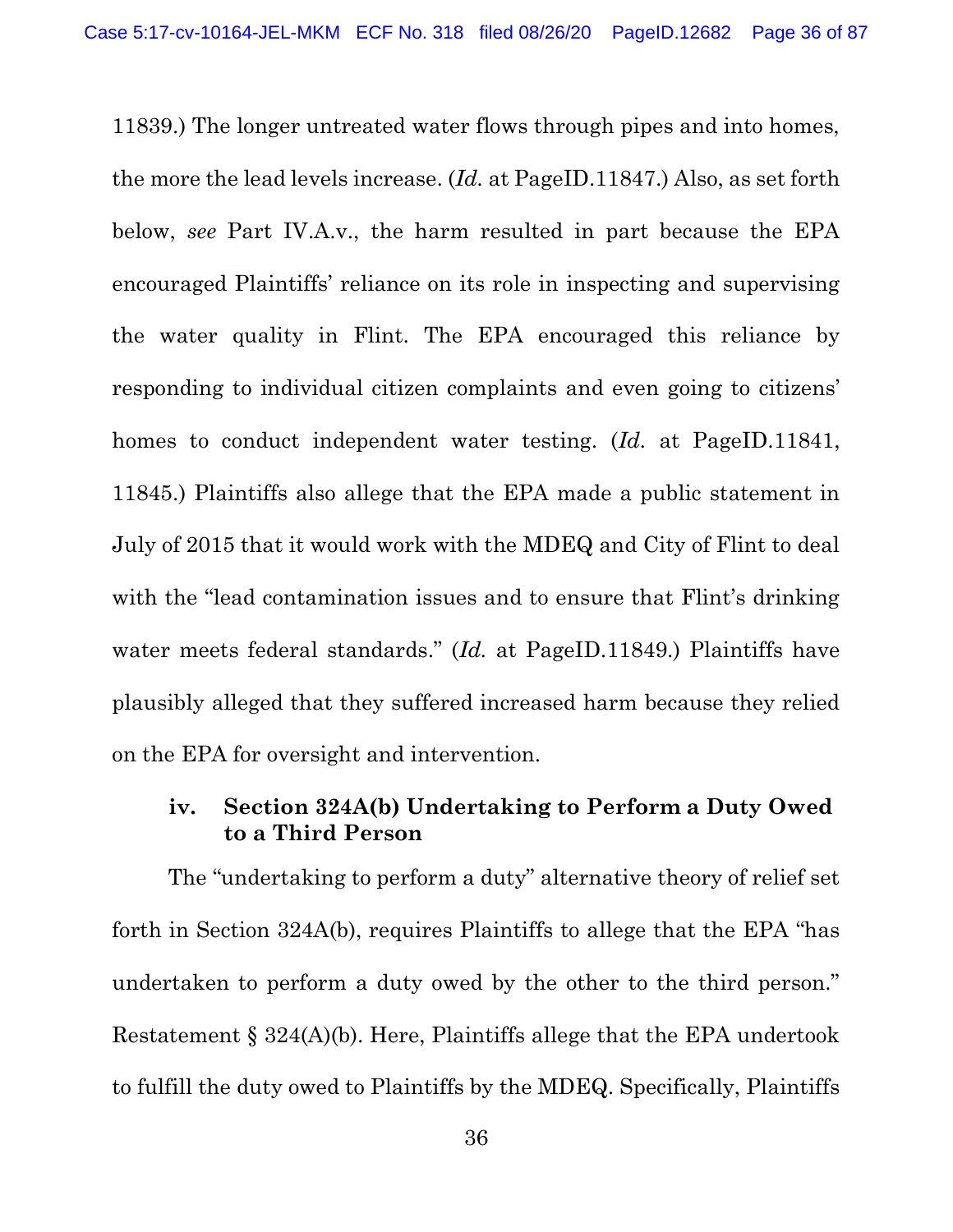11839.) The longer untreated water flows through pipes and into homes, the more the lead levels increase. (*Id.* at PageID.11847.) Also, as set forth below, *see* Part IV.A.v., the harm resulted in part because the EPA encouraged Plaintiffs' reliance on its role in inspecting and supervising the water quality in Flint. The EPA encouraged this reliance by responding to individual citizen complaints and even going to citizens' homes to conduct independent water testing. (*Id.* at PageID.11841, 11845.) Plaintiffs also allege that the EPA made a public statement in July of 2015 that it would work with the MDEQ and City of Flint to deal with the "lead contamination issues and to ensure that Flint's drinking water meets federal standards." (*Id.* at PageID.11849.) Plaintiffs have plausibly alleged that they suffered increased harm because they relied on the EPA for oversight and intervention.

#### iv. Section 324A(b) Undertaking to Perform a Duty Owed to a Third Person

The "undertaking to perform a duty" alternative theory of relief set forth in Section 324A(b), requires Plaintiffs to allege that the EPA "has undertaken to perform a duty owed by the other to the third person." Restatement § 324(A)(b). Here, Plaintiffs allege that the EPA undertook to fulfill the duty owed to Plaintiffs by the MDEQ. Specifically, Plaintiffs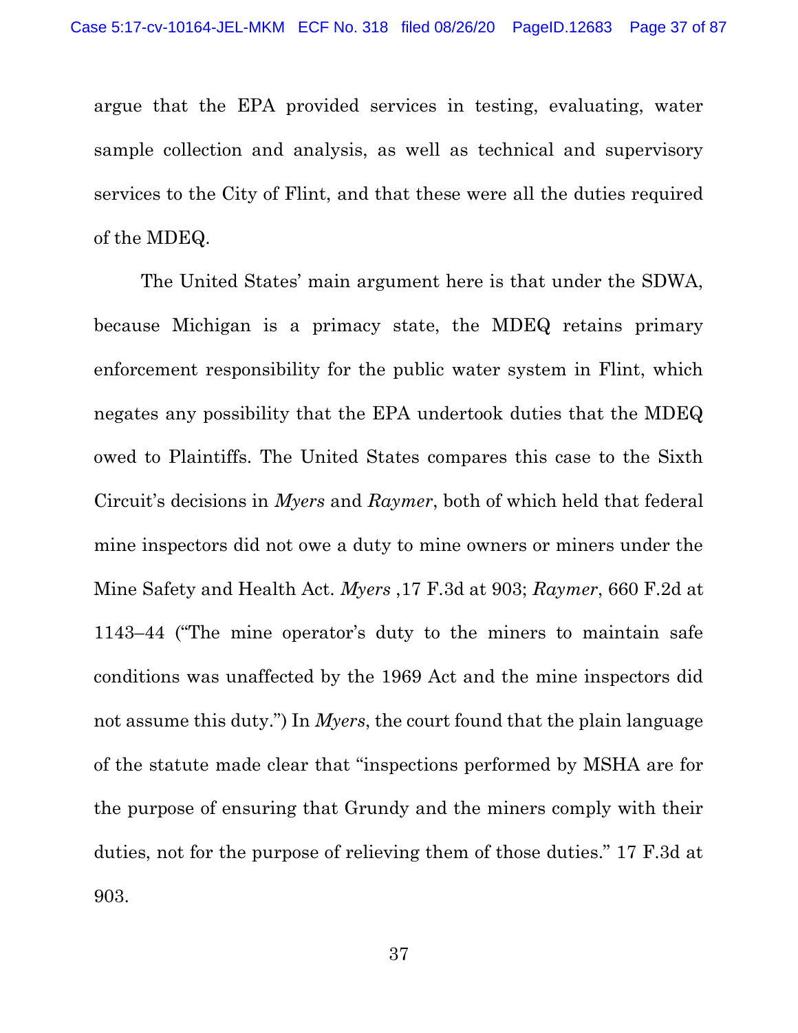argue that the EPA provided services in testing, evaluating, water sample collection and analysis, as well as technical and supervisory services to the City of Flint, and that these were all the duties required of the MDEQ.

The United States' main argument here is that under the SDWA, because Michigan is a primacy state, the MDEQ retains primary enforcement responsibility for the public water system in Flint, which negates any possibility that the EPA undertook duties that the MDEQ owed to Plaintiffs. The United States compares this case to the Sixth Circuit's decisions in *Myers* and *Raymer*, both of which held that federal mine inspectors did not owe a duty to mine owners or miners under the Mine Safety and Health Act. *Myers* ,17 F.3d at 903; *Raymer*, 660 F.2d at 1143–44 ("The mine operator's duty to the miners to maintain safe conditions was unaffected by the 1969 Act and the mine inspectors did not assume this duty.") In *Myers*, the court found that the plain language of the statute made clear that "inspections performed by MSHA are for the purpose of ensuring that Grundy and the miners comply with their duties, not for the purpose of relieving them of those duties." 17 F.3d at 903.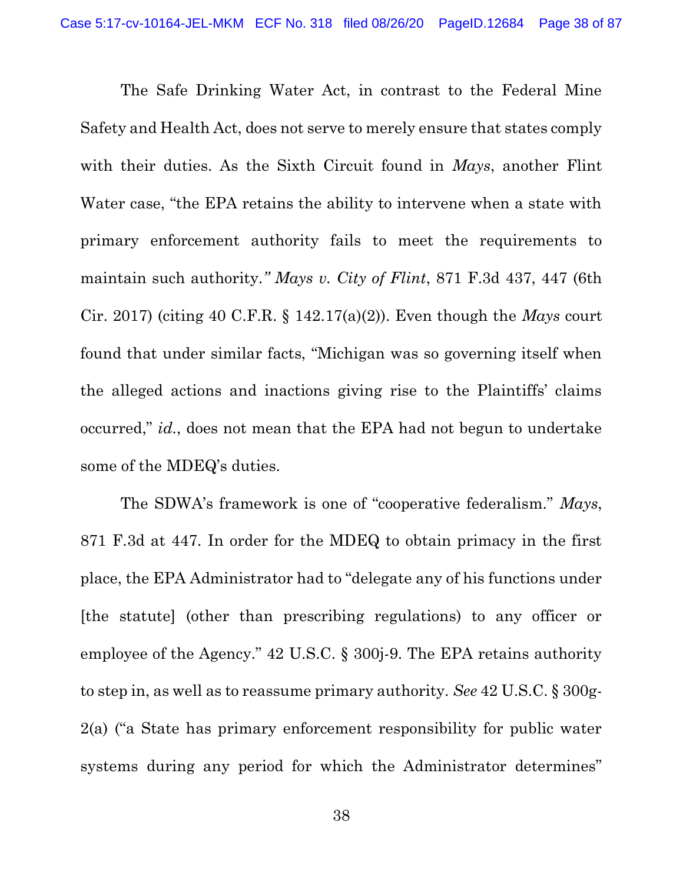The Safe Drinking Water Act, in contrast to the Federal Mine Safety and Health Act, does not serve to merely ensure that states comply with their duties. As the Sixth Circuit found in *Mays*, another Flint Water case, "the EPA retains the ability to intervene when a state with primary enforcement authority fails to meet the requirements to maintain such authority." *Mays v. City of Flint*, 871 F.3d 437, 447 (6th Cir. 2017) (citing 40 C.F.R. § 142.17(a)(2)). Even though the *Mays* court found that under similar facts, "Michigan was so governing itself when the alleged actions and inactions giving rise to the Plaintiffs' claims occurred," *id.*, does not mean that the EPA had not begun to undertake some of the MDEQ's duties.

The SDWA's framework is one of "cooperative federalism." *Mays*, 871 F.3d at 447. In order for the MDEQ to obtain primacy in the first place, the EPA Administrator had to "delegate any of his functions under [the statute] (other than prescribing regulations) to any officer or employee of the Agency." 42 U.S.C. § 300j-9. The EPA retains authority to step in, as well as to reassume primary authority. *See* 42 U.S.C. § 300g-2(a) ("a State has primary enforcement responsibility for public water systems during any period for which the Administrator determines"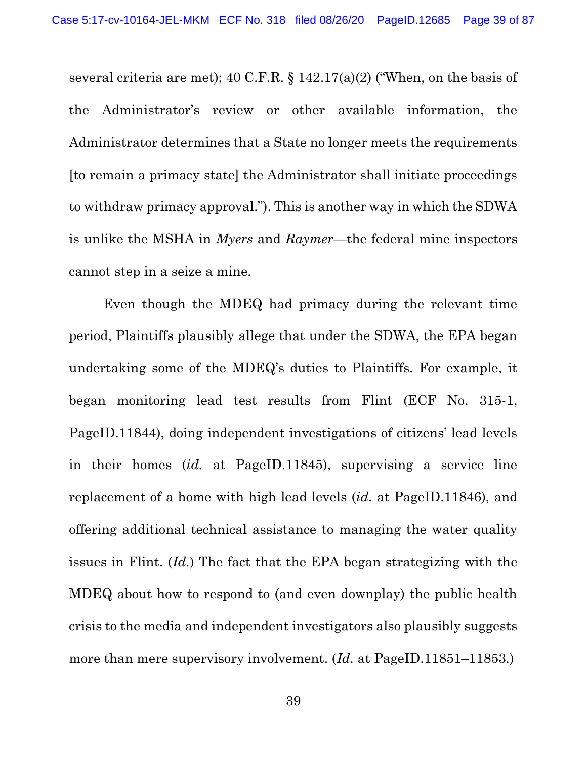several criteria are met); 40 C.F.R. § 142.17(a)(2) ("When, on the basis of the Administrator's review or other available information, the Administrator determines that a State no longer meets the requirements [to remain a primacy state] the Administrator shall initiate proceedings to withdraw primacy approval."). This is another way in which the SDWA is unlike the MSHA in *Myers* and *Raymer*—the federal mine inspectors cannot step in a seize a mine.

Even though the MDEQ had primacy during the relevant time period, Plaintiffs plausibly allege that under the SDWA, the EPA began undertaking some of the MDEQ's duties to Plaintiffs. For example, it began monitoring lead test results from Flint (ECF No. 315-1, PageID.11844), doing independent investigations of citizens' lead levels in their homes (*id.* at PageID.11845), supervising a service line replacement of a home with high lead levels (*id.* at PageID.11846), and offering additional technical assistance to managing the water quality issues in Flint. (*Id.*) The fact that the EPA began strategizing with the MDEQ about how to respond to (and even downplay) the public health crisis to the media and independent investigators also plausibly suggests more than mere supervisory involvement. (*Id.* at PageID.11851–11853.)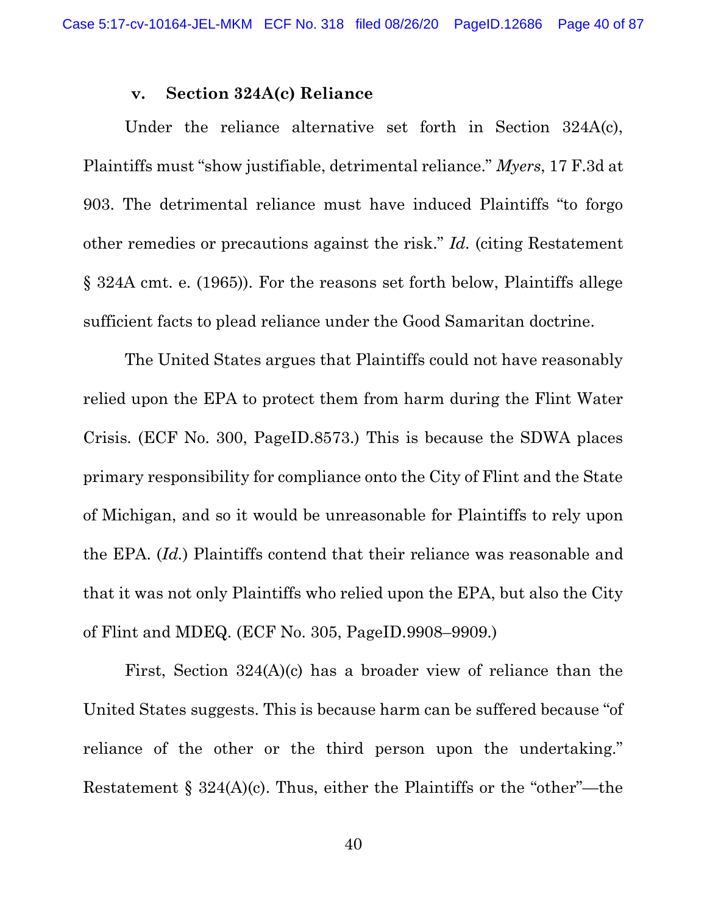### v. Section 324A(c) Reliance

Under the reliance alternative set forth in Section 324A(c), Plaintiffs must "show justifiable, detrimental reliance." *Myers*, 17 F.3d at 903. The detrimental reliance must have induced Plaintiffs "to forgo other remedies or precautions against the risk." *Id.* (citing Restatement § 324A cmt. e. (1965)). For the reasons set forth below, Plaintiffs allege sufficient facts to plead reliance under the Good Samaritan doctrine.

The United States argues that Plaintiffs could not have reasonably relied upon the EPA to protect them from harm during the Flint Water Crisis. (ECF No. 300, PageID.8573.) This is because the SDWA places primary responsibility for compliance onto the City of Flint and the State of Michigan, and so it would be unreasonable for Plaintiffs to rely upon the EPA. (*Id.*) Plaintiffs contend that their reliance was reasonable and that it was not only Plaintiffs who relied upon the EPA, but also the City of Flint and MDEQ. (ECF No. 305, PageID.9908–9909.)

First, Section 324(A)(c) has a broader view of reliance than the United States suggests. This is because harm can be suffered because "of reliance of the other or the third person upon the undertaking." Restatement § 324(A)(c). Thus, either the Plaintiffs or the "other"—the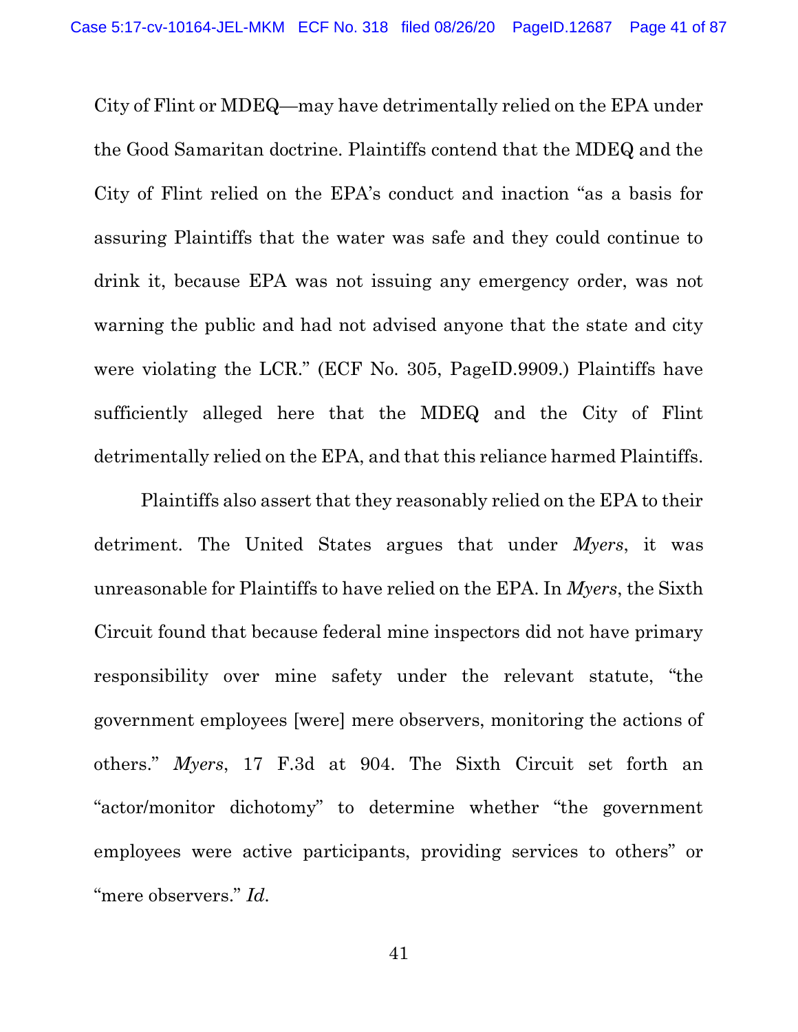City of Flint or MDEQ—may have detrimentally relied on the EPA under the Good Samaritan doctrine. Plaintiffs contend that the MDEQ and the City of Flint relied on the EPA's conduct and inaction "as a basis for assuring Plaintiffs that the water was safe and they could continue to drink it, because EPA was not issuing any emergency order, was not warning the public and had not advised anyone that the state and city were violating the LCR." (ECF No. 305, PageID.9909.) Plaintiffs have sufficiently alleged here that the MDEQ and the City of Flint detrimentally relied on the EPA, and that this reliance harmed Plaintiffs.

Plaintiffs also assert that they reasonably relied on the EPA to their detriment. The United States argues that under *Myers*, it was unreasonable for Plaintiffs to have relied on the EPA. In *Myers*, the Sixth Circuit found that because federal mine inspectors did not have primary responsibility over mine safety under the relevant statute, "the government employees [were] mere observers, monitoring the actions of others." *Myers*, 17 F.3d at 904. The Sixth Circuit set forth an "actor/monitor dichotomy" to determine whether "the government employees were active participants, providing services to others" or "mere observers." *Id.*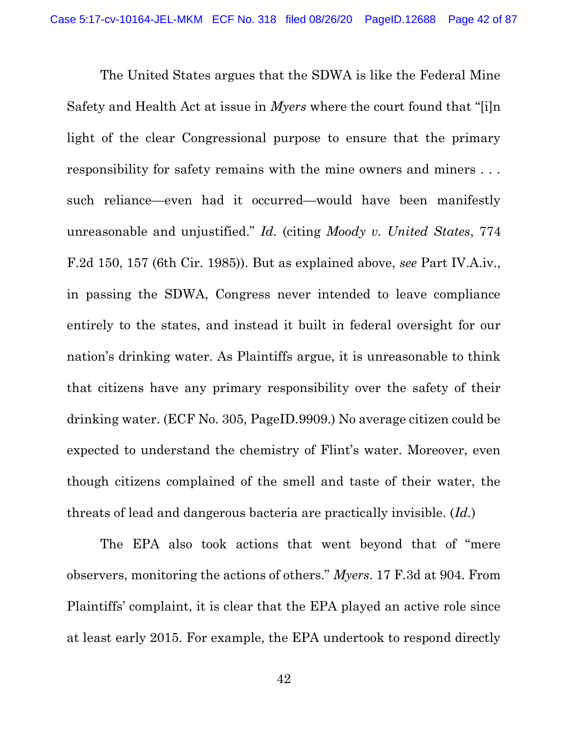The United States argues that the SDWA is like the Federal Mine Safety and Health Act at issue in *Myers* where the court found that "[i]n light of the clear Congressional purpose to ensure that the primary responsibility for safety remains with the mine owners and miners . . . such reliance—even had it occurred—would have been manifestly unreasonable and unjustified." *Id.* (citing *Moody v. United States*, 774 F.2d 150, 157 (6th Cir. 1985)). But as explained above, *see* Part IV.A.iv., in passing the SDWA, Congress never intended to leave compliance entirely to the states, and instead it built in federal oversight for our nation's drinking water. As Plaintiffs argue, it is unreasonable to think that citizens have any primary responsibility over the safety of their drinking water. (ECF No. 305, PageID.9909.) No average citizen could be expected to understand the chemistry of Flint's water. Moreover, even though citizens complained of the smell and taste of their water, the threats of lead and dangerous bacteria are practically invisible. (*Id.*)

The EPA also took actions that went beyond that of "mere observers, monitoring the actions of others." *Myers*. 17 F.3d at 904. From Plaintiffs' complaint, it is clear that the EPA played an active role since at least early 2015. For example, the EPA undertook to respond directly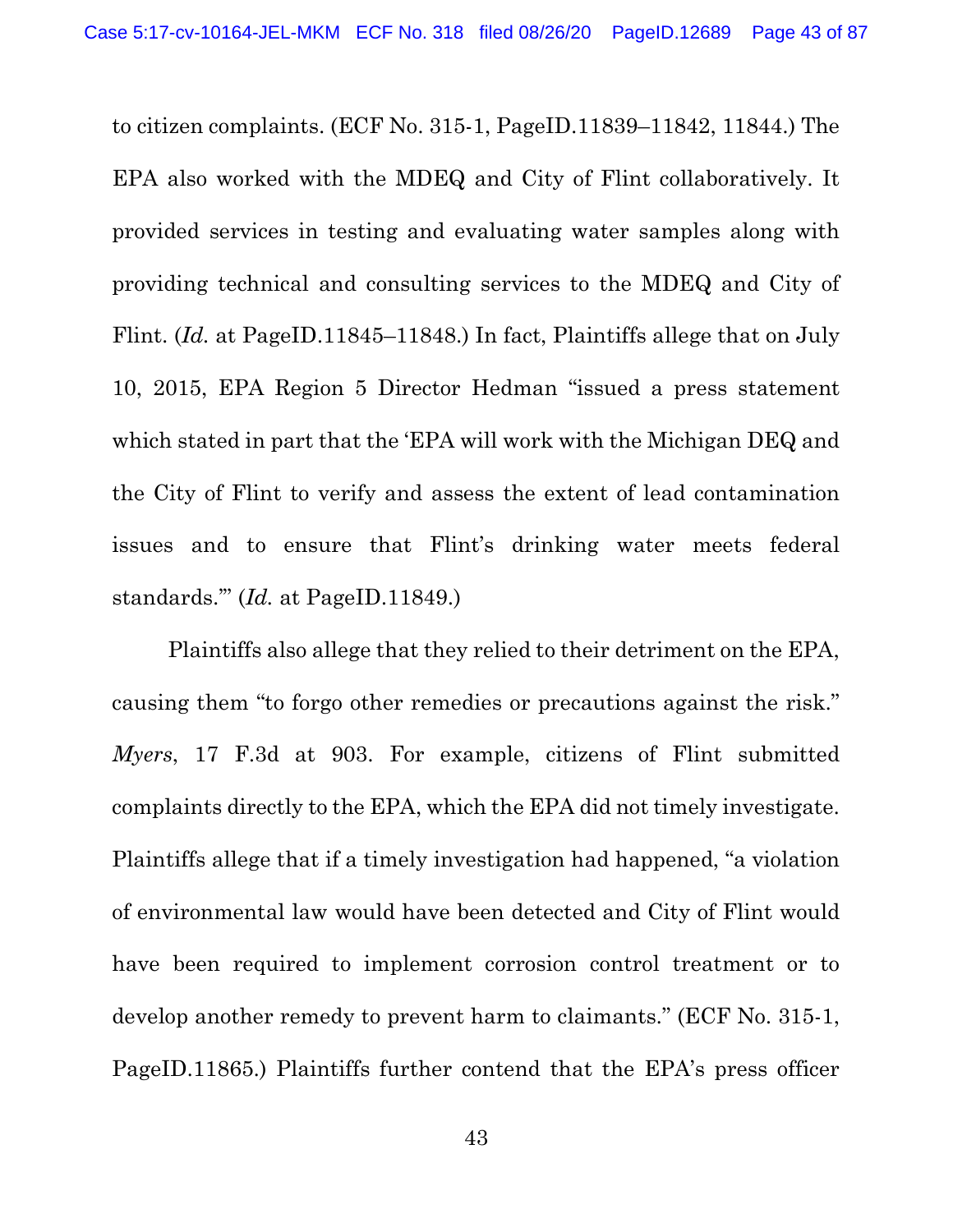to citizen complaints. (ECF No. 315-1, PageID.11839–11842, 11844.) The EPA also worked with the MDEQ and City of Flint collaboratively. It provided services in testing and evaluating water samples along with providing technical and consulting services to the MDEQ and City of Flint. (*Id.* at PageID.11845–11848.) In fact, Plaintiffs allege that on July 10, 2015, EPA Region 5 Director Hedman "issued a press statement which stated in part that the 'EPA will work with the Michigan DEQ and the City of Flint to verify and assess the extent of lead contamination issues and to ensure that Flint's drinking water meets federal standards.'" (*Id.* at PageID.11849.)

Plaintiffs also allege that they relied to their detriment on the EPA, causing them "to forgo other remedies or precautions against the risk." *Myers*, 17 F.3d at 903. For example, citizens of Flint submitted complaints directly to the EPA, which the EPA did not timely investigate. Plaintiffs allege that if a timely investigation had happened, "a violation of environmental law would have been detected and City of Flint would have been required to implement corrosion control treatment or to develop another remedy to prevent harm to claimants." (ECF No. 315-1, PageID.11865.) Plaintiffs further contend that the EPA's press officer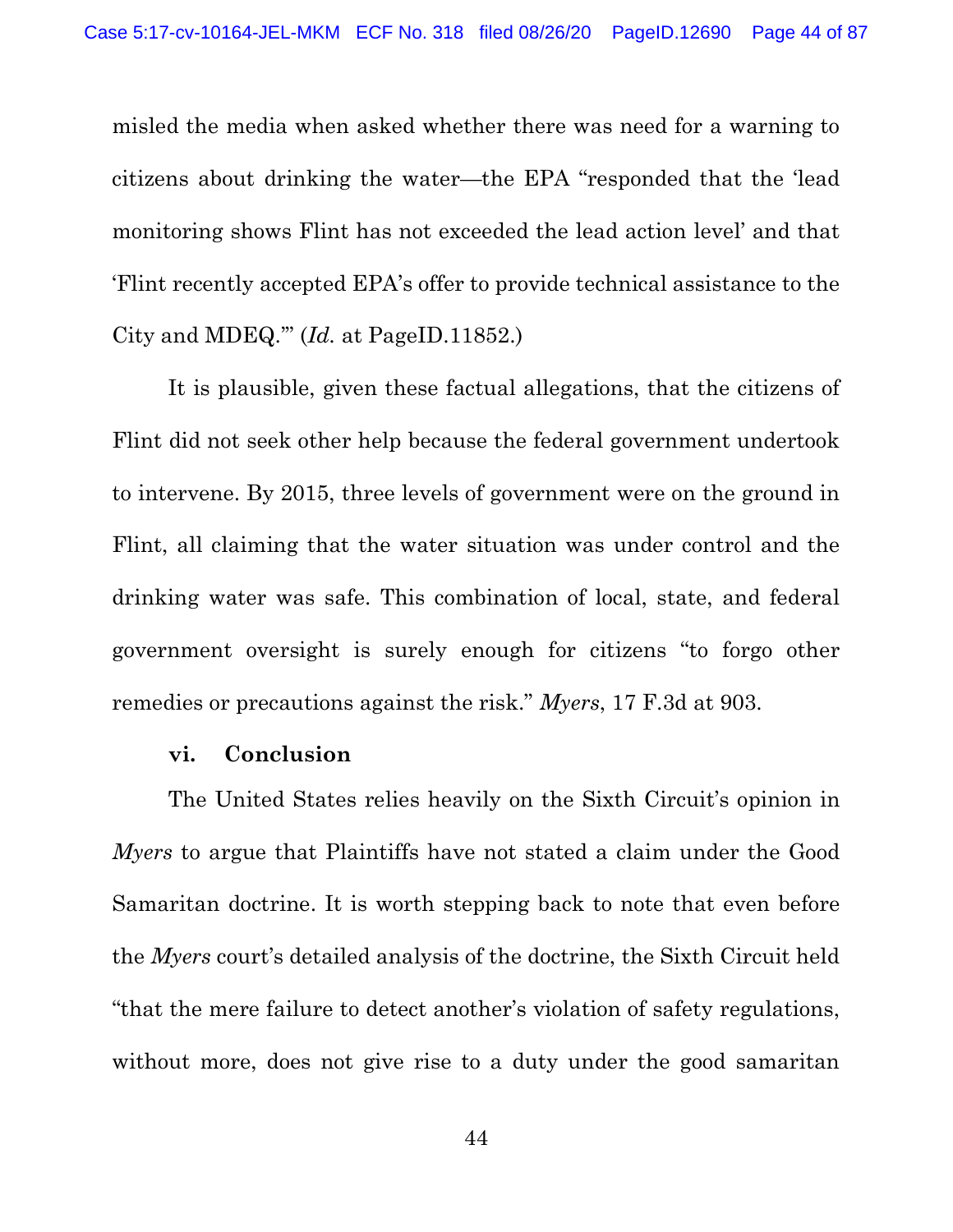misled the media when asked whether there was need for a warning to citizens about drinking the water—the EPA "responded that the 'lead monitoring shows Flint has not exceeded the lead action level' and that 'Flint recently accepted EPA's offer to provide technical assistance to the City and MDEQ.'" (*Id.* at PageID.11852.)

It is plausible, given these factual allegations, that the citizens of Flint did not seek other help because the federal government undertook to intervene. By 2015, three levels of government were on the ground in Flint, all claiming that the water situation was under control and the drinking water was safe. This combination of local, state, and federal government oversight is surely enough for citizens "to forgo other remedies or precautions against the risk." *Myers*, 17 F.3d at 903.

**vi. Conclusion**

The United States relies heavily on the Sixth Circuit's opinion in *Myers* to argue that Plaintiffs have not stated a claim under the Good Samaritan doctrine. It is worth stepping back to note that even before the *Myers* court's detailed analysis of the doctrine, the Sixth Circuit held "that the mere failure to detect another's violation of safety regulations, without more, does not give rise to a duty under the good samaritan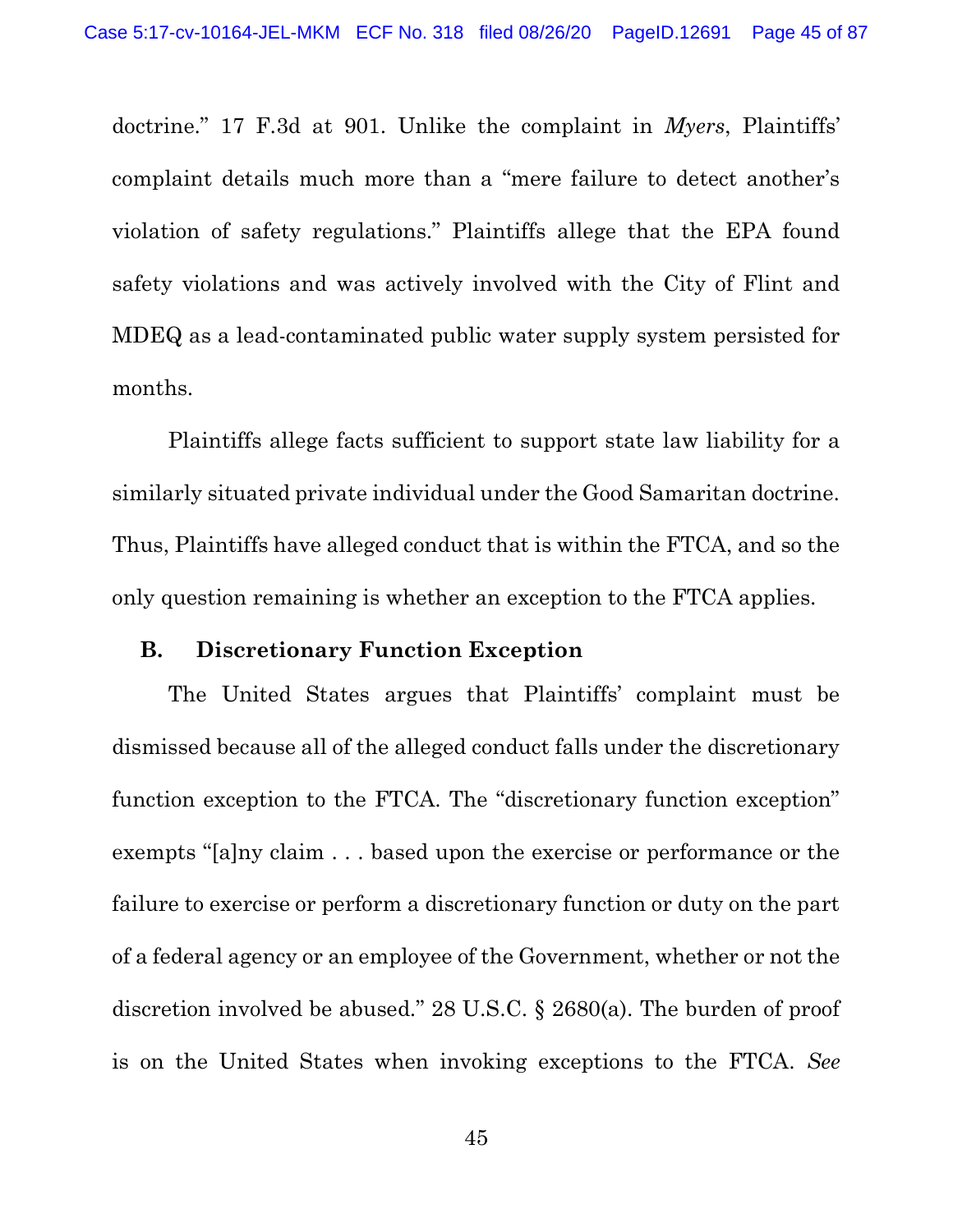doctrine." 17 F.3d at 901. Unlike the complaint in *Myers*, Plaintiffs' complaint details much more than a "mere failure to detect another's violation of safety regulations." Plaintiffs allege that the EPA found safety violations and was actively involved with the City of Flint and MDEQ as a lead-contaminated public water supply system persisted for months.

Plaintiffs allege facts sufficient to support state law liability for a similarly situated private individual under the Good Samaritan doctrine. Thus, Plaintiffs have alleged conduct that is within the FTCA, and so the only question remaining is whether an exception to the FTCA applies.

### B. Discretionary Function Exception

The United States argues that Plaintiffs' complaint must be dismissed because all of the alleged conduct falls under the discretionary function exception to the FTCA. The "discretionary function exception" exempts "[a]ny claim . . . based upon the exercise or performance or the failure to exercise or perform a discretionary function or duty on the part of a federal agency or an employee of the Government, whether or not the discretion involved be abused." 28 U.S.C. § 2680(a). The burden of proof is on the United States when invoking exceptions to the FTCA. *See*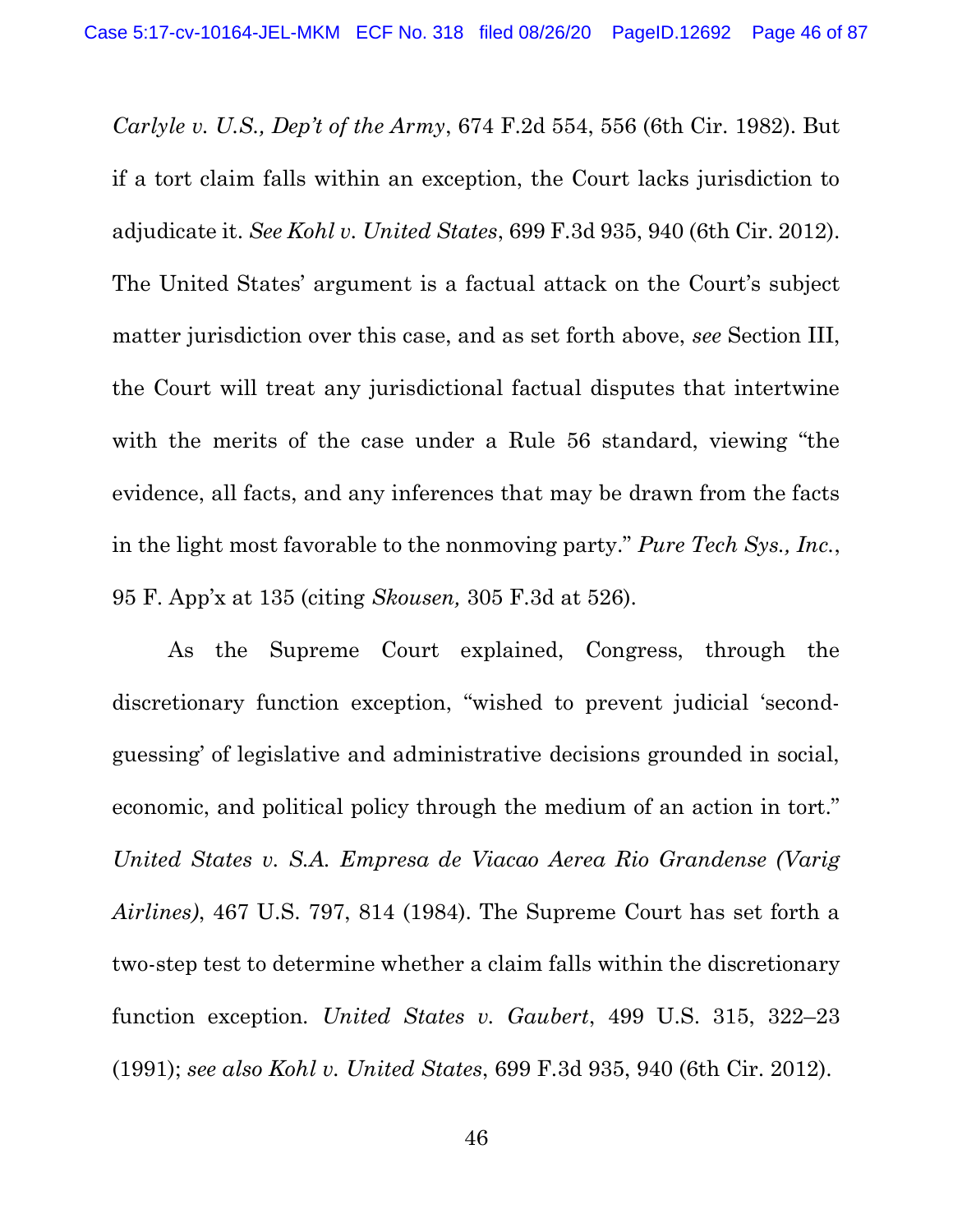*Carlyle v. U.S., Dep't of the Army*, 674 F.2d 554, 556 (6th Cir. 1982). But if a tort claim falls within an exception, the Court lacks jurisdiction to adjudicate it. *See Kohl v. United States*, 699 F.3d 935, 940 (6th Cir. 2012). The United States' argument is a factual attack on the Court's subject matter jurisdiction over this case, and as set forth above, *see* Section III, the Court will treat any jurisdictional factual disputes that intertwine with the merits of the case under a Rule 56 standard, viewing "the evidence, all facts, and any inferences that may be drawn from the facts in the light most favorable to the nonmoving party." *Pure Tech Sys., Inc.*, 95 F. App'x at 135 (citing *Skousen,* 305 F.3d at 526).

As the Supreme Court explained, Congress, through the discretionary function exception, "wished to prevent judicial 'second-guessing' of legislative and administrative decisions grounded in social, economic, and political policy through the medium of an action in tort." *United States v. S.A. Empresa de Viacao Aerea Rio Grandense (Varig Airlines)*, 467 U.S. 797, 814 (1984). The Supreme Court has set forth a two-step test to determine whether a claim falls within the discretionary function exception. *United States v. Gaubert*, 499 U.S. 315, 322–23 (1991); *see also Kohl v. United States*, 699 F.3d 935, 940 (6th Cir. 2012).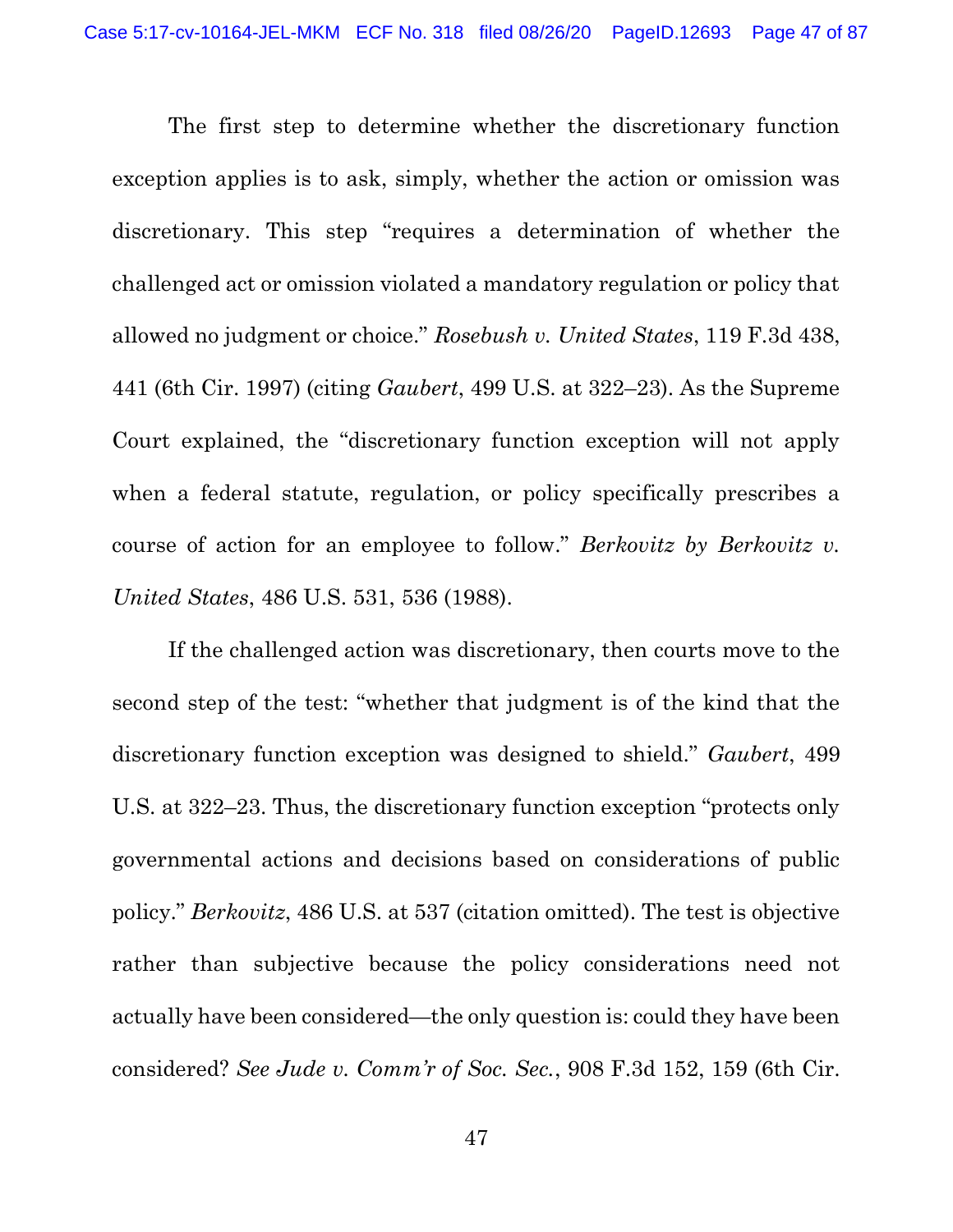The first step to determine whether the discretionary function exception applies is to ask, simply, whether the action or omission was discretionary. This step "requires a determination of whether the challenged act or omission violated a mandatory regulation or policy that allowed no judgment or choice." *Rosebush v. United States*, 119 F.3d 438, 441 (6th Cir. 1997) (citing *Gaubert*, 499 U.S. at 322–23). As the Supreme Court explained, the "discretionary function exception will not apply when a federal statute, regulation, or policy specifically prescribes a course of action for an employee to follow." *Berkovitz by Berkovitz v. United States*, 486 U.S. 531, 536 (1988).

If the challenged action was discretionary, then courts move to the second step of the test: "whether that judgment is of the kind that the discretionary function exception was designed to shield." *Gaubert*, 499 U.S. at 322–23. Thus, the discretionary function exception "protects only governmental actions and decisions based on considerations of public policy." *Berkovitz*, 486 U.S. at 537 (citation omitted). The test is objective rather than subjective because the policy considerations need not actually have been considered—the only question is: could they have been considered? *See Jude v. Comm'r of Soc. Sec.*, 908 F.3d 152, 159 (6th Cir.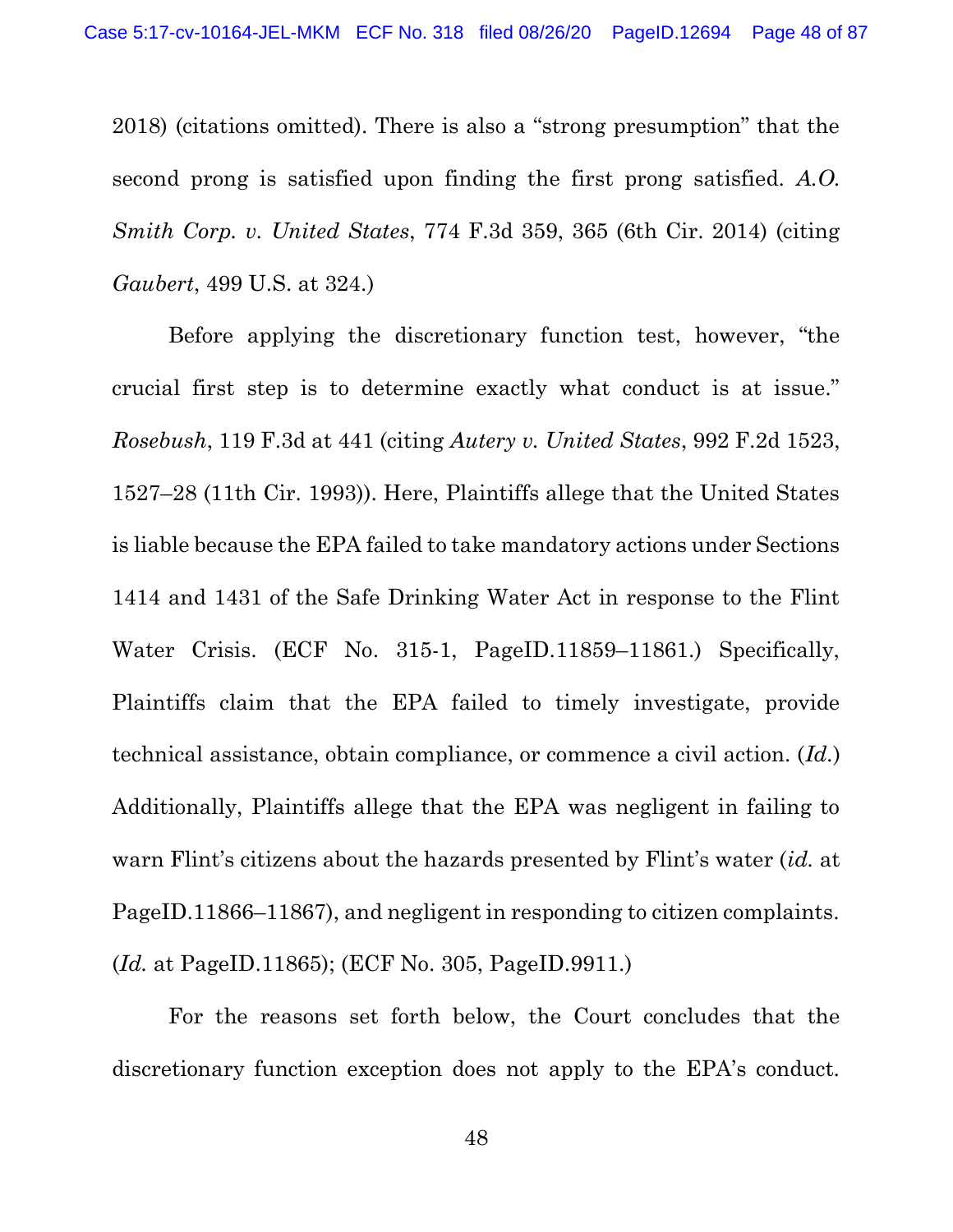2018) (citations omitted). There is also a "strong presumption" that the second prong is satisfied upon finding the first prong satisfied. *A.O. Smith Corp. v. United States*, 774 F.3d 359, 365 (6th Cir. 2014) (citing *Gaubert*, 499 U.S. at 324.)

Before applying the discretionary function test, however, "the crucial first step is to determine exactly what conduct is at issue." *Rosebush*, 119 F.3d at 441 (citing *Autery v. United States*, 992 F.2d 1523, 1527–28 (11th Cir. 1993)). Here, Plaintiffs allege that the United States is liable because the EPA failed to take mandatory actions under Sections 1414 and 1431 of the Safe Drinking Water Act in response to the Flint Water Crisis. (ECF No. 315-1, PageID.11859–11861.) Specifically, Plaintiffs claim that the EPA failed to timely investigate, provide technical assistance, obtain compliance, or commence a civil action. (*Id.*) Additionally, Plaintiffs allege that the EPA was negligent in failing to warn Flint's citizens about the hazards presented by Flint's water (*id.* at PageID.11866–11867), and negligent in responding to citizen complaints. (*Id.* at PageID.11865); (ECF No. 305, PageID.9911.)

For the reasons set forth below, the Court concludes that the discretionary function exception does not apply to the EPA's conduct.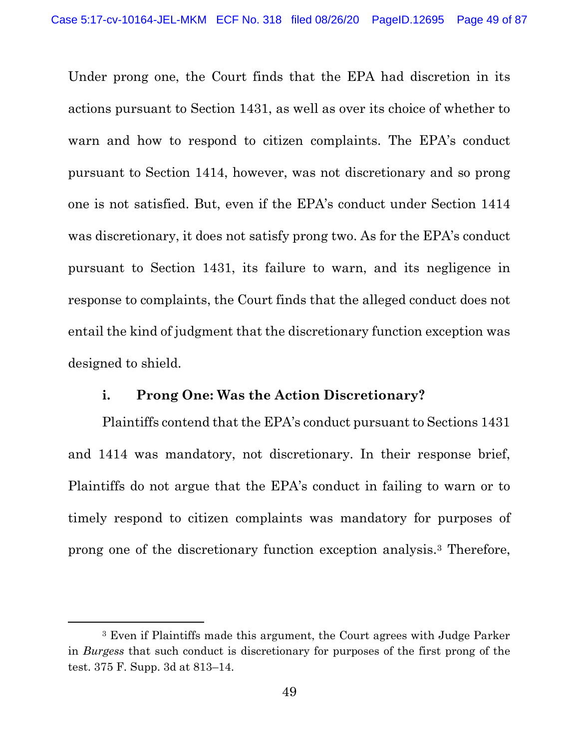Under prong one, the Court finds that the EPA had discretion in its actions pursuant to Section 1431, as well as over its choice of whether to warn and how to respond to citizen complaints. The EPA's conduct pursuant to Section 1414, however, was not discretionary and so prong one is not satisfied. But, even if the EPA's conduct under Section 1414 was discretionary, it does not satisfy prong two. As for the EPA's conduct pursuant to Section 1431, its failure to warn, and its negligence in response to complaints, the Court finds that the alleged conduct does not entail the kind of judgment that the discretionary function exception was designed to shield.

#### i. Prong One: Was the Action Discretionary?

Plaintiffs contend that the EPA's conduct pursuant to Sections 1431 and 1414 was mandatory, not discretionary. In their response brief, Plaintiffs do not argue that the EPA's conduct in failing to warn or to timely respond to citizen complaints was mandatory for purposes of prong one of the discretionary function exception analysis.[3] Therefore,

---

[3] Even if Plaintiffs made this argument, the Court agrees with Judge Parker in *Burgess* that such conduct is discretionary for purposes of the first prong of the test. 375 F. Supp. 3d at 813–14.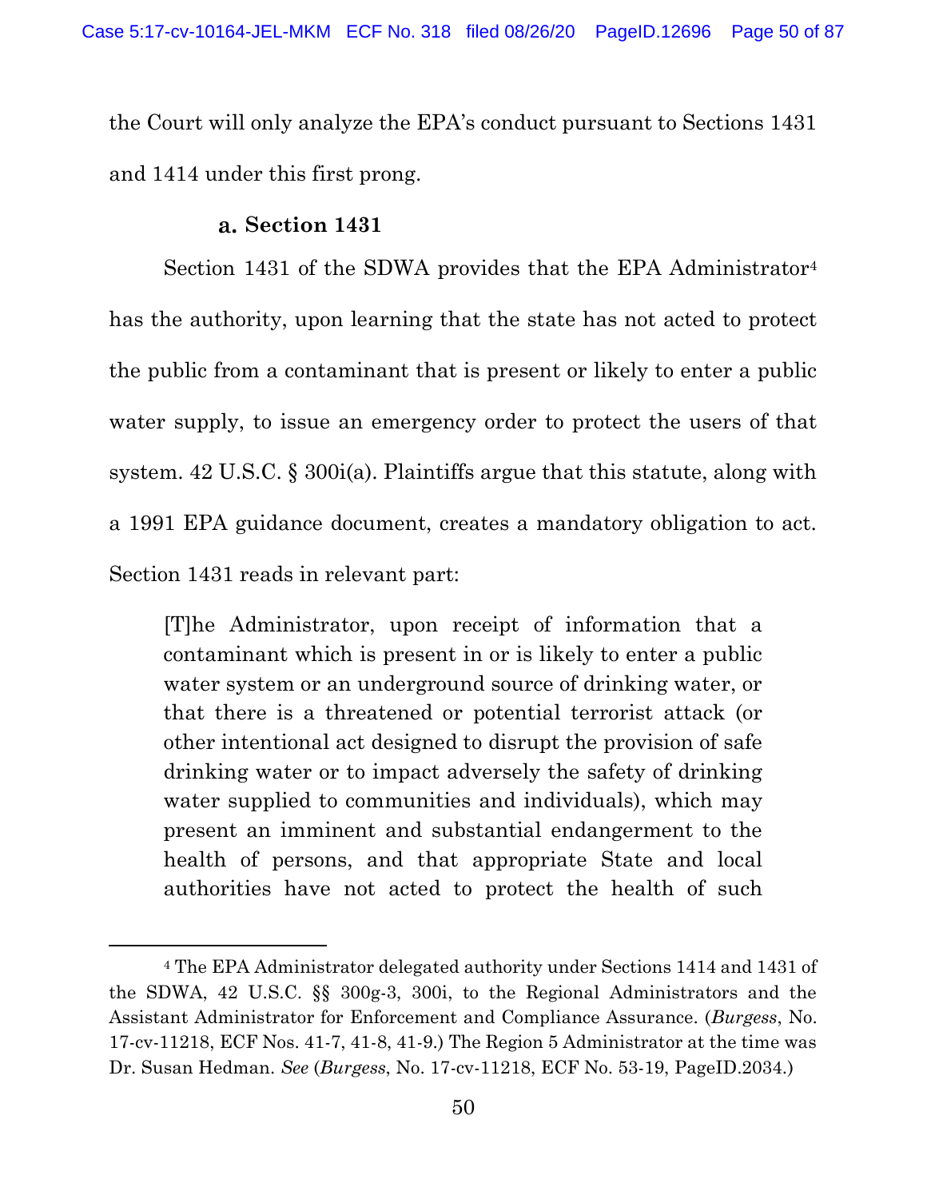the Court will only analyze the EPA's conduct pursuant to Sections 1431 and 1414 under this first prong.

#### a. Section 1431

Section 1431 of the SDWA provides that the EPA Administrator[4] has the authority, upon learning that the state has not acted to protect the public from a contaminant that is present or likely to enter a public water supply, to issue an emergency order to protect the users of that system. 42 U.S.C. § 300i(a). Plaintiffs argue that this statute, along with a 1991 EPA guidance document, creates a mandatory obligation to act. Section 1431 reads in relevant part:

> [T]he Administrator, upon receipt of information that a contaminant which is present in or is likely to enter a public water system or an underground source of drinking water, or that there is a threatened or potential terrorist attack (or other intentional act designed to disrupt the provision of safe drinking water or to impact adversely the safety of drinking water supplied to communities and individuals), which may present an imminent and substantial endangerment to the health of persons, and that appropriate State and local authorities have not acted to protect the health of such

[4] The EPA Administrator delegated authority under Sections 1414 and 1431 of the SDWA, 42 U.S.C. §§ 300g-3, 300i, to the Regional Administrators and the Assistant Administrator for Enforcement and Compliance Assurance. (*Burgess*, No. 17-cv-11218, ECF Nos. 41-7, 41-8, 41-9.) The Region 5 Administrator at the time was Dr. Susan Hedman. *See* (*Burgess*, No. 17-cv-11218, ECF No. 53-19, PageID.2034.)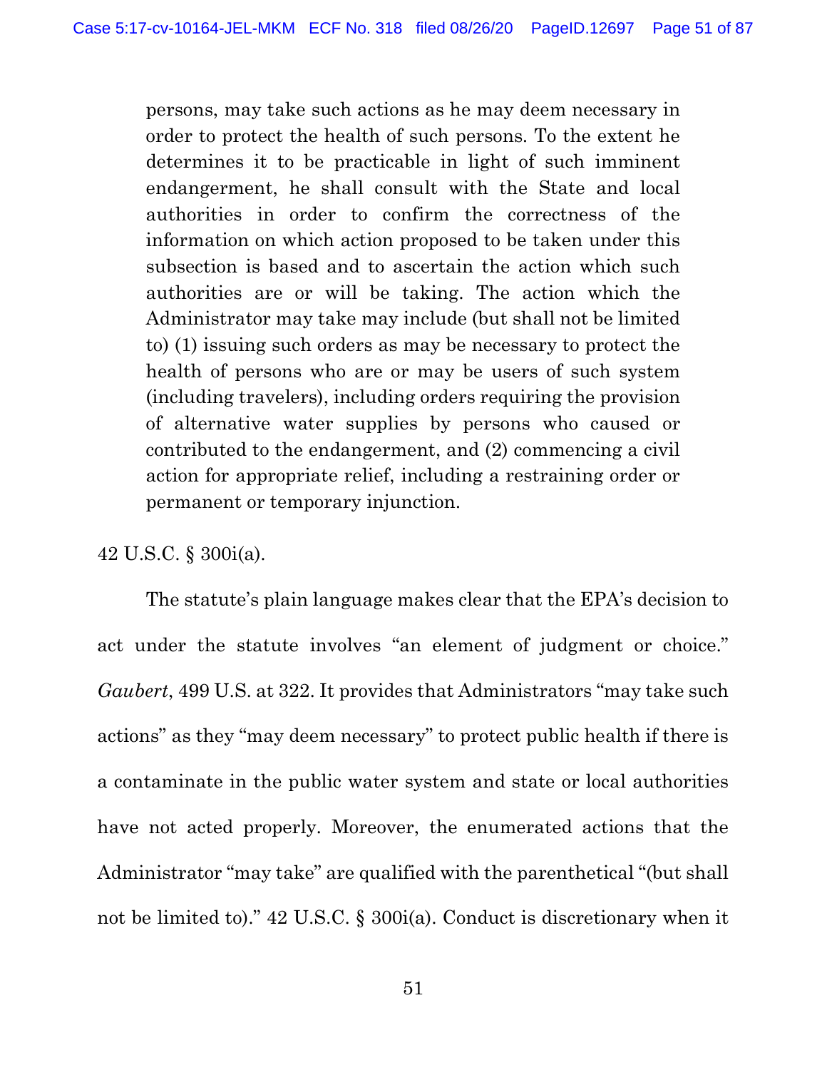> persons, may take such actions as he may deem necessary in order to protect the health of such persons. To the extent he determines it to be practicable in light of such imminent endangerment, he shall consult with the State and local authorities in order to confirm the correctness of the information on which action proposed to be taken under this subsection is based and to ascertain the action which such authorities are or will be taking. The action which the Administrator may take may include (but shall not be limited to) (1) issuing such orders as may be necessary to protect the health of persons who are or may be users of such system (including travelers), including orders requiring the provision of alternative water supplies by persons who caused or contributed to the endangerment, and (2) commencing a civil action for appropriate relief, including a restraining order or permanent or temporary injunction.

42 U.S.C. § 300i(a).

The statute's plain language makes clear that the EPA's decision to act under the statute involves "an element of judgment or choice." *Gaubert*, 499 U.S. at 322. It provides that Administrators "may take such actions" as they "may deem necessary" to protect public health if there is a contaminate in the public water system and state or local authorities have not acted properly. Moreover, the enumerated actions that the Administrator "may take" are qualified with the parenthetical "(but shall not be limited to)." 42 U.S.C. § 300i(a). Conduct is discretionary when it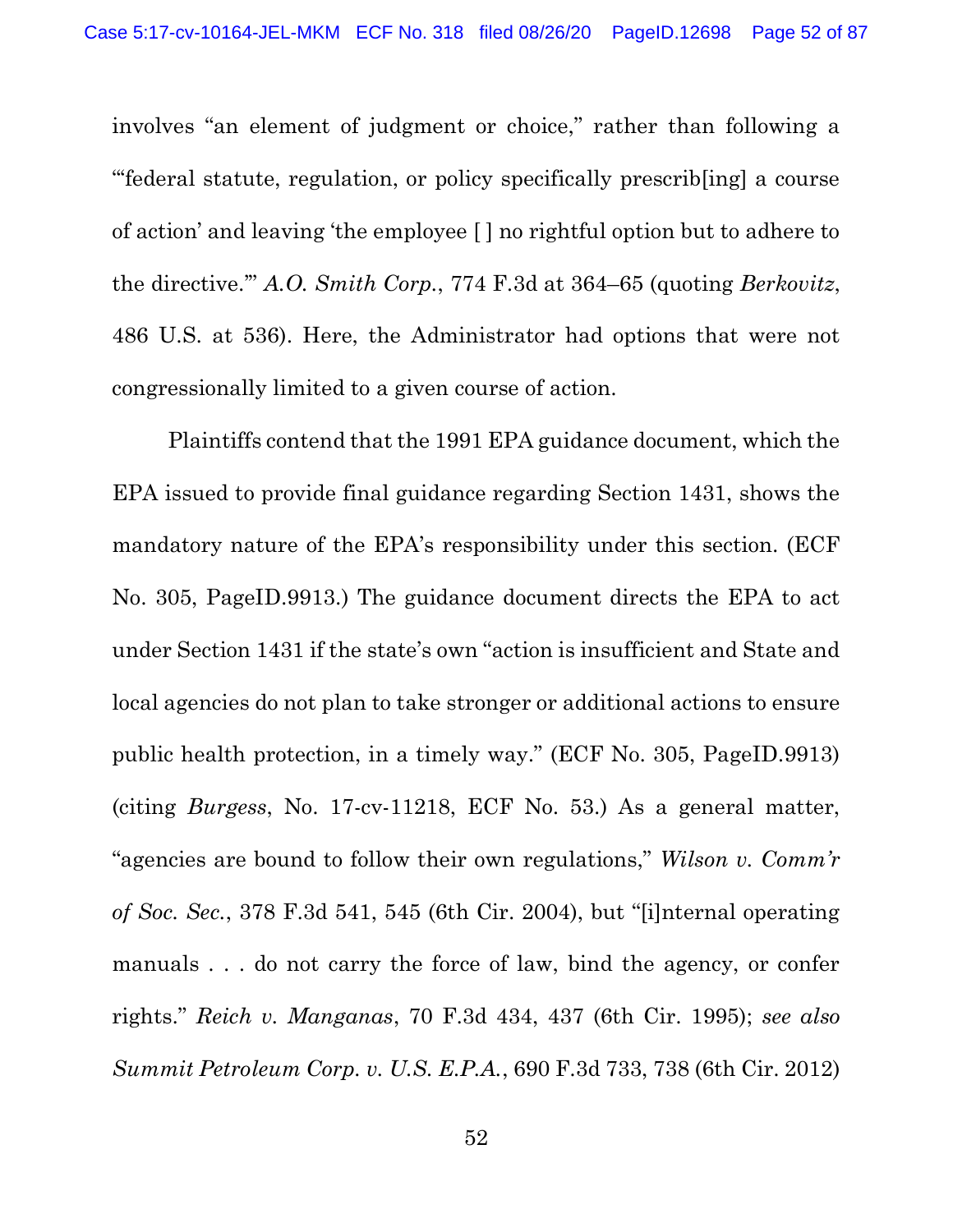involves "an element of judgment or choice," rather than following a "'federal statute, regulation, or policy specifically prescrib[ing] a course of action' and leaving 'the employee [ ] no rightful option but to adhere to the directive.'" *A.O. Smith Corp.*, 774 F.3d at 364–65 (quoting *Berkovitz*, 486 U.S. at 536). Here, the Administrator had options that were not congressionally limited to a given course of action.

Plaintiffs contend that the 1991 EPA guidance document, which the EPA issued to provide final guidance regarding Section 1431, shows the mandatory nature of the EPA's responsibility under this section. (ECF No. 305, PageID.9913.) The guidance document directs the EPA to act under Section 1431 if the state's own "action is insufficient and State and local agencies do not plan to take stronger or additional actions to ensure public health protection, in a timely way." (ECF No. 305, PageID.9913) (citing *Burgess*, No. 17-cv-11218, ECF No. 53.) As a general matter, "agencies are bound to follow their own regulations," *Wilson v. Comm'r of Soc. Sec.*, 378 F.3d 541, 545 (6th Cir. 2004), but "[i]nternal operating manuals . . . do not carry the force of law, bind the agency, or confer rights." *Reich v. Manganas*, 70 F.3d 434, 437 (6th Cir. 1995); *see also Summit Petroleum Corp. v. U.S. E.P.A.*, 690 F.3d 733, 738 (6th Cir. 2012)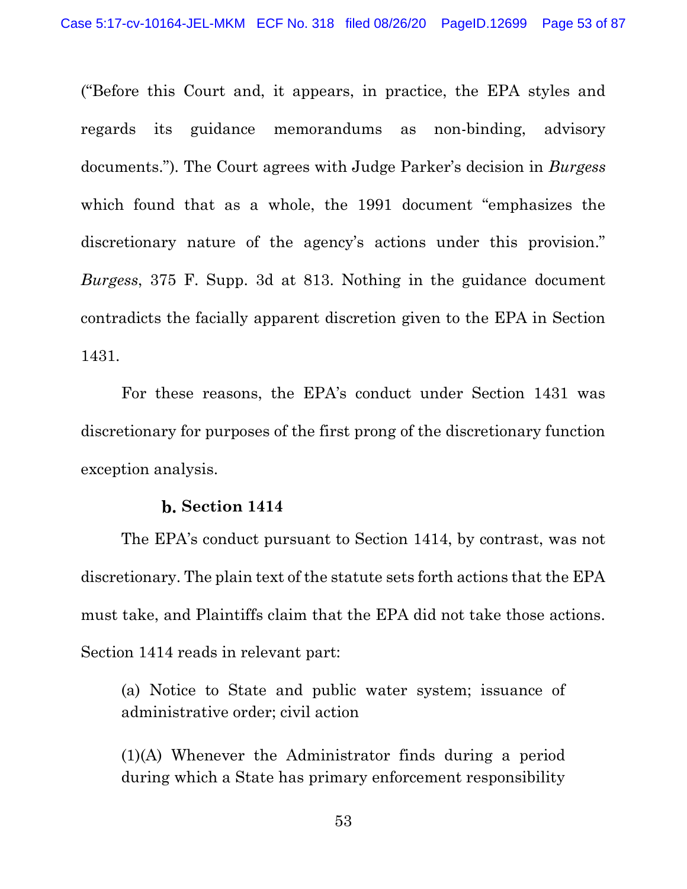("Before this Court and, it appears, in practice, the EPA styles and regards its guidance memorandums as non-binding, advisory documents."). The Court agrees with Judge Parker's decision in *Burgess* which found that as a whole, the 1991 document "emphasizes the discretionary nature of the agency's actions under this provision." *Burgess*, 375 F. Supp. 3d at 813. Nothing in the guidance document contradicts the facially apparent discretion given to the EPA in Section 1431.

For these reasons, the EPA's conduct under Section 1431 was discretionary for purposes of the first prong of the discretionary function exception analysis.

### b. Section 1414

The EPA's conduct pursuant to Section 1414, by contrast, was not discretionary. The plain text of the statute sets forth actions that the EPA must take, and Plaintiffs claim that the EPA did not take those actions. Section 1414 reads in relevant part:

> (a) Notice to State and public water system; issuance of administrative order; civil action
>
> (1)(A) Whenever the Administrator finds during a period during which a State has primary enforcement responsibility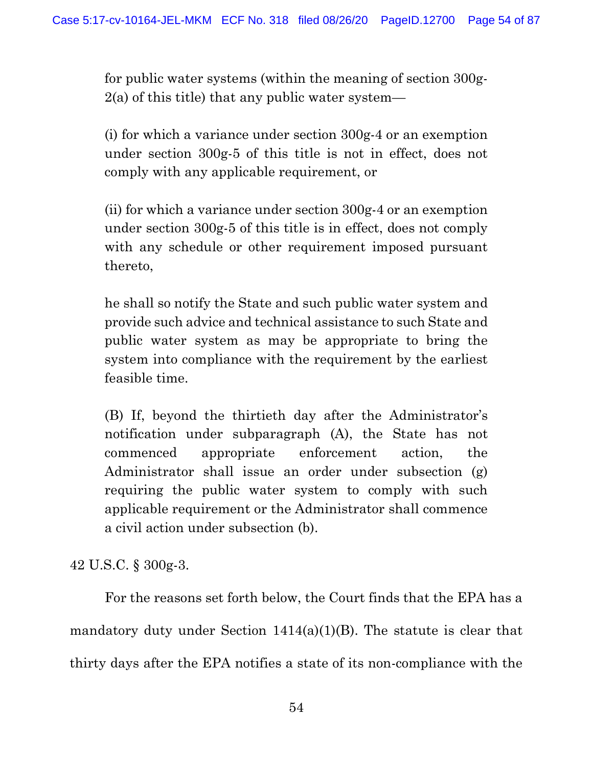> for public water systems (within the meaning of section 300g-2(a) of this title) that any public water system—
>
> (i) for which a variance under section 300g-4 or an exemption under section 300g-5 of this title is not in effect, does not comply with any applicable requirement, or
>
> (ii) for which a variance under section 300g-4 or an exemption under section 300g-5 of this title is in effect, does not comply with any schedule or other requirement imposed pursuant thereto,
>
> he shall so notify the State and such public water system and provide such advice and technical assistance to such State and public water system as may be appropriate to bring the system into compliance with the requirement by the earliest feasible time.
>
> (B) If, beyond the thirtieth day after the Administrator's notification under subparagraph (A), the State has not commenced appropriate enforcement action, the Administrator shall issue an order under subsection (g) requiring the public water system to comply with such applicable requirement or the Administrator shall commence a civil action under subsection (b).

42 U.S.C. § 300g-3.

For the reasons set forth below, the Court finds that the EPA has a mandatory duty under Section 1414(a)(1)(B). The statute is clear that thirty days after the EPA notifies a state of its non-compliance with the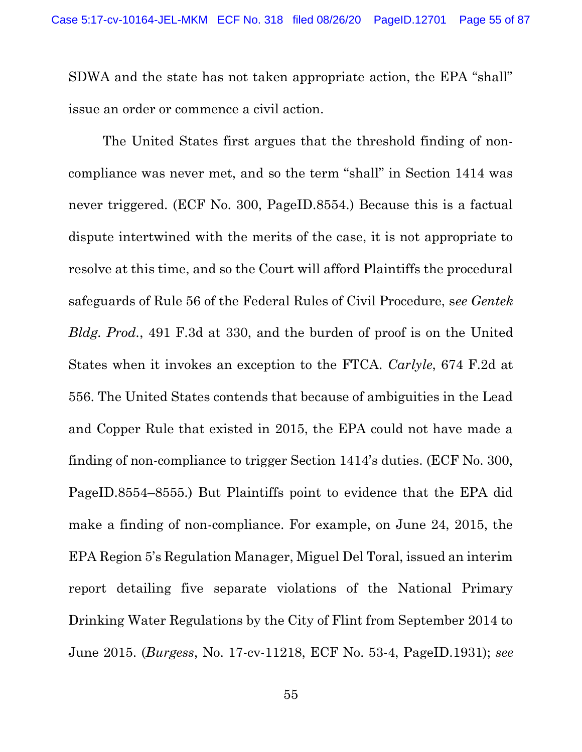SDWA and the state has not taken appropriate action, the EPA "shall" issue an order or commence a civil action.

The United States first argues that the threshold finding of non-compliance was never met, and so the term "shall" in Section 1414 was never triggered. (ECF No. 300, PageID.8554.) Because this is a factual dispute intertwined with the merits of the case, it is not appropriate to resolve at this time, and so the Court will afford Plaintiffs the procedural safeguards of Rule 56 of the Federal Rules of Civil Procedure, s*ee Gentek Bldg. Prod.*, 491 F.3d at 330, and the burden of proof is on the United States when it invokes an exception to the FTCA. *Carlyle*, 674 F.2d at 556. The United States contends that because of ambiguities in the Lead and Copper Rule that existed in 2015, the EPA could not have made a finding of non-compliance to trigger Section 1414's duties. (ECF No. 300, PageID.8554–8555.) But Plaintiffs point to evidence that the EPA did make a finding of non-compliance. For example, on June 24, 2015, the EPA Region 5's Regulation Manager, Miguel Del Toral, issued an interim report detailing five separate violations of the National Primary Drinking Water Regulations by the City of Flint from September 2014 to June 2015. (*Burgess*, No. 17-cv-11218, ECF No. 53-4, PageID.1931); *see*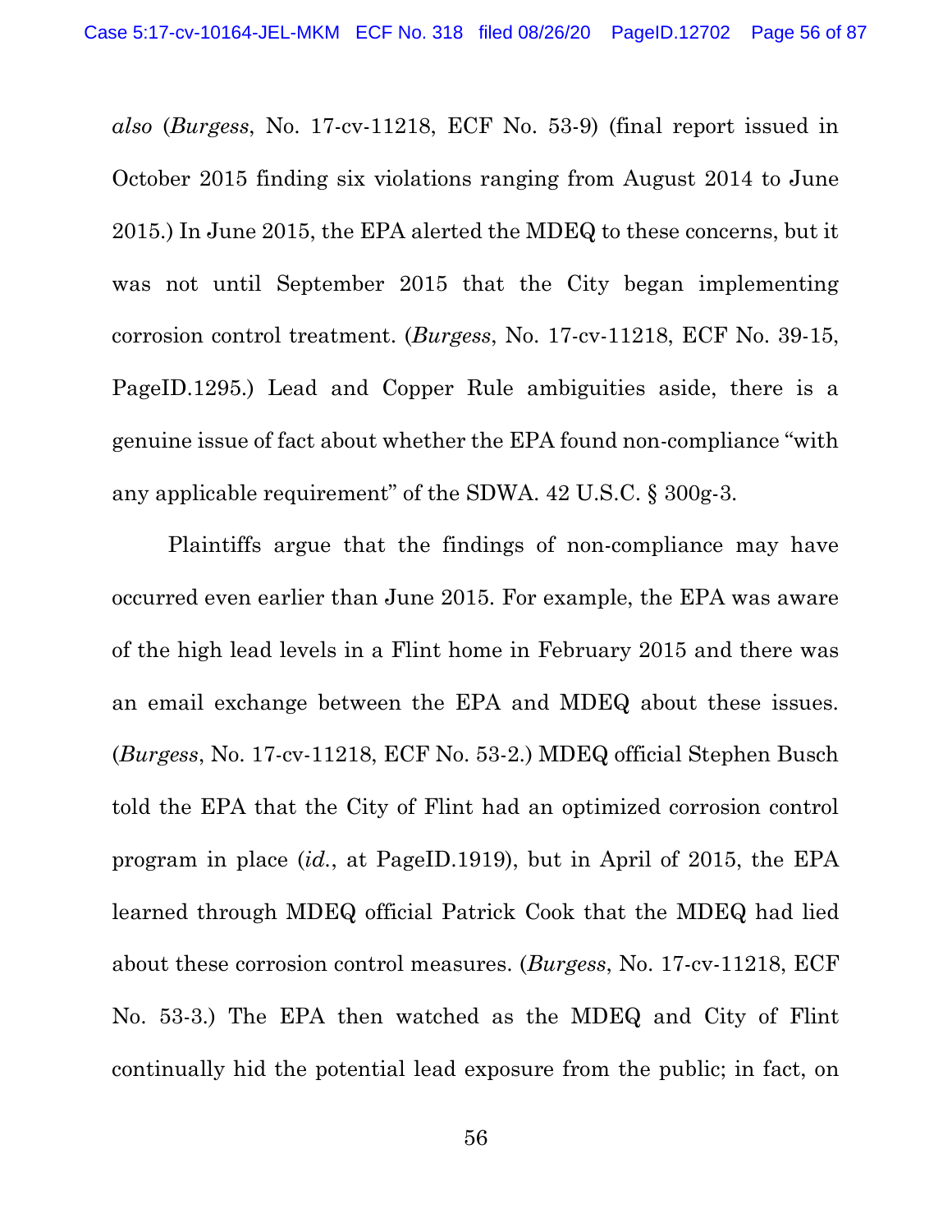*also* (*Burgess*, No. 17-cv-11218, ECF No. 53-9) (final report issued in October 2015 finding six violations ranging from August 2014 to June 2015.) In June 2015, the EPA alerted the MDEQ to these concerns, but it was not until September 2015 that the City began implementing corrosion control treatment. (*Burgess*, No. 17-cv-11218, ECF No. 39-15, PageID.1295.) Lead and Copper Rule ambiguities aside, there is a genuine issue of fact about whether the EPA found non-compliance "with any applicable requirement" of the SDWA. 42 U.S.C. § 300g-3.

Plaintiffs argue that the findings of non-compliance may have occurred even earlier than June 2015. For example, the EPA was aware of the high lead levels in a Flint home in February 2015 and there was an email exchange between the EPA and MDEQ about these issues. (*Burgess*, No. 17-cv-11218, ECF No. 53-2.) MDEQ official Stephen Busch told the EPA that the City of Flint had an optimized corrosion control program in place (*id.*, at PageID.1919), but in April of 2015, the EPA learned through MDEQ official Patrick Cook that the MDEQ had lied about these corrosion control measures. (*Burgess*, No. 17-cv-11218, ECF No. 53-3.) The EPA then watched as the MDEQ and City of Flint continually hid the potential lead exposure from the public; in fact, on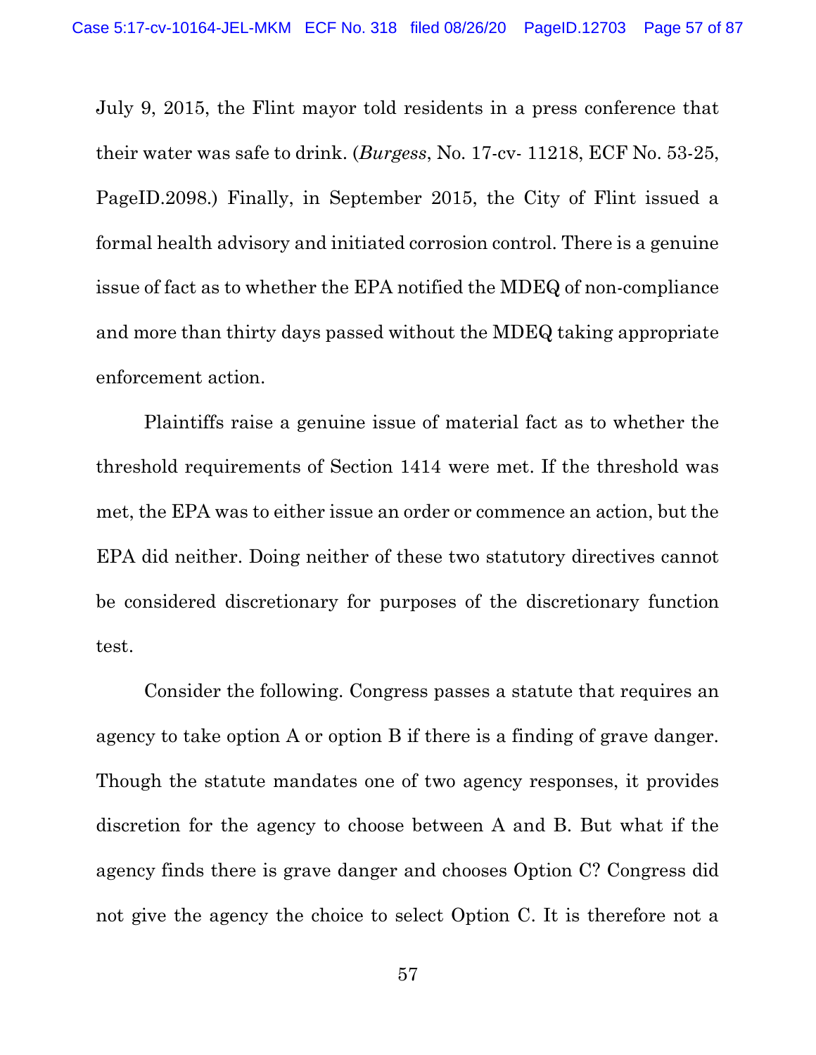July 9, 2015, the Flint mayor told residents in a press conference that their water was safe to drink. (*Burgess*, No. 17-cv- 11218, ECF No. 53-25, PageID.2098.) Finally, in September 2015, the City of Flint issued a formal health advisory and initiated corrosion control. There is a genuine issue of fact as to whether the EPA notified the MDEQ of non-compliance and more than thirty days passed without the MDEQ taking appropriate enforcement action.

Plaintiffs raise a genuine issue of material fact as to whether the threshold requirements of Section 1414 were met. If the threshold was met, the EPA was to either issue an order or commence an action, but the EPA did neither. Doing neither of these two statutory directives cannot be considered discretionary for purposes of the discretionary function test.

Consider the following. Congress passes a statute that requires an agency to take option A or option B if there is a finding of grave danger. Though the statute mandates one of two agency responses, it provides discretion for the agency to choose between A and B. But what if the agency finds there is grave danger and chooses Option C? Congress did not give the agency the choice to select Option C. It is therefore not a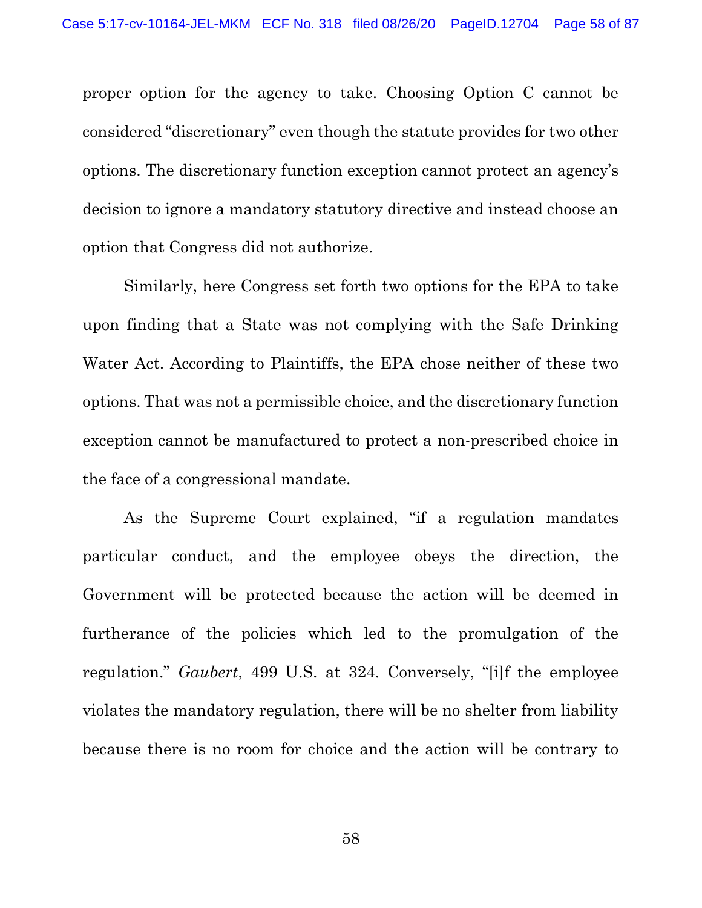proper option for the agency to take. Choosing Option C cannot be considered "discretionary" even though the statute provides for two other options. The discretionary function exception cannot protect an agency's decision to ignore a mandatory statutory directive and instead choose an option that Congress did not authorize.

Similarly, here Congress set forth two options for the EPA to take upon finding that a State was not complying with the Safe Drinking Water Act. According to Plaintiffs, the EPA chose neither of these two options. That was not a permissible choice, and the discretionary function exception cannot be manufactured to protect a non-prescribed choice in the face of a congressional mandate.

As the Supreme Court explained, "if a regulation mandates particular conduct, and the employee obeys the direction, the Government will be protected because the action will be deemed in furtherance of the policies which led to the promulgation of the regulation." *Gaubert*, 499 U.S. at 324. Conversely, "[i]f the employee violates the mandatory regulation, there will be no shelter from liability because there is no room for choice and the action will be contrary to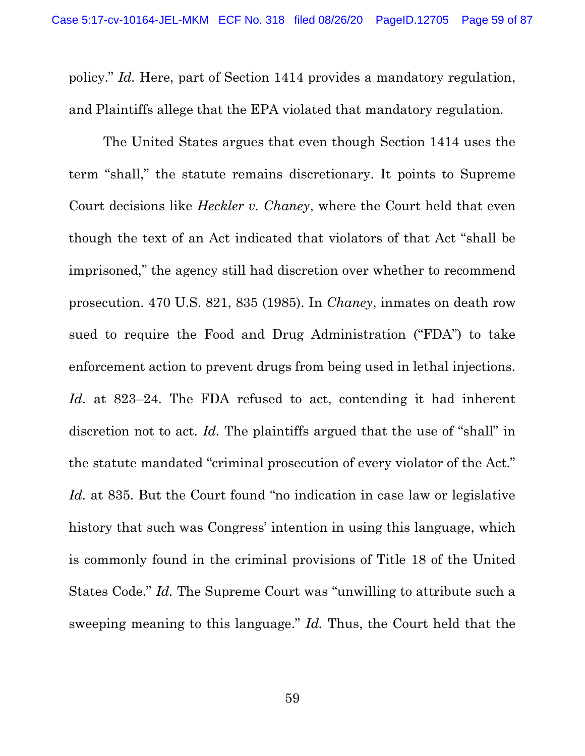policy." *Id.* Here, part of Section 1414 provides a mandatory regulation, and Plaintiffs allege that the EPA violated that mandatory regulation.

The United States argues that even though Section 1414 uses the term "shall," the statute remains discretionary. It points to Supreme Court decisions like *Heckler v. Chaney*, where the Court held that even though the text of an Act indicated that violators of that Act "shall be imprisoned," the agency still had discretion over whether to recommend prosecution. 470 U.S. 821, 835 (1985). In *Chaney*, inmates on death row sued to require the Food and Drug Administration ("FDA") to take enforcement action to prevent drugs from being used in lethal injections. *Id.* at 823–24. The FDA refused to act, contending it had inherent discretion not to act. *Id.* The plaintiffs argued that the use of "shall" in the statute mandated "criminal prosecution of every violator of the Act." *Id.* at 835. But the Court found "no indication in case law or legislative history that such was Congress' intention in using this language, which is commonly found in the criminal provisions of Title 18 of the United States Code." *Id.* The Supreme Court was "unwilling to attribute such a sweeping meaning to this language." *Id.* Thus, the Court held that the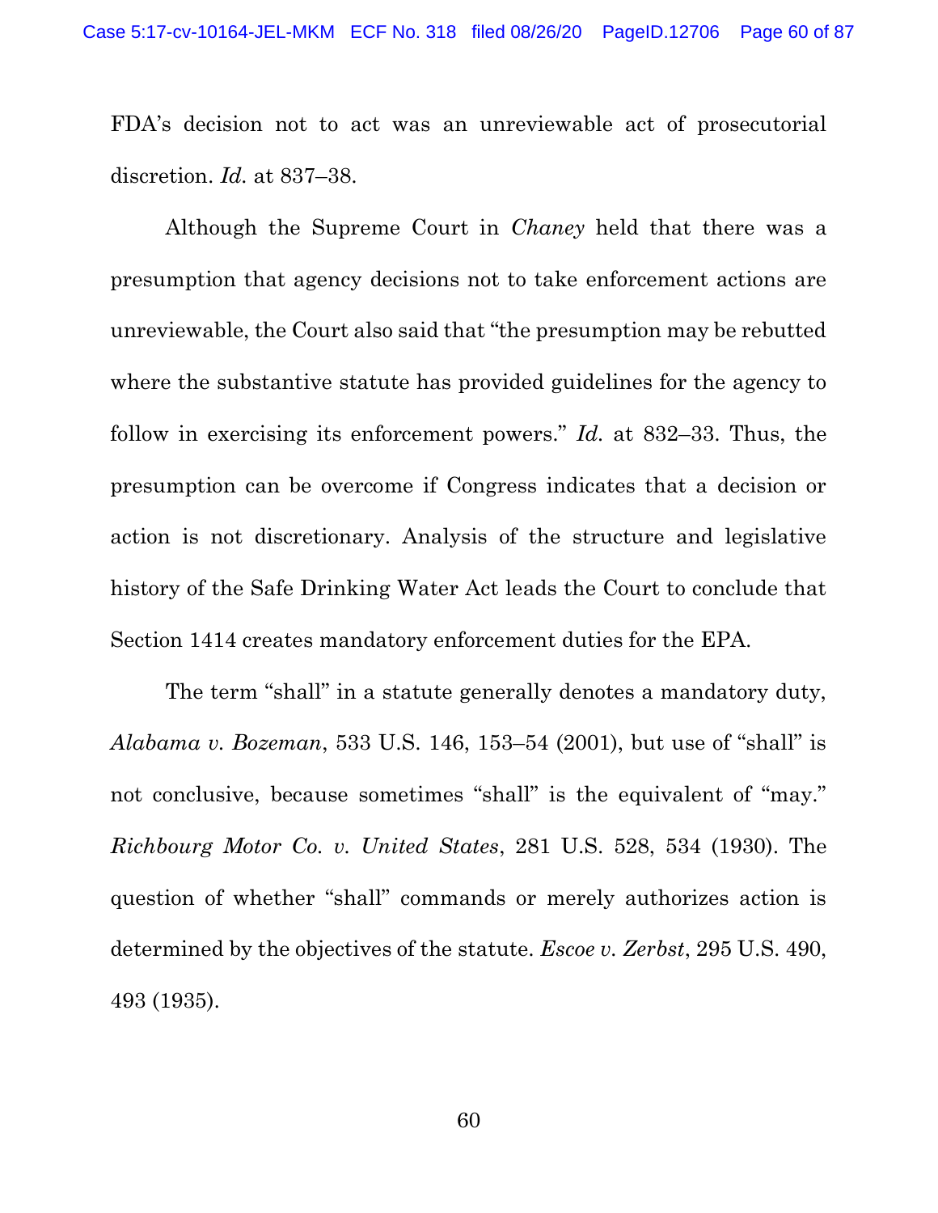FDA's decision not to act was an unreviewable act of prosecutorial discretion. *Id.* at 837–38.

Although the Supreme Court in *Chaney* held that there was a presumption that agency decisions not to take enforcement actions are unreviewable, the Court also said that "the presumption may be rebutted where the substantive statute has provided guidelines for the agency to follow in exercising its enforcement powers." *Id.* at 832–33. Thus, the presumption can be overcome if Congress indicates that a decision or action is not discretionary. Analysis of the structure and legislative history of the Safe Drinking Water Act leads the Court to conclude that Section 1414 creates mandatory enforcement duties for the EPA.

The term "shall" in a statute generally denotes a mandatory duty, *Alabama v. Bozeman*, 533 U.S. 146, 153–54 (2001), but use of "shall" is not conclusive, because sometimes "shall" is the equivalent of "may." *Richbourg Motor Co. v. United States*, 281 U.S. 528, 534 (1930). The question of whether "shall" commands or merely authorizes action is determined by the objectives of the statute. *Escoe v. Zerbst*, 295 U.S. 490, 493 (1935).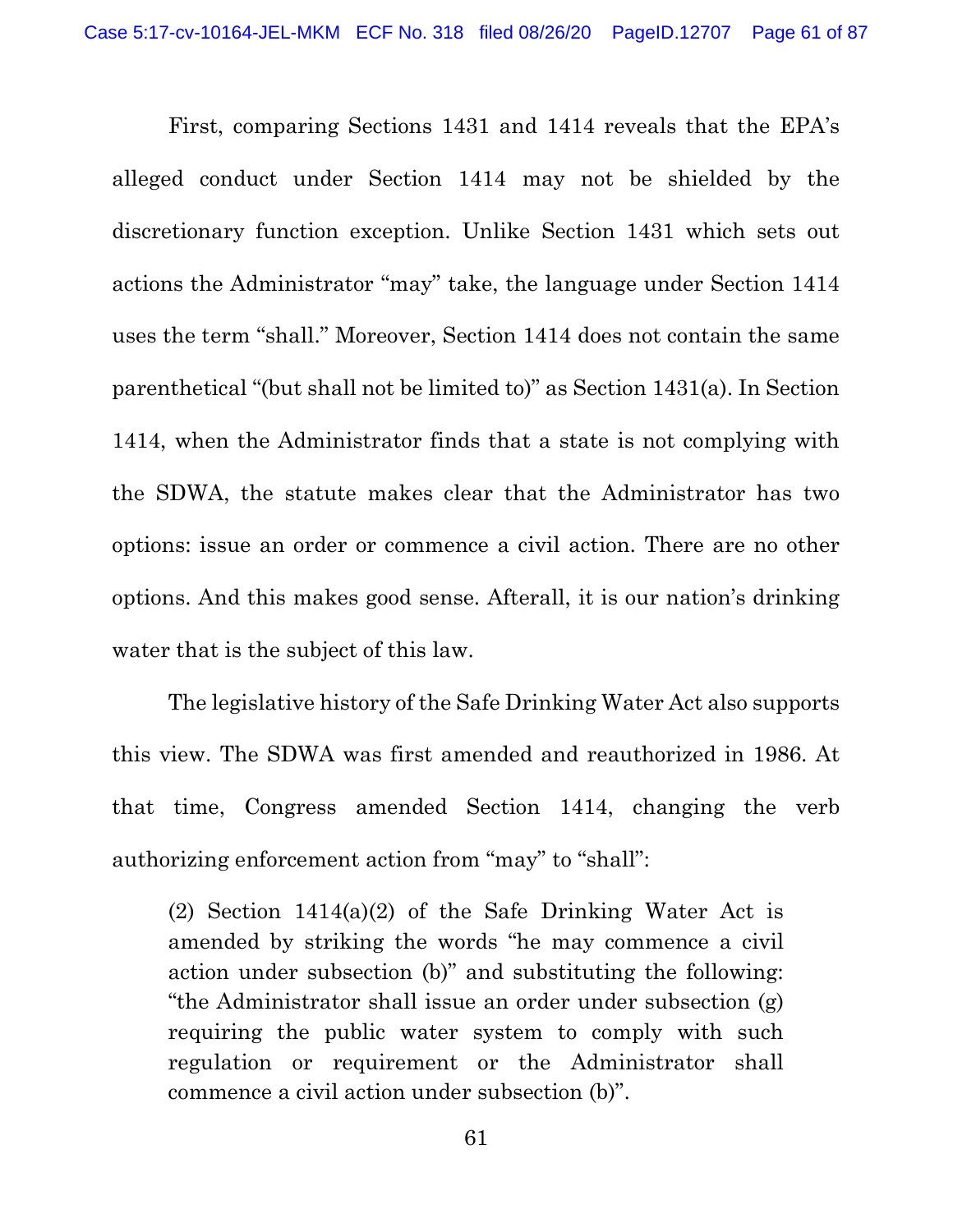First, comparing Sections 1431 and 1414 reveals that the EPA's alleged conduct under Section 1414 may not be shielded by the discretionary function exception. Unlike Section 1431 which sets out actions the Administrator "may" take, the language under Section 1414 uses the term "shall." Moreover, Section 1414 does not contain the same parenthetical "(but shall not be limited to)" as Section 1431(a). In Section 1414, when the Administrator finds that a state is not complying with the SDWA, the statute makes clear that the Administrator has two options: issue an order or commence a civil action. There are no other options. And this makes good sense. Afterall, it is our nation's drinking water that is the subject of this law.

The legislative history of the Safe Drinking Water Act also supports this view. The SDWA was first amended and reauthorized in 1986. At that time, Congress amended Section 1414, changing the verb authorizing enforcement action from "may" to "shall":

> (2) Section 1414(a)(2) of the Safe Drinking Water Act is amended by striking the words "he may commence a civil action under subsection (b)" and substituting the following: "the Administrator shall issue an order under subsection (g) requiring the public water system to comply with such regulation or requirement or the Administrator shall commence a civil action under subsection (b)".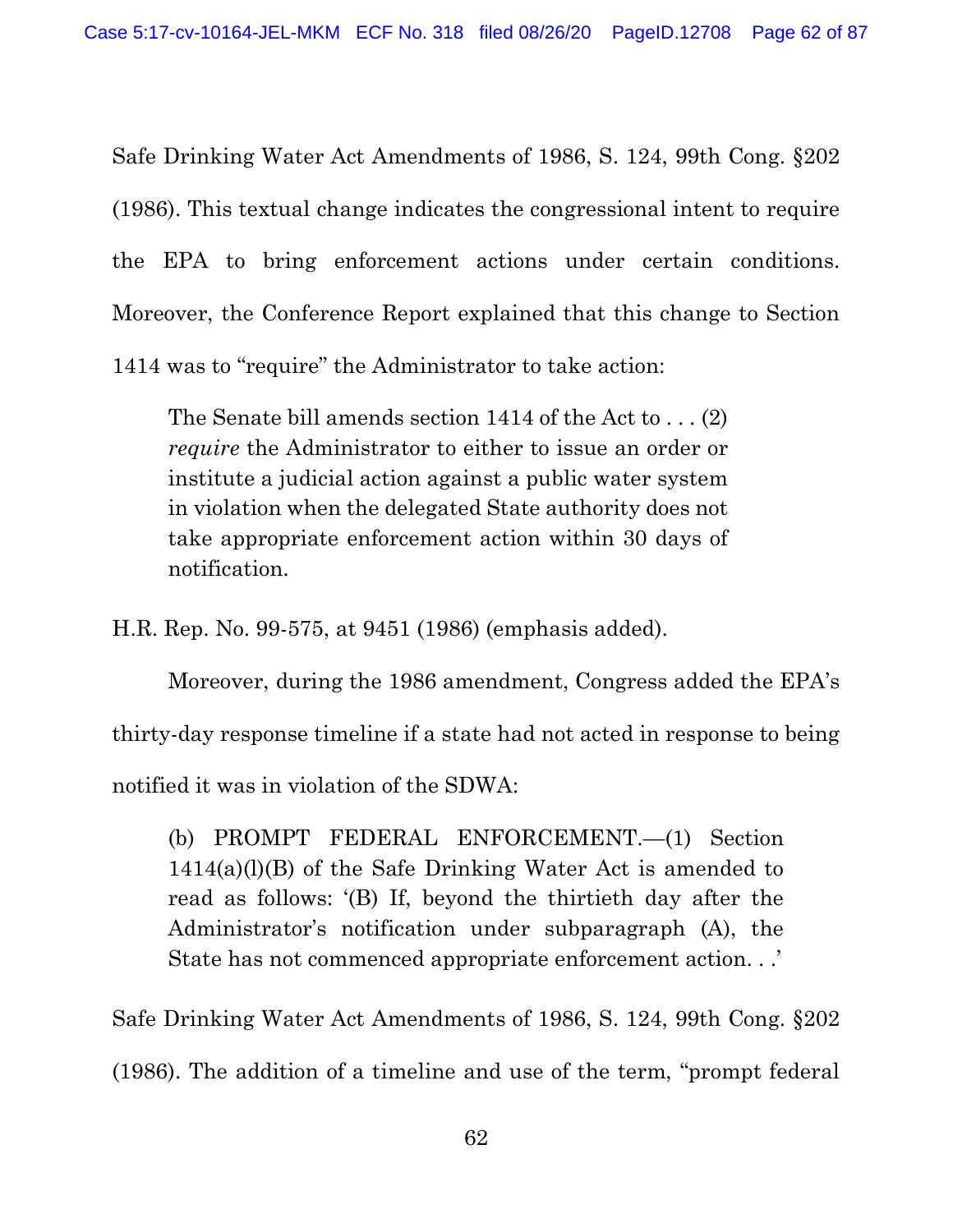Safe Drinking Water Act Amendments of 1986, S. 124, 99th Cong. §202 (1986). This textual change indicates the congressional intent to require the EPA to bring enforcement actions under certain conditions. Moreover, the Conference Report explained that this change to Section 1414 was to "require" the Administrator to take action:

> The Senate bill amends section 1414 of the Act to . . . (2) *require* the Administrator to either to issue an order or institute a judicial action against a public water system in violation when the delegated State authority does not take appropriate enforcement action within 30 days of notification.

H.R. Rep. No. 99-575, at 9451 (1986) (emphasis added).

Moreover, during the 1986 amendment, Congress added the EPA's thirty-day response timeline if a state had not acted in response to being notified it was in violation of the SDWA:

> (b) PROMPT FEDERAL ENFORCEMENT.—(1) Section 1414(a)(l)(B) of the Safe Drinking Water Act is amended to read as follows: '(B) If, beyond the thirtieth day after the Administrator's notification under subparagraph (A), the State has not commenced appropriate enforcement action. . .'

Safe Drinking Water Act Amendments of 1986, S. 124, 99th Cong. §202 (1986). The addition of a timeline and use of the term, "prompt federal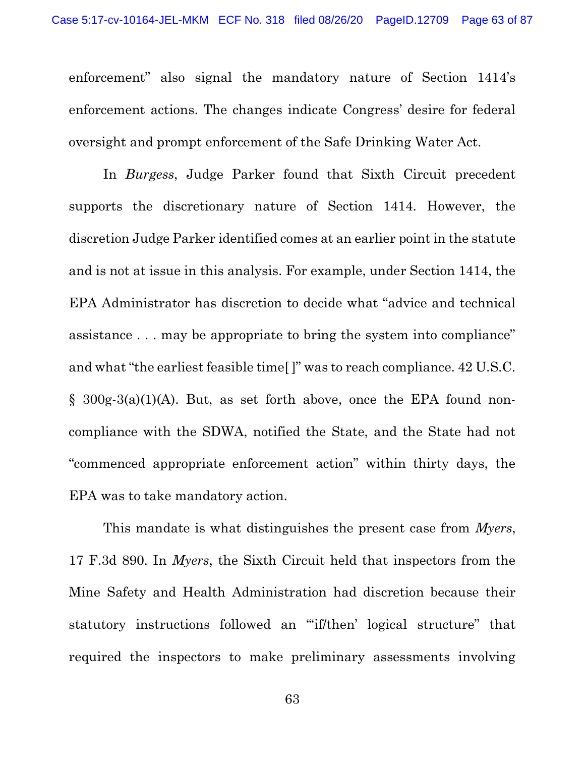enforcement" also signal the mandatory nature of Section 1414's enforcement actions. The changes indicate Congress' desire for federal oversight and prompt enforcement of the Safe Drinking Water Act.

In *Burgess*, Judge Parker found that Sixth Circuit precedent supports the discretionary nature of Section 1414. However, the discretion Judge Parker identified comes at an earlier point in the statute and is not at issue in this analysis. For example, under Section 1414, the EPA Administrator has discretion to decide what "advice and technical assistance . . . may be appropriate to bring the system into compliance" and what "the earliest feasible time[ ]" was to reach compliance. 42 U.S.C. § 300g-3(a)(1)(A). But, as set forth above, once the EPA found non-compliance with the SDWA, notified the State, and the State had not "commenced appropriate enforcement action" within thirty days, the EPA was to take mandatory action.

This mandate is what distinguishes the present case from *Myers*, 17 F.3d 890. In *Myers*, the Sixth Circuit held that inspectors from the Mine Safety and Health Administration had discretion because their statutory instructions followed an "'if/then' logical structure" that required the inspectors to make preliminary assessments involving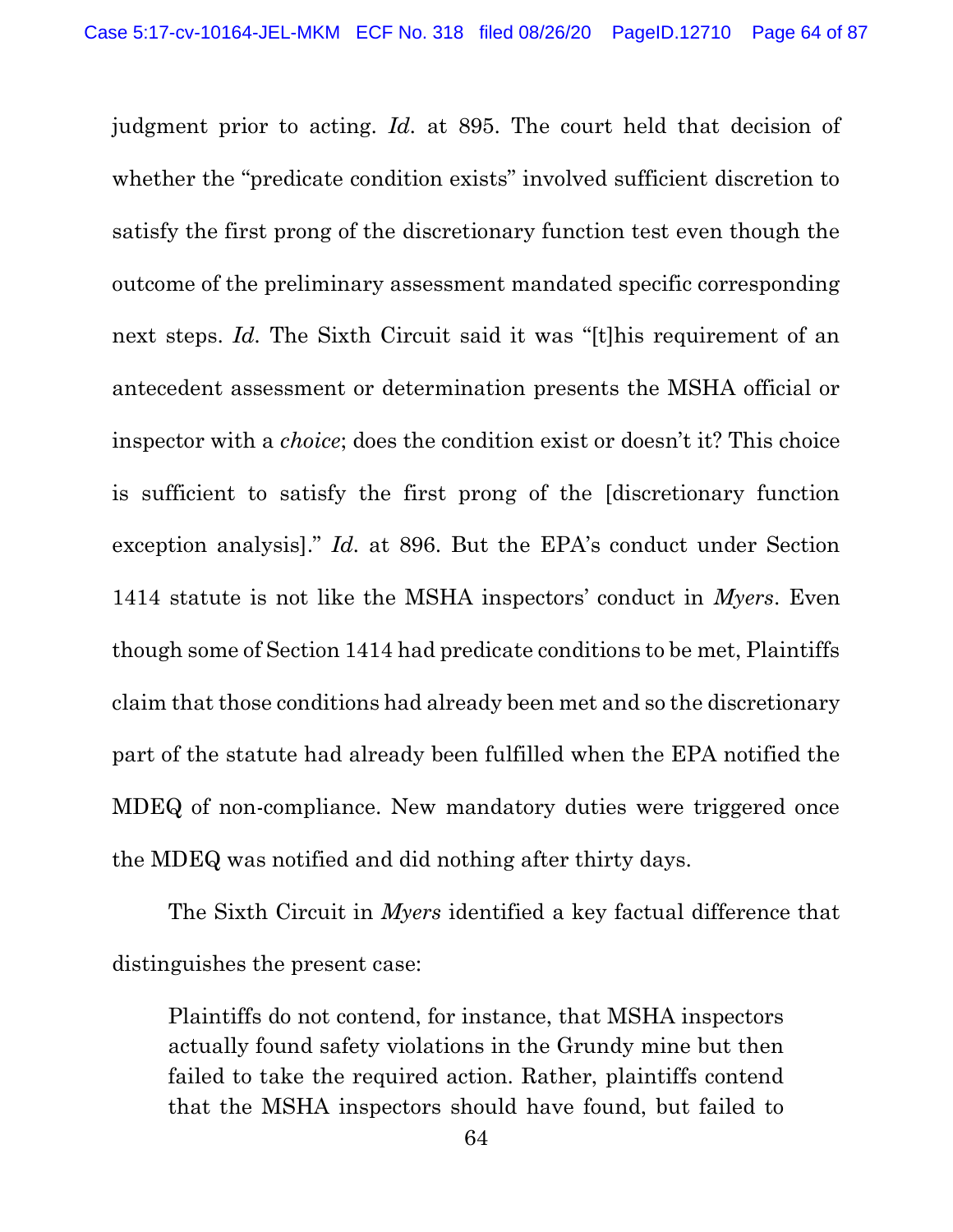judgment prior to acting. *Id.* at 895. The court held that decision of whether the "predicate condition exists" involved sufficient discretion to satisfy the first prong of the discretionary function test even though the outcome of the preliminary assessment mandated specific corresponding next steps. *Id.* The Sixth Circuit said it was "[t]his requirement of an antecedent assessment or determination presents the MSHA official or inspector with a *choice*; does the condition exist or doesn't it? This choice is sufficient to satisfy the first prong of the [discretionary function exception analysis]." *Id.* at 896. But the EPA's conduct under Section 1414 statute is not like the MSHA inspectors' conduct in *Myers*. Even though some of Section 1414 had predicate conditions to be met, Plaintiffs claim that those conditions had already been met and so the discretionary part of the statute had already been fulfilled when the EPA notified the MDEQ of non-compliance. New mandatory duties were triggered once the MDEQ was notified and did nothing after thirty days.

The Sixth Circuit in *Myers* identified a key factual difference that distinguishes the present case:

> Plaintiffs do not contend, for instance, that MSHA inspectors actually found safety violations in the Grundy mine but then failed to take the required action. Rather, plaintiffs contend that the MSHA inspectors should have found, but failed to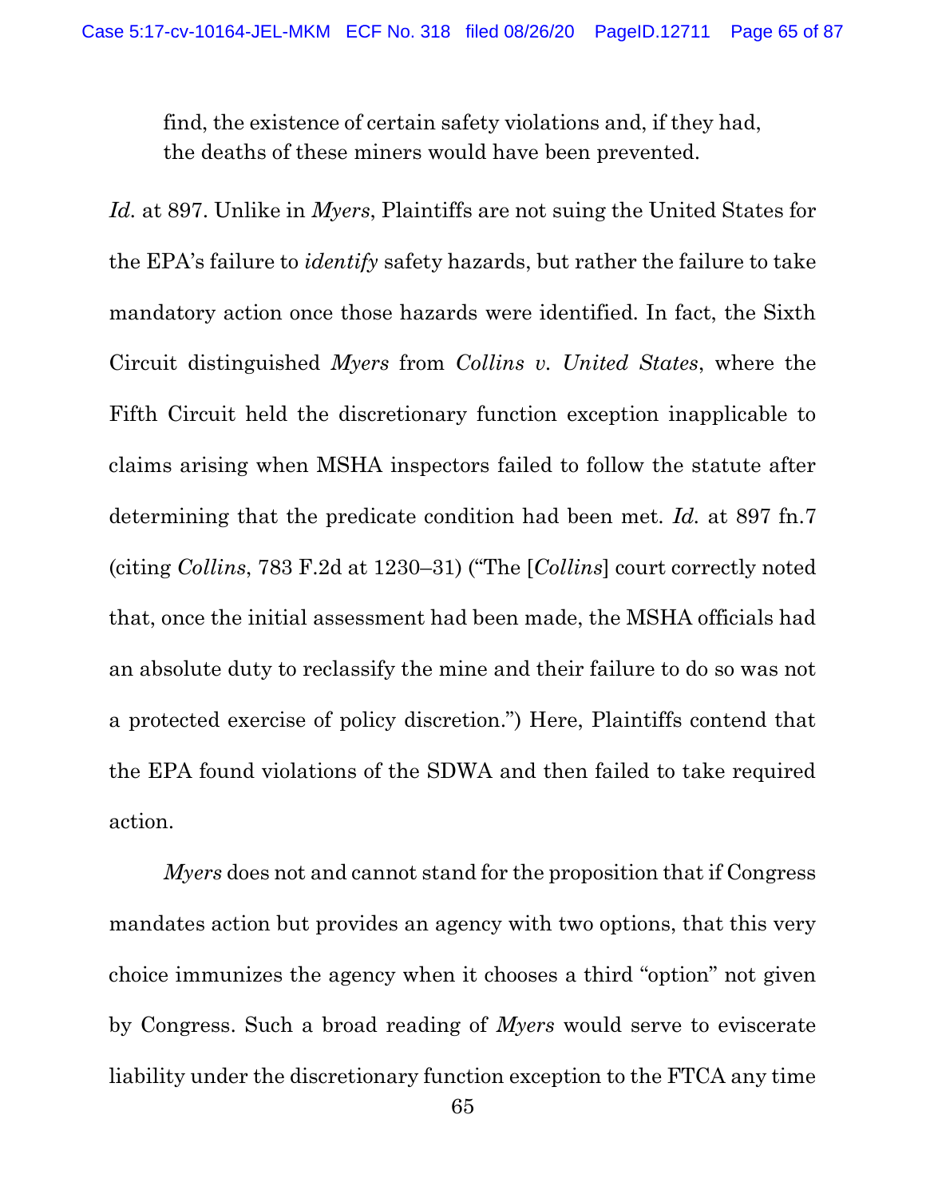> find, the existence of certain safety violations and, if they had, the deaths of these miners would have been prevented.

*Id.* at 897. Unlike in *Myers*, Plaintiffs are not suing the United States for the EPA's failure to *identify* safety hazards, but rather the failure to take mandatory action once those hazards were identified. In fact, the Sixth Circuit distinguished *Myers* from *Collins v. United States*, where the Fifth Circuit held the discretionary function exception inapplicable to claims arising when MSHA inspectors failed to follow the statute after determining that the predicate condition had been met. *Id.* at 897 fn.7 (citing *Collins*, 783 F.2d at 1230–31) ("The [*Collins*] court correctly noted that, once the initial assessment had been made, the MSHA officials had an absolute duty to reclassify the mine and their failure to do so was not a protected exercise of policy discretion.") Here, Plaintiffs contend that the EPA found violations of the SDWA and then failed to take required action.

*Myers* does not and cannot stand for the proposition that if Congress mandates action but provides an agency with two options, that this very choice immunizes the agency when it chooses a third "option" not given by Congress. Such a broad reading of *Myers* would serve to eviscerate liability under the discretionary function exception to the FTCA any time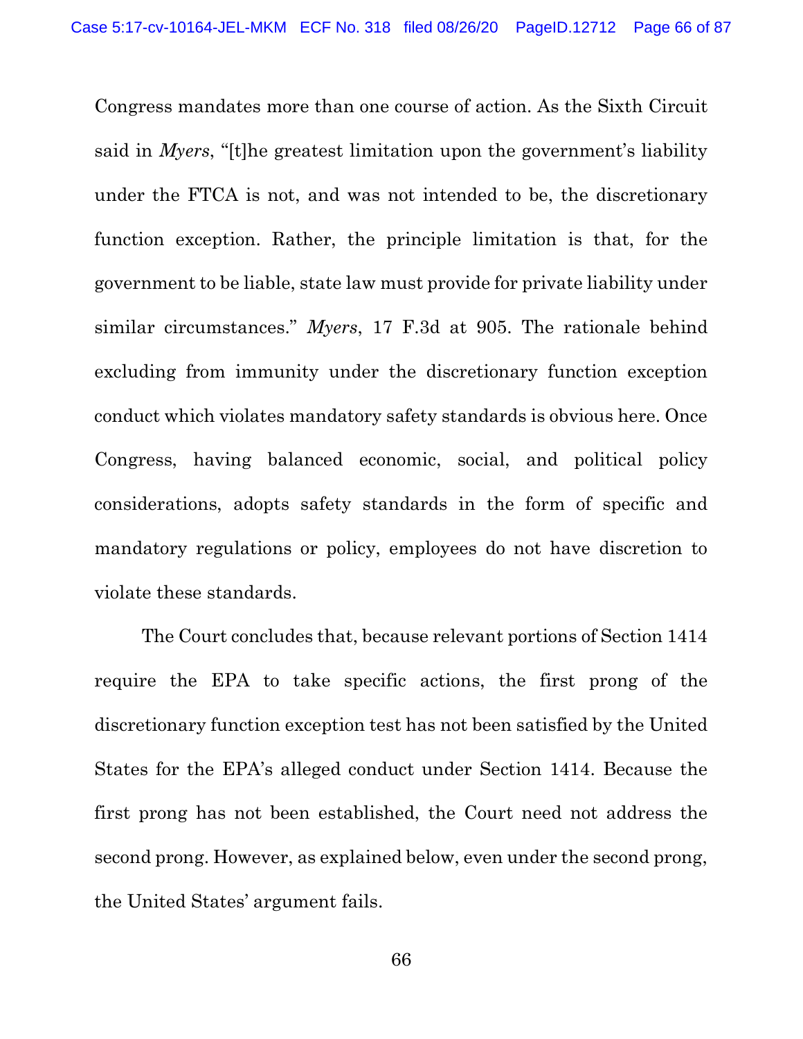Congress mandates more than one course of action. As the Sixth Circuit said in *Myers*, "[t]he greatest limitation upon the government's liability under the FTCA is not, and was not intended to be, the discretionary function exception. Rather, the principle limitation is that, for the government to be liable, state law must provide for private liability under similar circumstances." *Myers*, 17 F.3d at 905. The rationale behind excluding from immunity under the discretionary function exception conduct which violates mandatory safety standards is obvious here. Once Congress, having balanced economic, social, and political policy considerations, adopts safety standards in the form of specific and mandatory regulations or policy, employees do not have discretion to violate these standards.

The Court concludes that, because relevant portions of Section 1414 require the EPA to take specific actions, the first prong of the discretionary function exception test has not been satisfied by the United States for the EPA's alleged conduct under Section 1414. Because the first prong has not been established, the Court need not address the second prong. However, as explained below, even under the second prong, the United States' argument fails.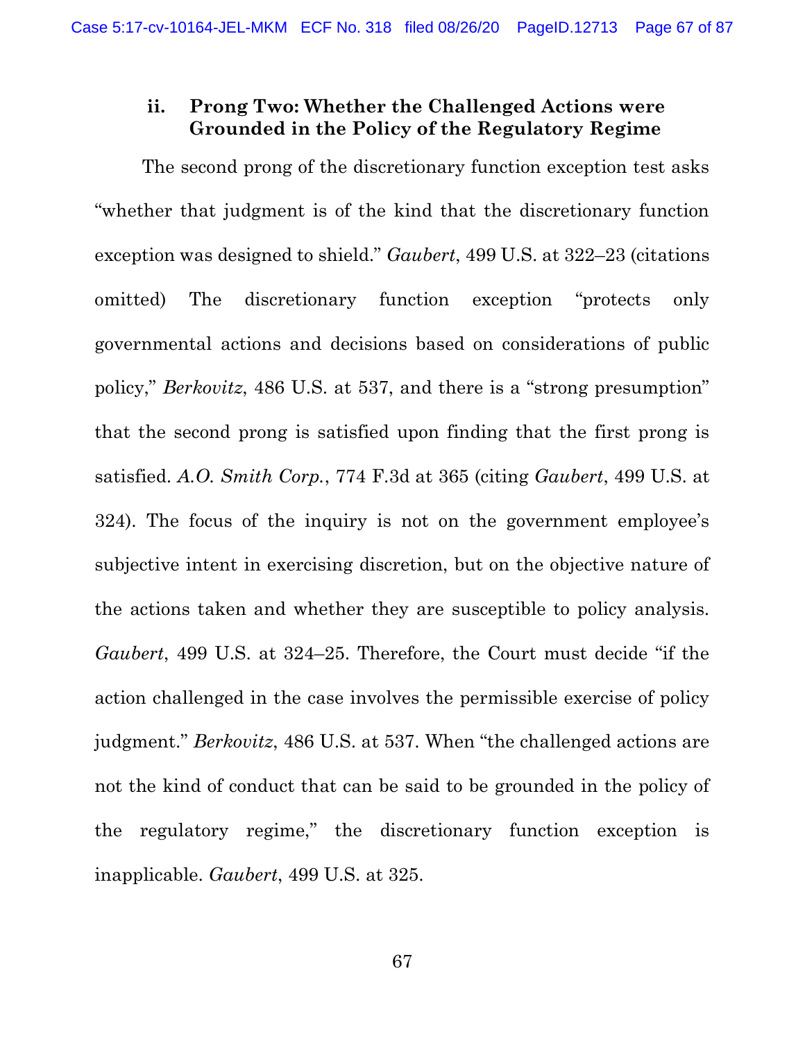### ii. Prong Two: Whether the Challenged Actions were Grounded in the Policy of the Regulatory Regime

The second prong of the discretionary function exception test asks "whether that judgment is of the kind that the discretionary function exception was designed to shield." *Gaubert*, 499 U.S. at 322–23 (citations omitted) The discretionary function exception "protects only governmental actions and decisions based on considerations of public policy," *Berkovitz*, 486 U.S. at 537, and there is a "strong presumption" that the second prong is satisfied upon finding that the first prong is satisfied. *A.O. Smith Corp.*, 774 F.3d at 365 (citing *Gaubert*, 499 U.S. at 324). The focus of the inquiry is not on the government employee's subjective intent in exercising discretion, but on the objective nature of the actions taken and whether they are susceptible to policy analysis. *Gaubert*, 499 U.S. at 324–25. Therefore, the Court must decide "if the action challenged in the case involves the permissible exercise of policy judgment." *Berkovitz*, 486 U.S. at 537. When "the challenged actions are not the kind of conduct that can be said to be grounded in the policy of the regulatory regime," the discretionary function exception is inapplicable. *Gaubert*, 499 U.S. at 325.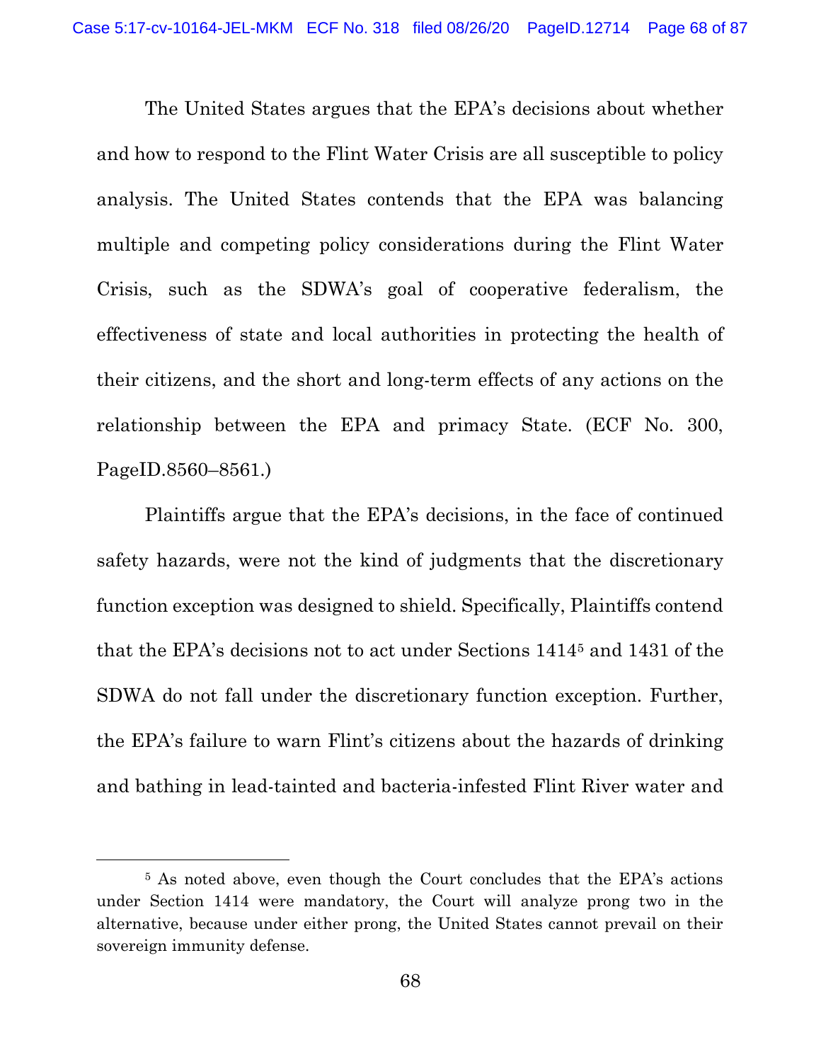The United States argues that the EPA's decisions about whether and how to respond to the Flint Water Crisis are all susceptible to policy analysis. The United States contends that the EPA was balancing multiple and competing policy considerations during the Flint Water Crisis, such as the SDWA's goal of cooperative federalism, the effectiveness of state and local authorities in protecting the health of their citizens, and the short and long-term effects of any actions on the relationship between the EPA and primacy State. (ECF No. 300, PageID.8560–8561.)

Plaintiffs argue that the EPA's decisions, in the face of continued safety hazards, were not the kind of judgments that the discretionary function exception was designed to shield. Specifically, Plaintiffs contend that the EPA's decisions not to act under Sections 1414[5] and 1431 of the SDWA do not fall under the discretionary function exception. Further, the EPA's failure to warn Flint's citizens about the hazards of drinking and bathing in lead-tainted and bacteria-infested Flint River water and

[5] As noted above, even though the Court concludes that the EPA's actions under Section 1414 were mandatory, the Court will analyze prong two in the alternative, because under either prong, the United States cannot prevail on their sovereign immunity defense.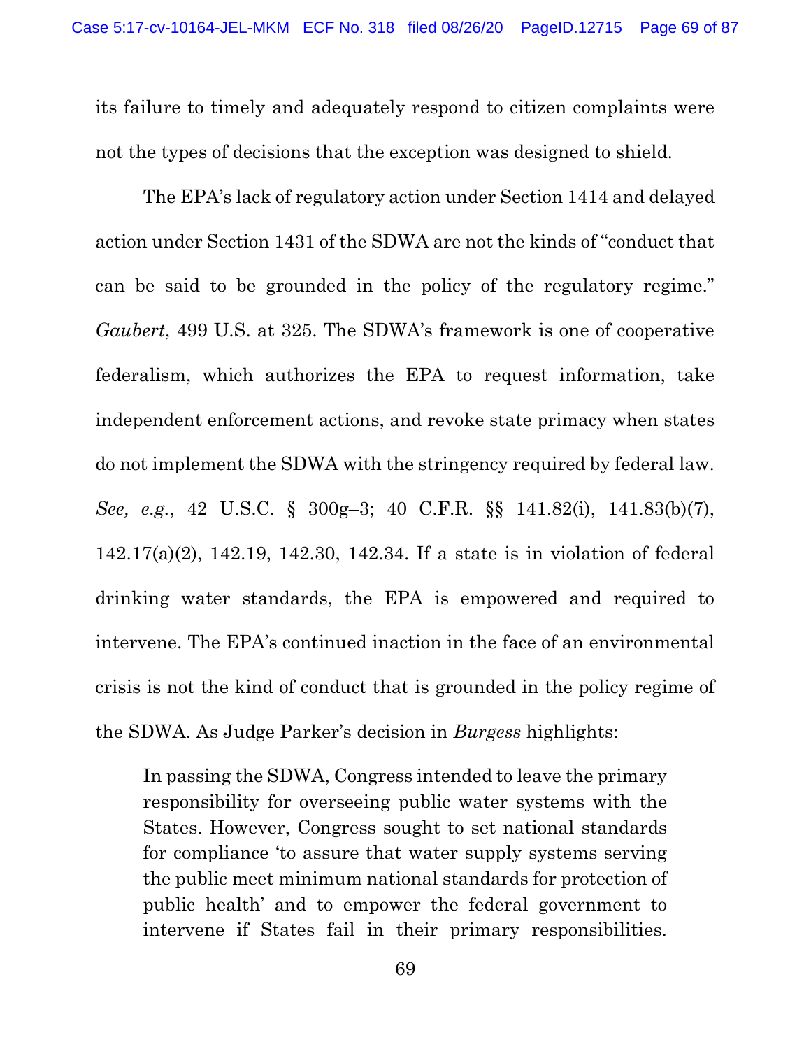its failure to timely and adequately respond to citizen complaints were not the types of decisions that the exception was designed to shield.

The EPA's lack of regulatory action under Section 1414 and delayed action under Section 1431 of the SDWA are not the kinds of "conduct that can be said to be grounded in the policy of the regulatory regime." *Gaubert*, 499 U.S. at 325. The SDWA's framework is one of cooperative federalism, which authorizes the EPA to request information, take independent enforcement actions, and revoke state primacy when states do not implement the SDWA with the stringency required by federal law. *See, e.g.*, 42 U.S.C. § 300g–3; 40 C.F.R. §§ 141.82(i), 141.83(b)(7), 142.17(a)(2), 142.19, 142.30, 142.34. If a state is in violation of federal drinking water standards, the EPA is empowered and required to intervene. The EPA's continued inaction in the face of an environmental crisis is not the kind of conduct that is grounded in the policy regime of the SDWA. As Judge Parker's decision in *Burgess* highlights:

> In passing the SDWA, Congress intended to leave the primary responsibility for overseeing public water systems with the States. However, Congress sought to set national standards for compliance 'to assure that water supply systems serving the public meet minimum national standards for protection of public health' and to empower the federal government to intervene if States fail in their primary responsibilities.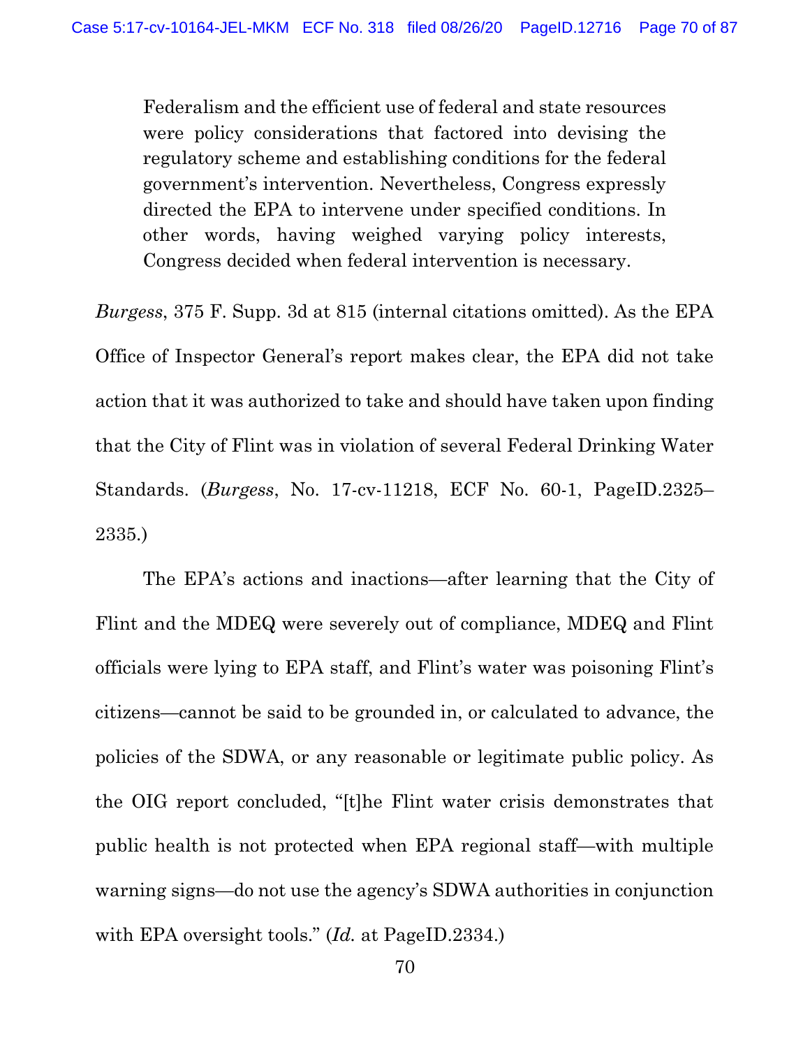> Federalism and the efficient use of federal and state resources were policy considerations that factored into devising the regulatory scheme and establishing conditions for the federal government's intervention. Nevertheless, Congress expressly directed the EPA to intervene under specified conditions. In other words, having weighed varying policy interests, Congress decided when federal intervention is necessary.

*Burgess*, 375 F. Supp. 3d at 815 (internal citations omitted). As the EPA Office of Inspector General's report makes clear, the EPA did not take action that it was authorized to take and should have taken upon finding that the City of Flint was in violation of several Federal Drinking Water Standards. (*Burgess*, No. 17-cv-11218, ECF No. 60-1, PageID.2325–2335.)

The EPA's actions and inactions—after learning that the City of Flint and the MDEQ were severely out of compliance, MDEQ and Flint officials were lying to EPA staff, and Flint's water was poisoning Flint's citizens—cannot be said to be grounded in, or calculated to advance, the policies of the SDWA, or any reasonable or legitimate public policy. As the OIG report concluded, "[t]he Flint water crisis demonstrates that public health is not protected when EPA regional staff—with multiple warning signs—do not use the agency's SDWA authorities in conjunction with EPA oversight tools." (*Id.* at PageID.2334.)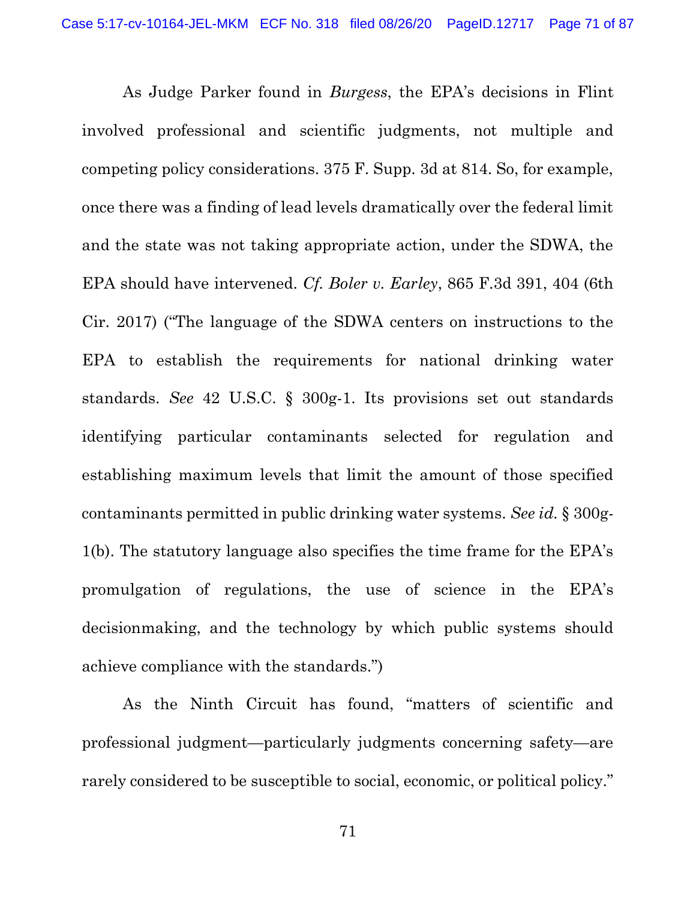As Judge Parker found in *Burgess*, the EPA's decisions in Flint involved professional and scientific judgments, not multiple and competing policy considerations. 375 F. Supp. 3d at 814. So, for example, once there was a finding of lead levels dramatically over the federal limit and the state was not taking appropriate action, under the SDWA, the EPA should have intervened. *Cf. Boler v. Earley*, 865 F.3d 391, 404 (6th Cir. 2017) ("The language of the SDWA centers on instructions to the EPA to establish the requirements for national drinking water standards. *See* 42 U.S.C. § 300g-1. Its provisions set out standards identifying particular contaminants selected for regulation and establishing maximum levels that limit the amount of those specified contaminants permitted in public drinking water systems. *See id.* § 300g-1(b). The statutory language also specifies the time frame for the EPA's promulgation of regulations, the use of science in the EPA's decisionmaking, and the technology by which public systems should achieve compliance with the standards.")

As the Ninth Circuit has found, "matters of scientific and professional judgment—particularly judgments concerning safety—are rarely considered to be susceptible to social, economic, or political policy."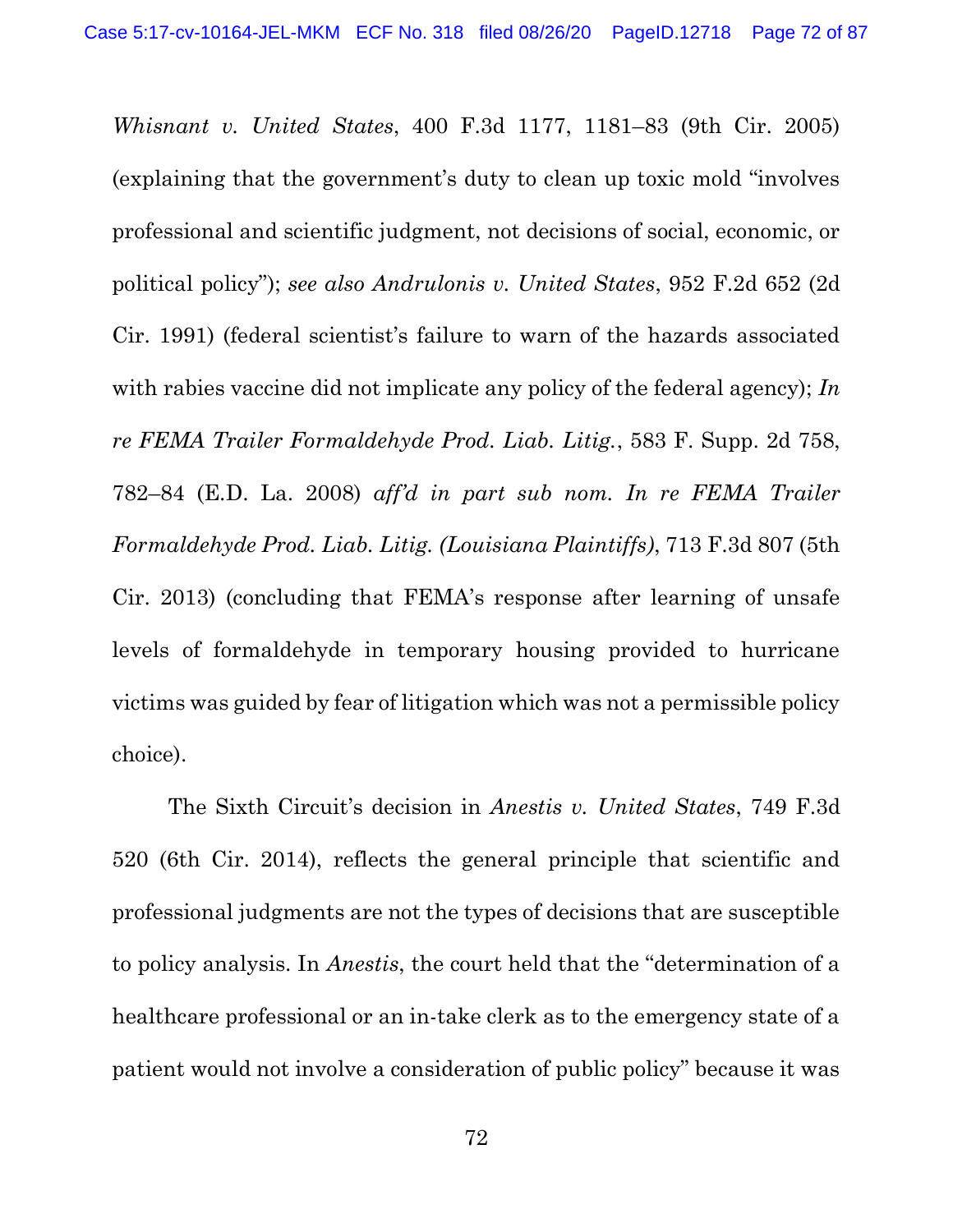*Whisnant v. United States*, 400 F.3d 1177, 1181–83 (9th Cir. 2005) (explaining that the government's duty to clean up toxic mold "involves professional and scientific judgment, not decisions of social, economic, or political policy"); *see also Andrulonis v. United States*, 952 F.2d 652 (2d Cir. 1991) (federal scientist's failure to warn of the hazards associated with rabies vaccine did not implicate any policy of the federal agency); *In re FEMA Trailer Formaldehyde Prod. Liab. Litig.*, 583 F. Supp. 2d 758, 782–84 (E.D. La. 2008) *aff'd in part sub nom. In re FEMA Trailer Formaldehyde Prod. Liab. Litig. (Louisiana Plaintiffs)*, 713 F.3d 807 (5th Cir. 2013) (concluding that FEMA's response after learning of unsafe levels of formaldehyde in temporary housing provided to hurricane victims was guided by fear of litigation which was not a permissible policy choice).

The Sixth Circuit's decision in *Anestis v. United States*, 749 F.3d 520 (6th Cir. 2014), reflects the general principle that scientific and professional judgments are not the types of decisions that are susceptible to policy analysis. In *Anestis*, the court held that the "determination of a healthcare professional or an in-take clerk as to the emergency state of a patient would not involve a consideration of public policy" because it was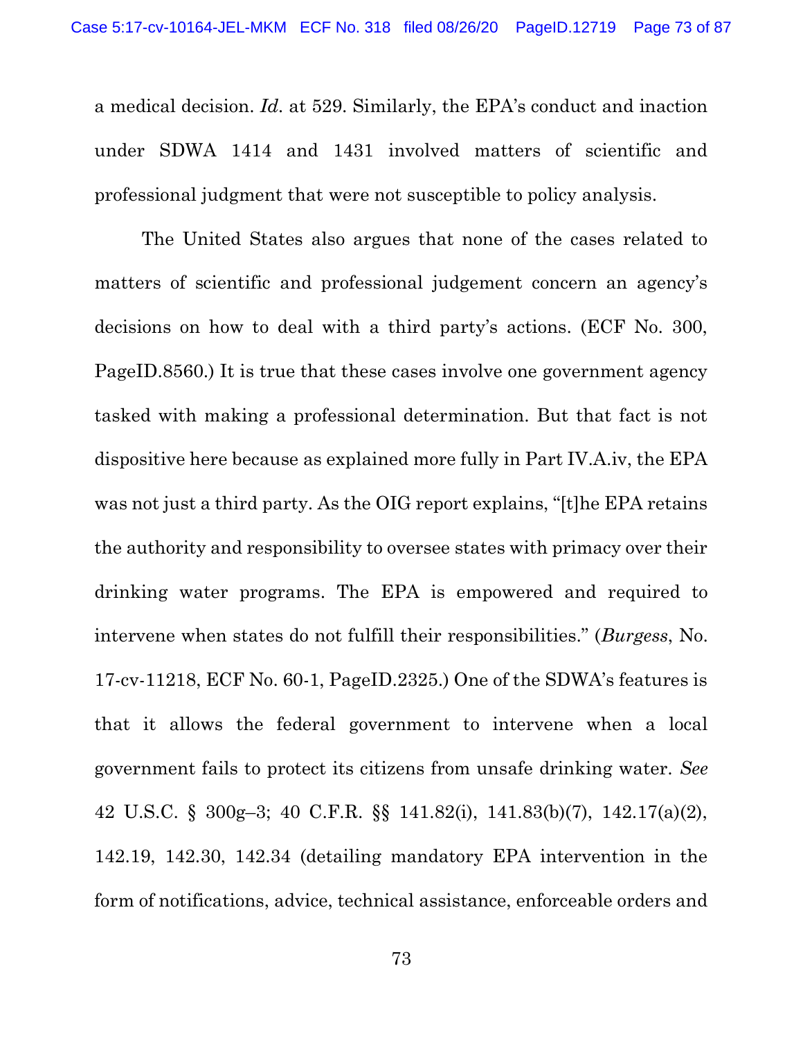a medical decision. *Id.* at 529. Similarly, the EPA's conduct and inaction under SDWA 1414 and 1431 involved matters of scientific and professional judgment that were not susceptible to policy analysis.

The United States also argues that none of the cases related to matters of scientific and professional judgement concern an agency's decisions on how to deal with a third party's actions. (ECF No. 300, PageID.8560.) It is true that these cases involve one government agency tasked with making a professional determination. But that fact is not dispositive here because as explained more fully in Part IV.A.iv, the EPA was not just a third party. As the OIG report explains, "[t]he EPA retains the authority and responsibility to oversee states with primacy over their drinking water programs. The EPA is empowered and required to intervene when states do not fulfill their responsibilities." (*Burgess*, No. 17-cv-11218, ECF No. 60-1, PageID.2325.) One of the SDWA's features is that it allows the federal government to intervene when a local government fails to protect its citizens from unsafe drinking water. *See* 42 U.S.C. § 300g–3; 40 C.F.R. §§ 141.82(i), 141.83(b)(7), 142.17(a)(2), 142.19, 142.30, 142.34 (detailing mandatory EPA intervention in the form of notifications, advice, technical assistance, enforceable orders and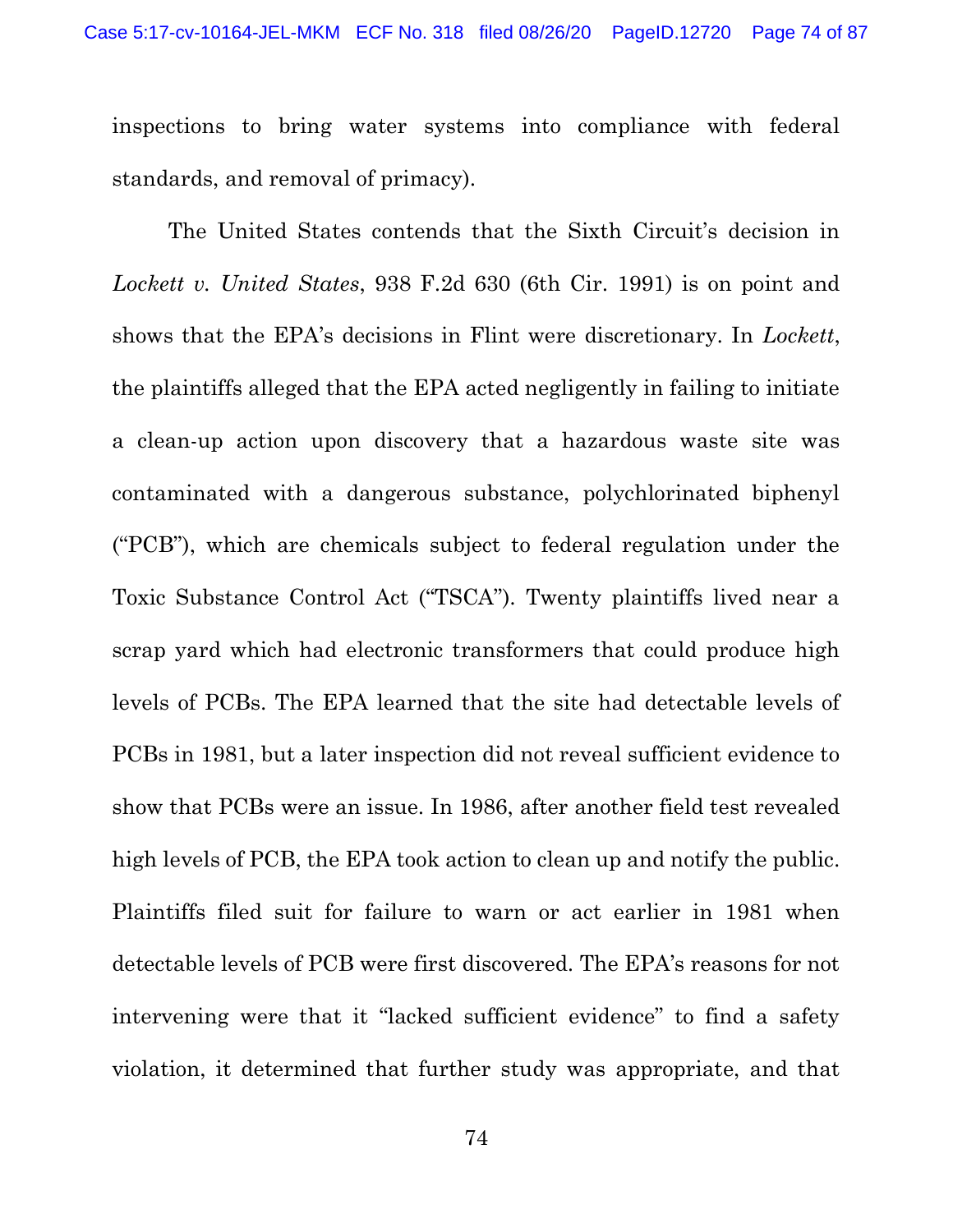inspections to bring water systems into compliance with federal standards, and removal of primacy).

The United States contends that the Sixth Circuit's decision in *Lockett v. United States*, 938 F.2d 630 (6th Cir. 1991) is on point and shows that the EPA's decisions in Flint were discretionary. In *Lockett*, the plaintiffs alleged that the EPA acted negligently in failing to initiate a clean-up action upon discovery that a hazardous waste site was contaminated with a dangerous substance, polychlorinated biphenyl ("PCB"), which are chemicals subject to federal regulation under the Toxic Substance Control Act ("TSCA"). Twenty plaintiffs lived near a scrap yard which had electronic transformers that could produce high levels of PCBs. The EPA learned that the site had detectable levels of PCBs in 1981, but a later inspection did not reveal sufficient evidence to show that PCBs were an issue. In 1986, after another field test revealed high levels of PCB, the EPA took action to clean up and notify the public. Plaintiffs filed suit for failure to warn or act earlier in 1981 when detectable levels of PCB were first discovered. The EPA's reasons for not intervening were that it "lacked sufficient evidence" to find a safety violation, it determined that further study was appropriate, and that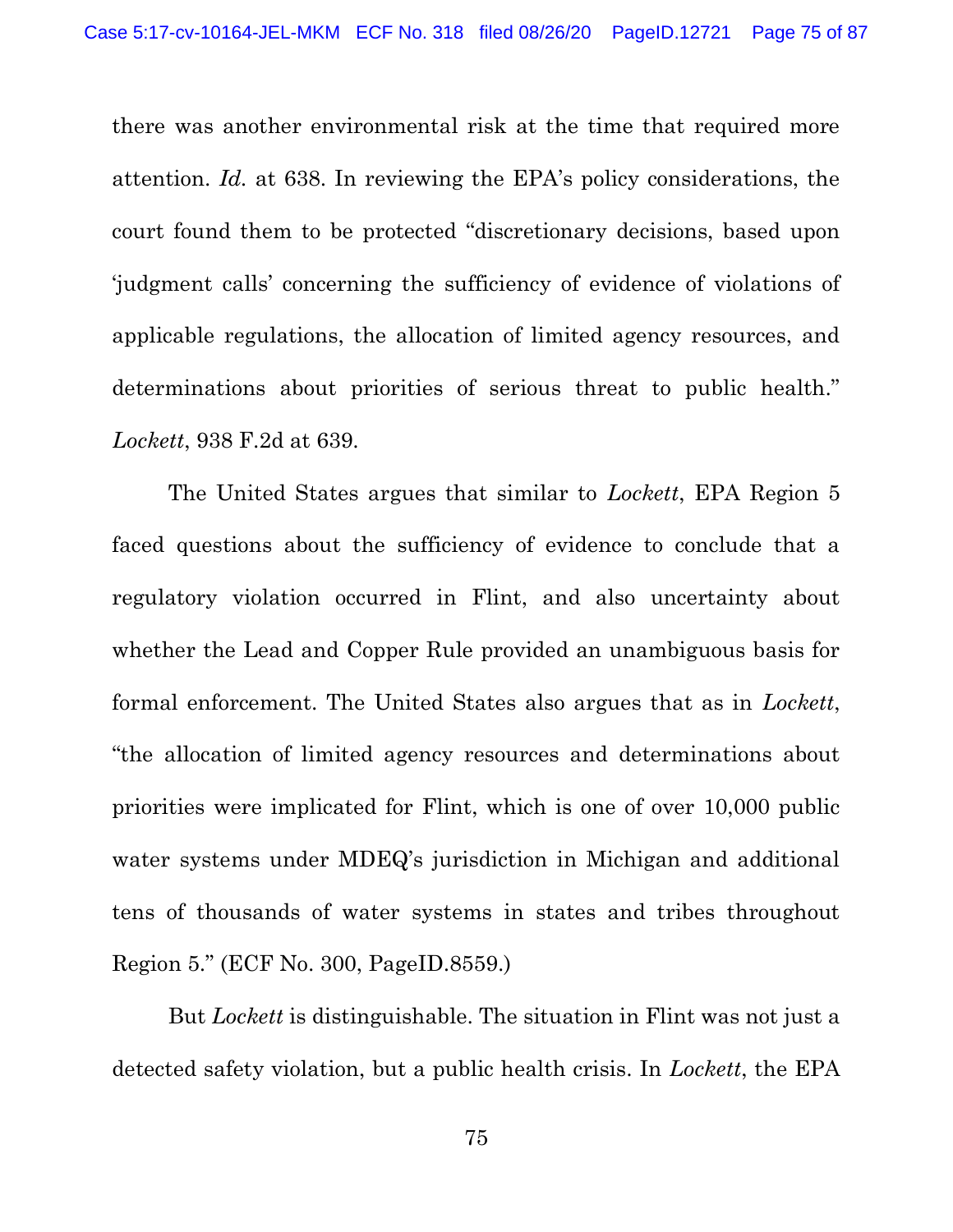there was another environmental risk at the time that required more attention. *Id.* at 638. In reviewing the EPA's policy considerations, the court found them to be protected "discretionary decisions, based upon 'judgment calls' concerning the sufficiency of evidence of violations of applicable regulations, the allocation of limited agency resources, and determinations about priorities of serious threat to public health." *Lockett*, 938 F.2d at 639.

The United States argues that similar to *Lockett*, EPA Region 5 faced questions about the sufficiency of evidence to conclude that a regulatory violation occurred in Flint, and also uncertainty about whether the Lead and Copper Rule provided an unambiguous basis for formal enforcement. The United States also argues that as in *Lockett*, "the allocation of limited agency resources and determinations about priorities were implicated for Flint, which is one of over 10,000 public water systems under MDEQ's jurisdiction in Michigan and additional tens of thousands of water systems in states and tribes throughout Region 5." (ECF No. 300, PageID.8559.)

But *Lockett* is distinguishable. The situation in Flint was not just a detected safety violation, but a public health crisis. In *Lockett*, the EPA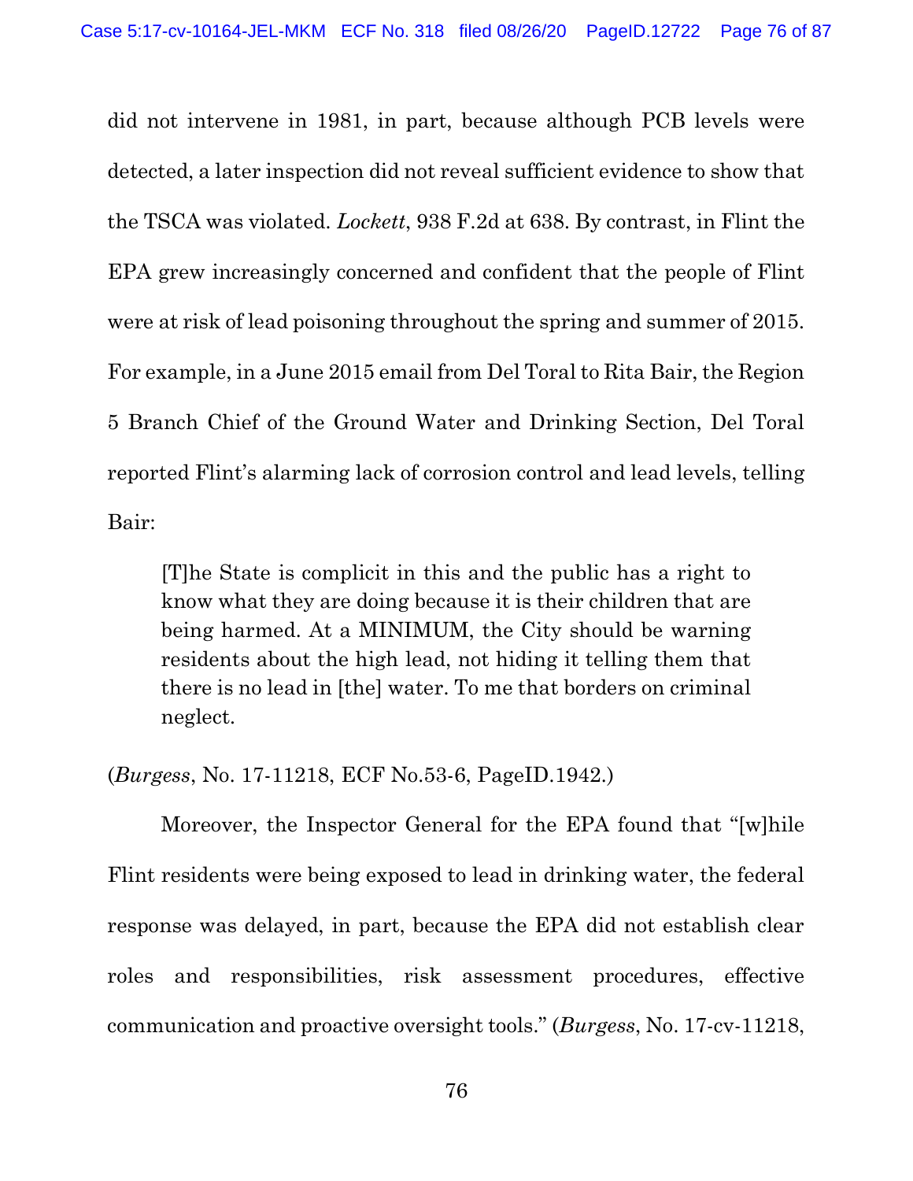did not intervene in 1981, in part, because although PCB levels were detected, a later inspection did not reveal sufficient evidence to show that the TSCA was violated. *Lockett*, 938 F.2d at 638. By contrast, in Flint the EPA grew increasingly concerned and confident that the people of Flint were at risk of lead poisoning throughout the spring and summer of 2015. For example, in a June 2015 email from Del Toral to Rita Bair, the Region 5 Branch Chief of the Ground Water and Drinking Section, Del Toral reported Flint's alarming lack of corrosion control and lead levels, telling Bair:

> [T]he State is complicit in this and the public has a right to know what they are doing because it is their children that are being harmed. At a MINIMUM, the City should be warning residents about the high lead, not hiding it telling them that there is no lead in [the] water. To me that borders on criminal neglect.

(*Burgess*, No. 17-11218, ECF No.53-6, PageID.1942.)

Moreover, the Inspector General for the EPA found that "[w]hile Flint residents were being exposed to lead in drinking water, the federal response was delayed, in part, because the EPA did not establish clear roles and responsibilities, risk assessment procedures, effective communication and proactive oversight tools." (*Burgess*, No. 17-cv-11218,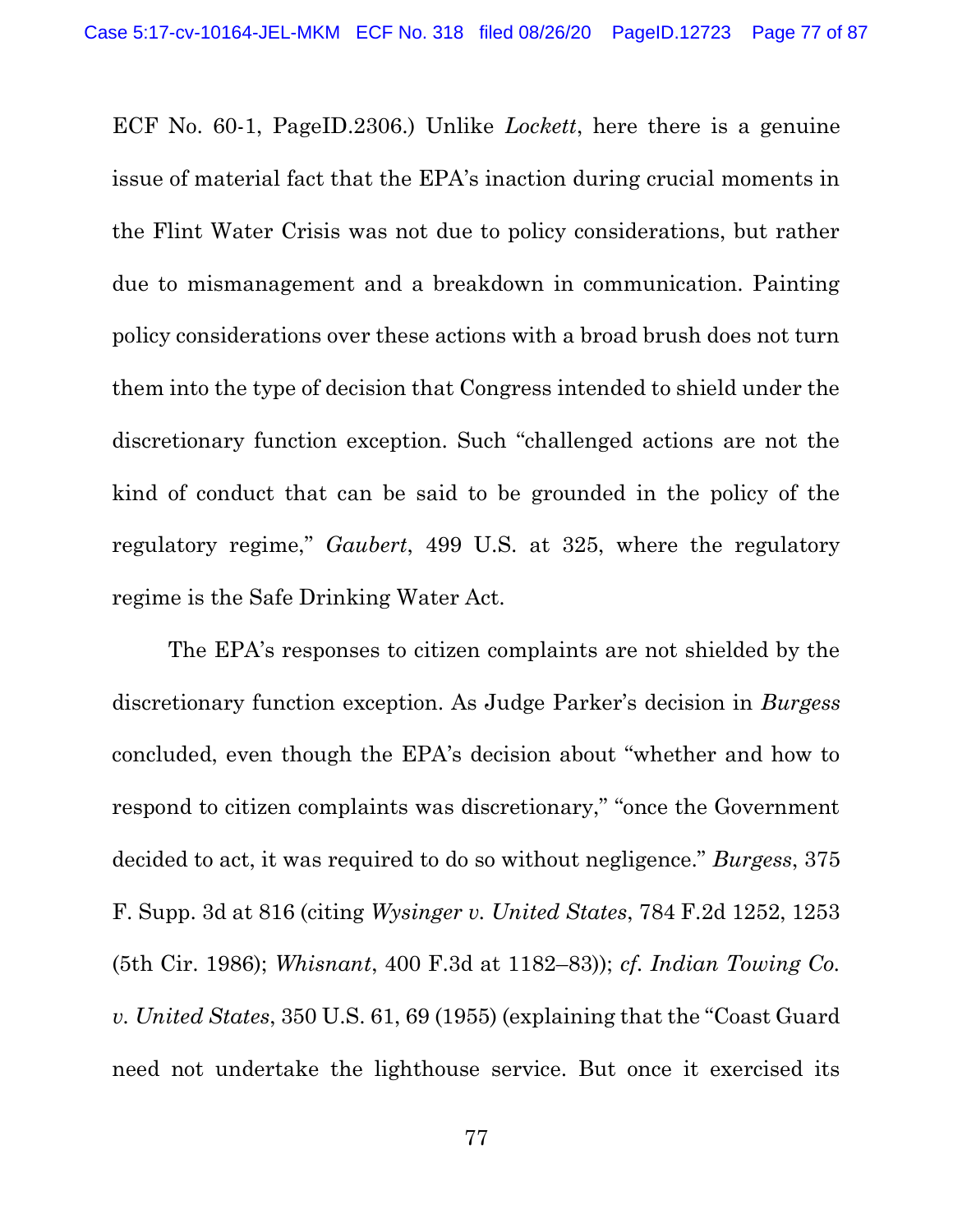ECF No. 60-1, PageID.2306.) Unlike *Lockett*, here there is a genuine issue of material fact that the EPA's inaction during crucial moments in the Flint Water Crisis was not due to policy considerations, but rather due to mismanagement and a breakdown in communication. Painting policy considerations over these actions with a broad brush does not turn them into the type of decision that Congress intended to shield under the discretionary function exception. Such "challenged actions are not the kind of conduct that can be said to be grounded in the policy of the regulatory regime," *Gaubert*, 499 U.S. at 325, where the regulatory regime is the Safe Drinking Water Act.

The EPA's responses to citizen complaints are not shielded by the discretionary function exception. As Judge Parker's decision in *Burgess* concluded, even though the EPA's decision about "whether and how to respond to citizen complaints was discretionary," "once the Government decided to act, it was required to do so without negligence." *Burgess*, 375 F. Supp. 3d at 816 (citing *Wysinger v. United States*, 784 F.2d 1252, 1253 (5th Cir. 1986); *Whisnant*, 400 F.3d at 1182–83)); *cf. Indian Towing Co. v. United States*, 350 U.S. 61, 69 (1955) (explaining that the "Coast Guard need not undertake the lighthouse service. But once it exercised its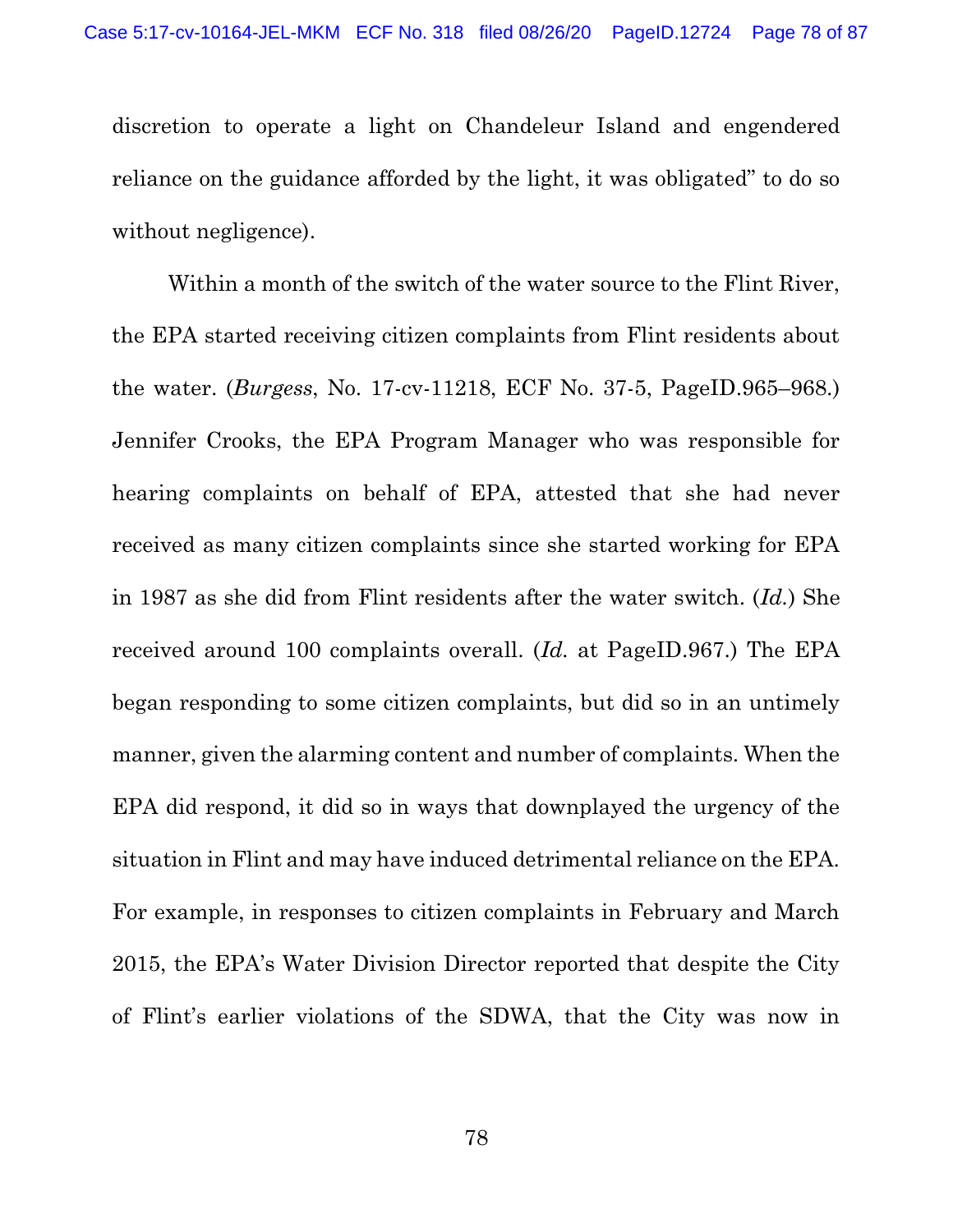discretion to operate a light on Chandeleur Island and engendered reliance on the guidance afforded by the light, it was obligated" to do so without negligence).

Within a month of the switch of the water source to the Flint River, the EPA started receiving citizen complaints from Flint residents about the water. (*Burgess*, No. 17-cv-11218, ECF No. 37-5, PageID.965–968.) Jennifer Crooks, the EPA Program Manager who was responsible for hearing complaints on behalf of EPA, attested that she had never received as many citizen complaints since she started working for EPA in 1987 as she did from Flint residents after the water switch. (*Id.*) She received around 100 complaints overall. (*Id.* at PageID.967.) The EPA began responding to some citizen complaints, but did so in an untimely manner, given the alarming content and number of complaints. When the EPA did respond, it did so in ways that downplayed the urgency of the situation in Flint and may have induced detrimental reliance on the EPA. For example, in responses to citizen complaints in February and March 2015, the EPA's Water Division Director reported that despite the City of Flint's earlier violations of the SDWA, that the City was now in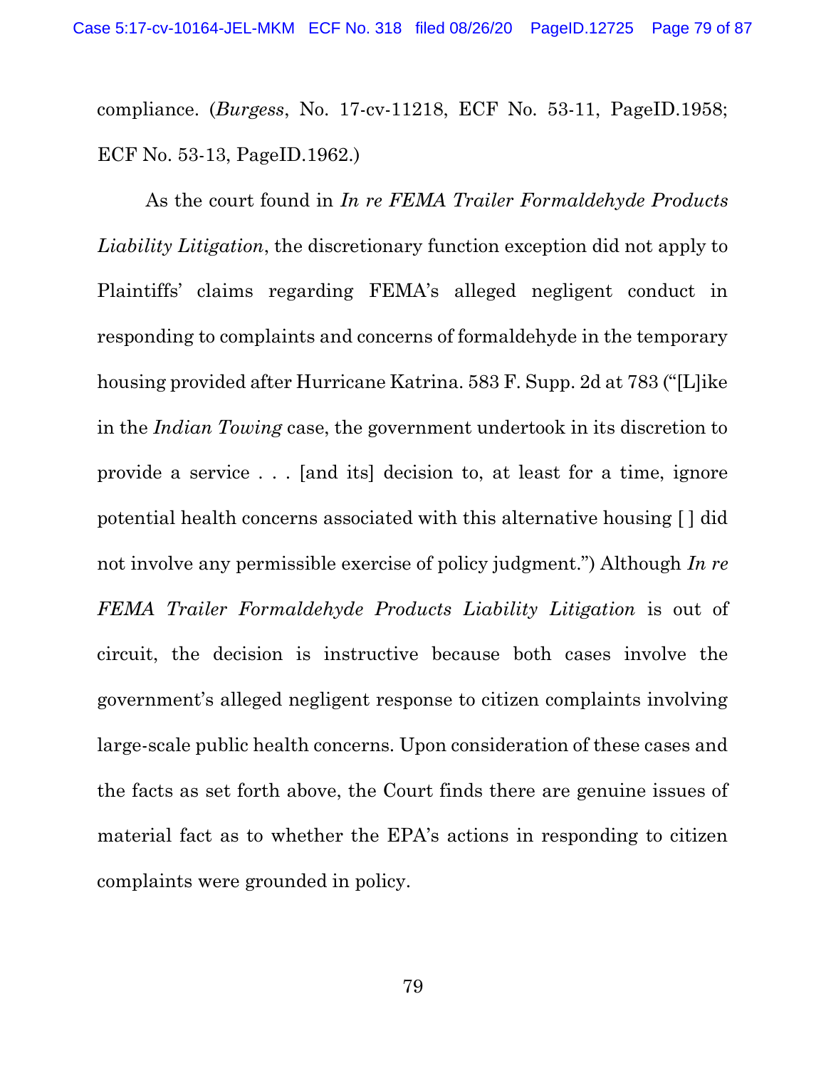compliance. (*Burgess*, No. 17-cv-11218, ECF No. 53-11, PageID.1958; ECF No. 53-13, PageID.1962.)

As the court found in *In re FEMA Trailer Formaldehyde Products Liability Litigation*, the discretionary function exception did not apply to Plaintiffs' claims regarding FEMA's alleged negligent conduct in responding to complaints and concerns of formaldehyde in the temporary housing provided after Hurricane Katrina. 583 F. Supp. 2d at 783 ("[L]ike in the *Indian Towing* case, the government undertook in its discretion to provide a service . . . [and its] decision to, at least for a time, ignore potential health concerns associated with this alternative housing [ ] did not involve any permissible exercise of policy judgment.") Although *In re FEMA Trailer Formaldehyde Products Liability Litigation* is out of circuit, the decision is instructive because both cases involve the government's alleged negligent response to citizen complaints involving large-scale public health concerns. Upon consideration of these cases and the facts as set forth above, the Court finds there are genuine issues of material fact as to whether the EPA's actions in responding to citizen complaints were grounded in policy.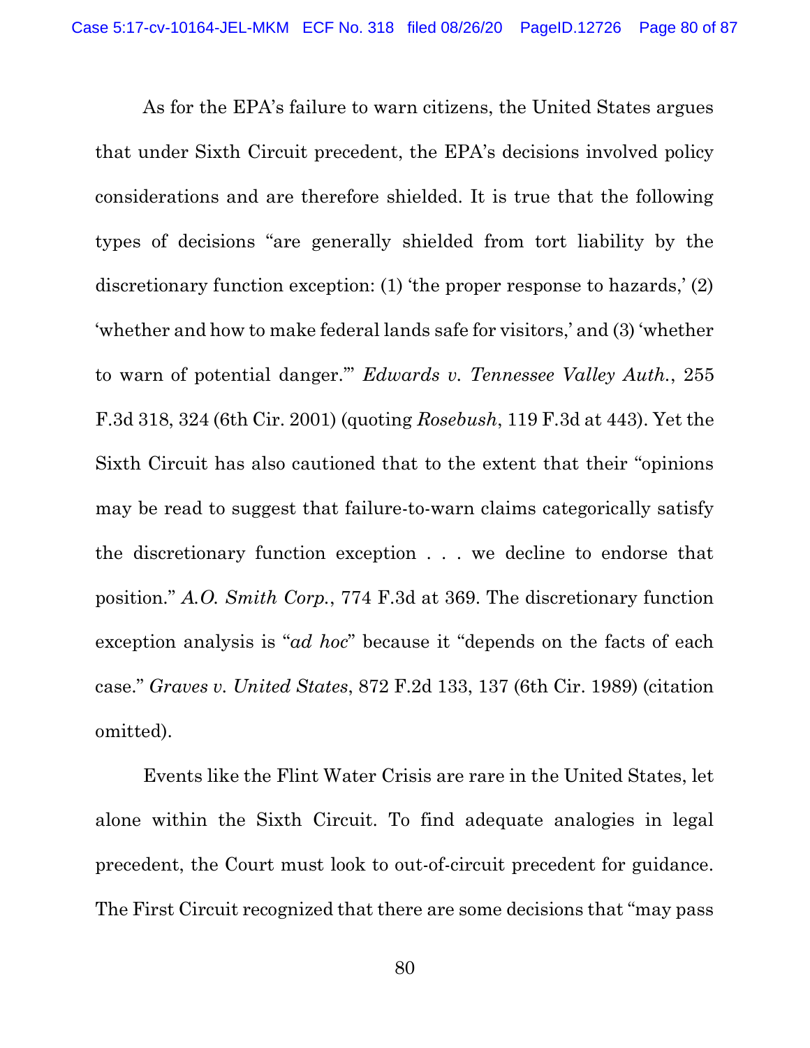As for the EPA's failure to warn citizens, the United States argues that under Sixth Circuit precedent, the EPA's decisions involved policy considerations and are therefore shielded. It is true that the following types of decisions "are generally shielded from tort liability by the discretionary function exception: (1) 'the proper response to hazards,' (2) 'whether and how to make federal lands safe for visitors,' and (3) 'whether to warn of potential danger.'" *Edwards v. Tennessee Valley Auth.*, 255 F.3d 318, 324 (6th Cir. 2001) (quoting *Rosebush*, 119 F.3d at 443). Yet the Sixth Circuit has also cautioned that to the extent that their "opinions may be read to suggest that failure-to-warn claims categorically satisfy the discretionary function exception . . . we decline to endorse that position." *A.O. Smith Corp.*, 774 F.3d at 369. The discretionary function exception analysis is "*ad hoc*" because it "depends on the facts of each case." *Graves v. United States*, 872 F.2d 133, 137 (6th Cir. 1989) (citation omitted).

Events like the Flint Water Crisis are rare in the United States, let alone within the Sixth Circuit. To find adequate analogies in legal precedent, the Court must look to out-of-circuit precedent for guidance. The First Circuit recognized that there are some decisions that "may pass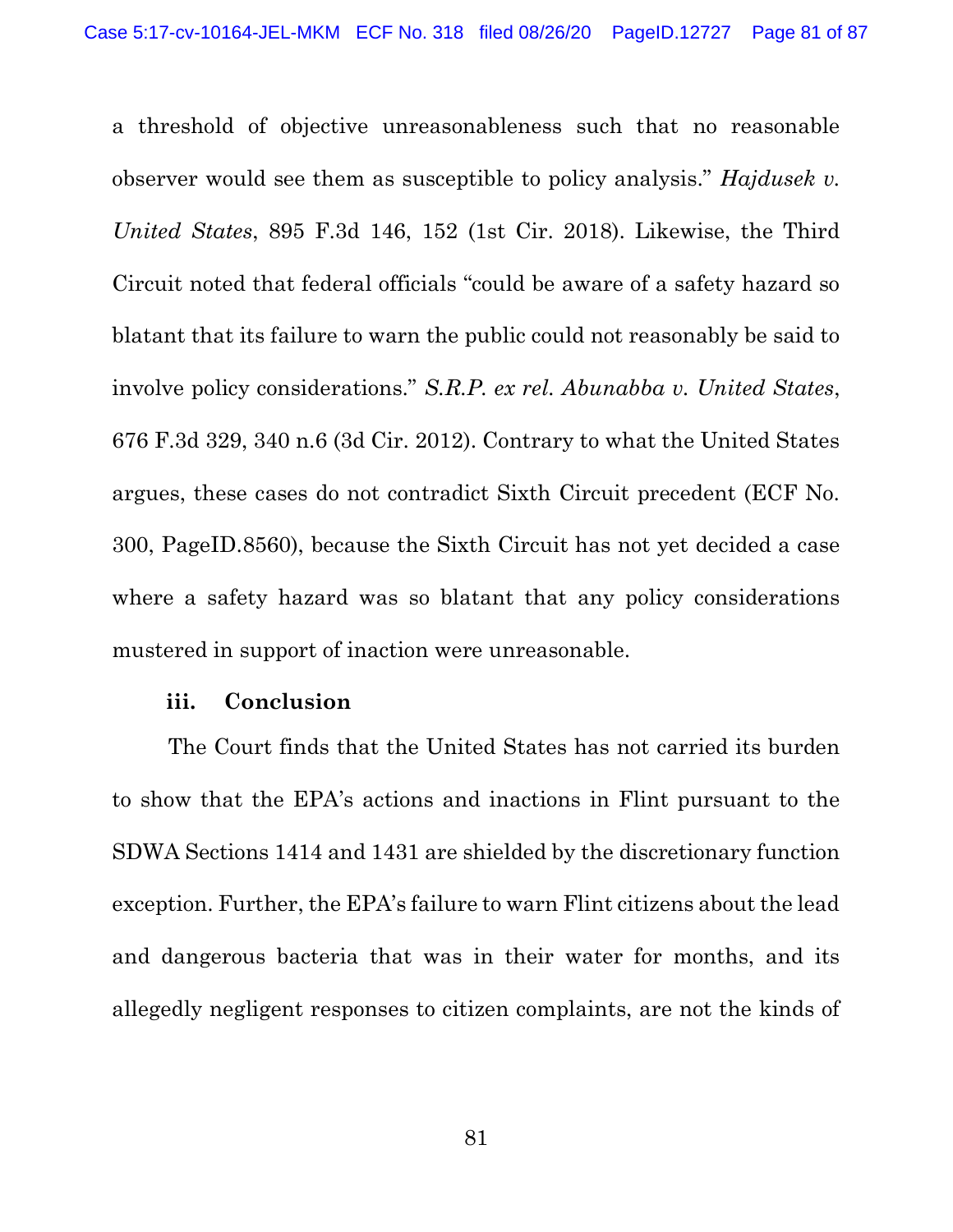a threshold of objective unreasonableness such that no reasonable observer would see them as susceptible to policy analysis." *Hajdusek v. United States*, 895 F.3d 146, 152 (1st Cir. 2018). Likewise, the Third Circuit noted that federal officials "could be aware of a safety hazard so blatant that its failure to warn the public could not reasonably be said to involve policy considerations." *S.R.P. ex rel. Abunabba v. United States*, 676 F.3d 329, 340 n.6 (3d Cir. 2012). Contrary to what the United States argues, these cases do not contradict Sixth Circuit precedent (ECF No. 300, PageID.8560), because the Sixth Circuit has not yet decided a case where a safety hazard was so blatant that any policy considerations mustered in support of inaction were unreasonable.

**iii. Conclusion**

The Court finds that the United States has not carried its burden to show that the EPA's actions and inactions in Flint pursuant to the SDWA Sections 1414 and 1431 are shielded by the discretionary function exception. Further, the EPA's failure to warn Flint citizens about the lead and dangerous bacteria that was in their water for months, and its allegedly negligent responses to citizen complaints, are not the kinds of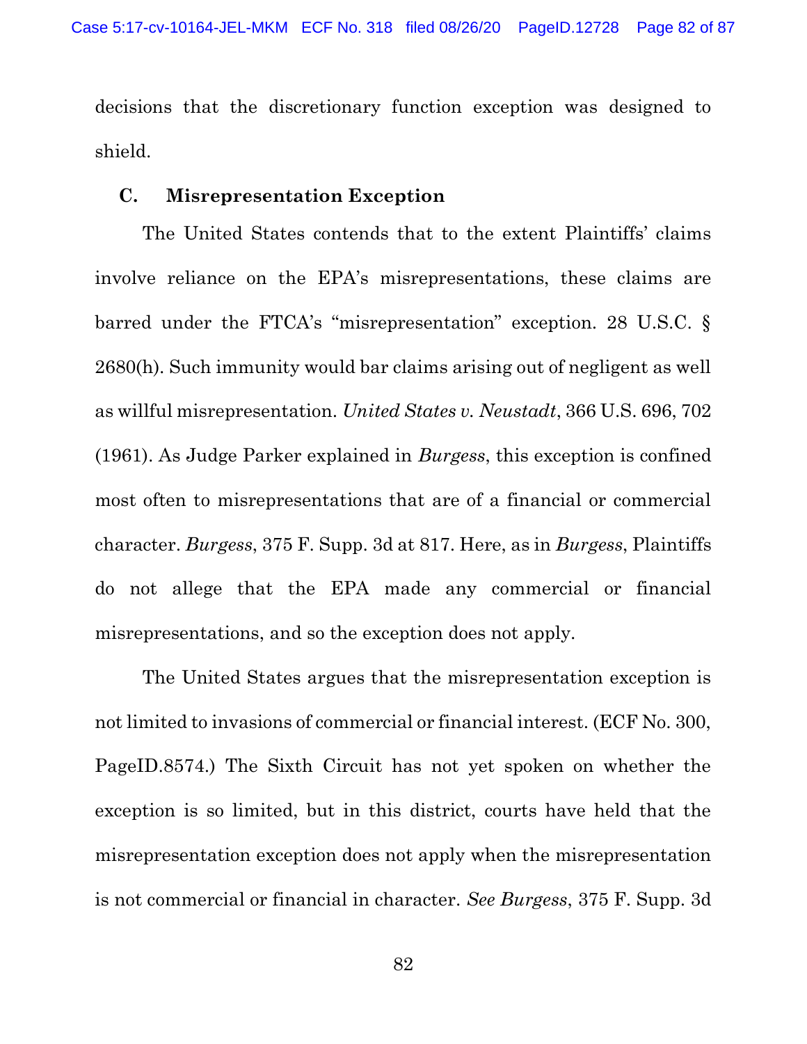decisions that the discretionary function exception was designed to shield.

### C. Misrepresentation Exception

The United States contends that to the extent Plaintiffs' claims involve reliance on the EPA's misrepresentations, these claims are barred under the FTCA's "misrepresentation" exception. 28 U.S.C. § 2680(h). Such immunity would bar claims arising out of negligent as well as willful misrepresentation. *United States v. Neustadt*, 366 U.S. 696, 702 (1961). As Judge Parker explained in *Burgess*, this exception is confined most often to misrepresentations that are of a financial or commercial character. *Burgess*, 375 F. Supp. 3d at 817. Here, as in *Burgess*, Plaintiffs do not allege that the EPA made any commercial or financial misrepresentations, and so the exception does not apply.

The United States argues that the misrepresentation exception is not limited to invasions of commercial or financial interest. (ECF No. 300, PageID.8574.) The Sixth Circuit has not yet spoken on whether the exception is so limited, but in this district, courts have held that the misrepresentation exception does not apply when the misrepresentation is not commercial or financial in character. *See Burgess*, 375 F. Supp. 3d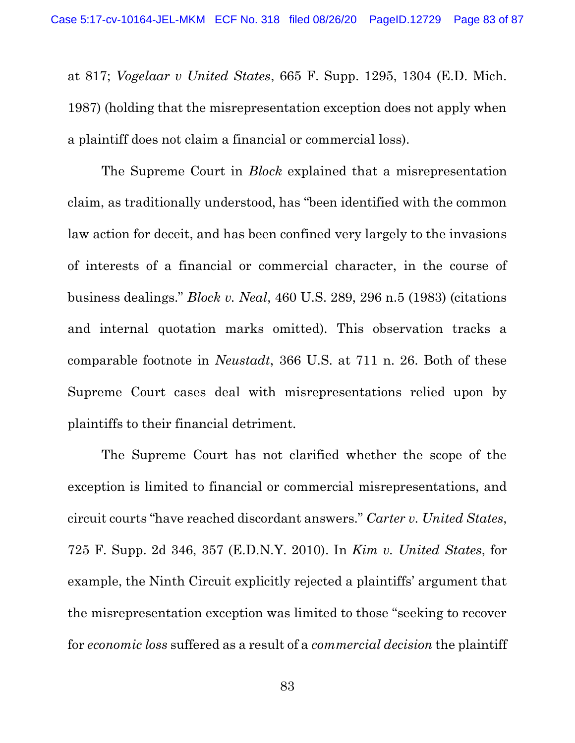at 817; *Vogelaar v United States*, 665 F. Supp. 1295, 1304 (E.D. Mich. 1987) (holding that the misrepresentation exception does not apply when a plaintiff does not claim a financial or commercial loss).

The Supreme Court in *Block* explained that a misrepresentation claim, as traditionally understood, has "been identified with the common law action for deceit, and has been confined very largely to the invasions of interests of a financial or commercial character, in the course of business dealings." *Block v. Neal*, 460 U.S. 289, 296 n.5 (1983) (citations and internal quotation marks omitted). This observation tracks a comparable footnote in *Neustadt*, 366 U.S. at 711 n. 26. Both of these Supreme Court cases deal with misrepresentations relied upon by plaintiffs to their financial detriment.

The Supreme Court has not clarified whether the scope of the exception is limited to financial or commercial misrepresentations, and circuit courts "have reached discordant answers." *Carter v. United States*, 725 F. Supp. 2d 346, 357 (E.D.N.Y. 2010). In *Kim v. United States*, for example, the Ninth Circuit explicitly rejected a plaintiffs' argument that the misrepresentation exception was limited to those "seeking to recover for *economic loss* suffered as a result of a *commercial decision* the plaintiff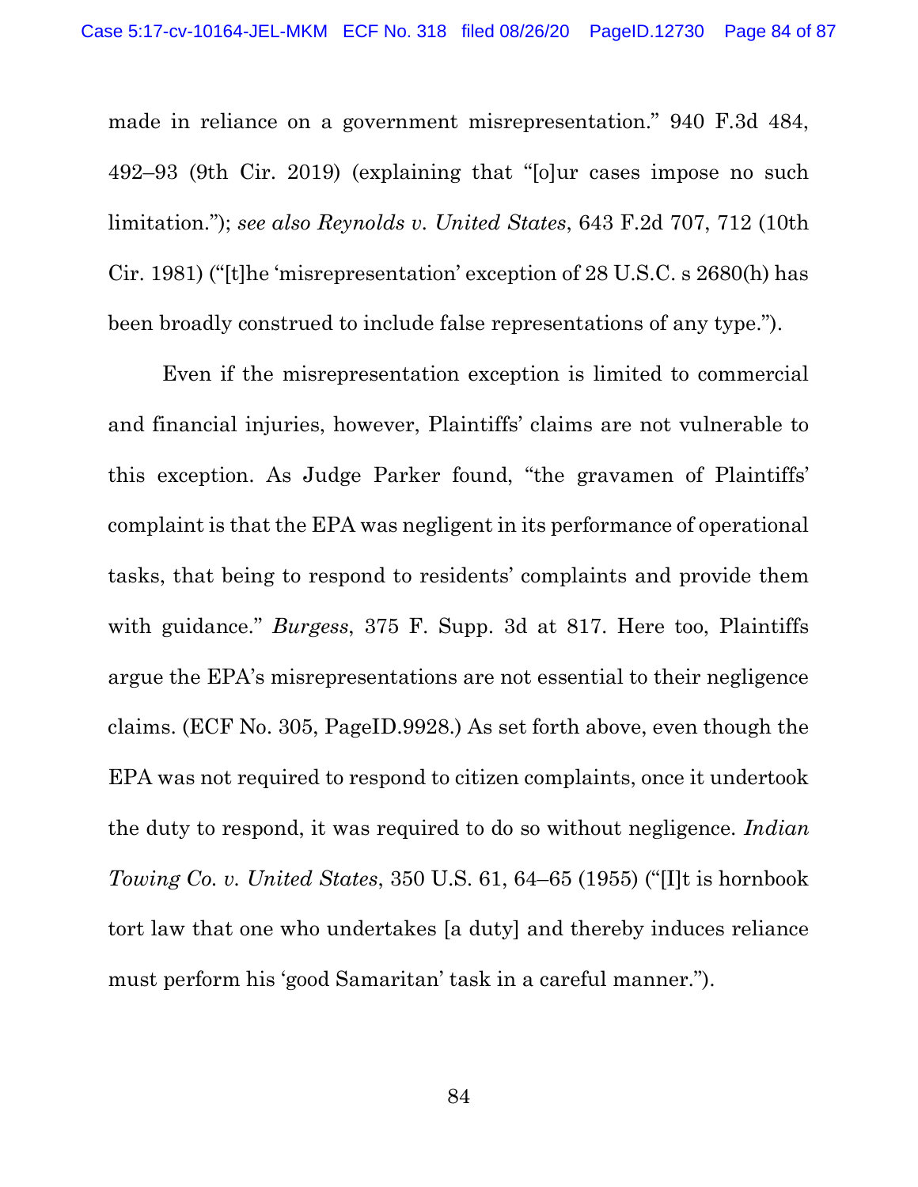made in reliance on a government misrepresentation." 940 F.3d 484, 492–93 (9th Cir. 2019) (explaining that "[o]ur cases impose no such limitation."); *see also Reynolds v. United States*, 643 F.2d 707, 712 (10th Cir. 1981) ("[t]he 'misrepresentation' exception of 28 U.S.C. s 2680(h) has been broadly construed to include false representations of any type.").

Even if the misrepresentation exception is limited to commercial and financial injuries, however, Plaintiffs' claims are not vulnerable to this exception. As Judge Parker found, "the gravamen of Plaintiffs' complaint is that the EPA was negligent in its performance of operational tasks, that being to respond to residents' complaints and provide them with guidance." *Burgess*, 375 F. Supp. 3d at 817. Here too, Plaintiffs argue the EPA's misrepresentations are not essential to their negligence claims. (ECF No. 305, PageID.9928.) As set forth above, even though the EPA was not required to respond to citizen complaints, once it undertook the duty to respond, it was required to do so without negligence. *Indian Towing Co. v. United States*, 350 U.S. 61, 64–65 (1955) ("[I]t is hornbook tort law that one who undertakes [a duty] and thereby induces reliance must perform his 'good Samaritan' task in a careful manner.").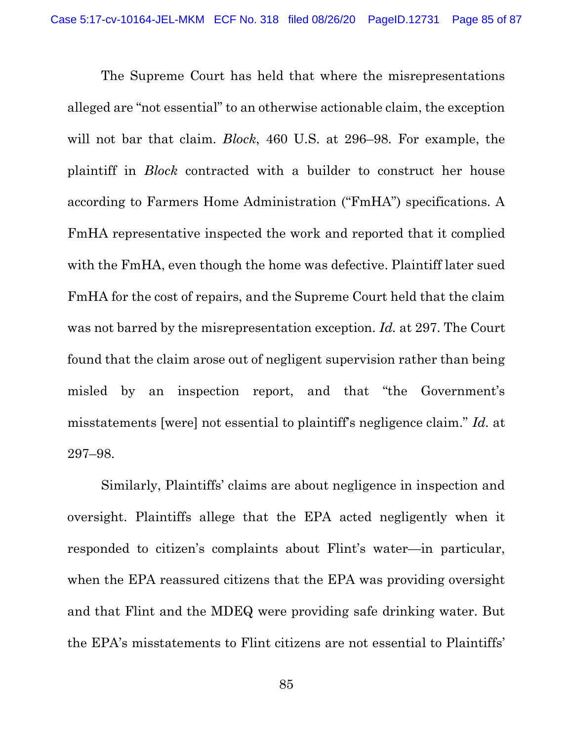The Supreme Court has held that where the misrepresentations alleged are "not essential" to an otherwise actionable claim, the exception will not bar that claim. *Block*, 460 U.S. at 296–98. For example, the plaintiff in *Block* contracted with a builder to construct her house according to Farmers Home Administration ("FmHA") specifications. A FmHA representative inspected the work and reported that it complied with the FmHA, even though the home was defective. Plaintiff later sued FmHA for the cost of repairs, and the Supreme Court held that the claim was not barred by the misrepresentation exception. *Id.* at 297. The Court found that the claim arose out of negligent supervision rather than being misled by an inspection report, and that "the Government's misstatements [were] not essential to plaintiff's negligence claim." *Id.* at 297–98.

Similarly, Plaintiffs' claims are about negligence in inspection and oversight. Plaintiffs allege that the EPA acted negligently when it responded to citizen's complaints about Flint's water—in particular, when the EPA reassured citizens that the EPA was providing oversight and that Flint and the MDEQ were providing safe drinking water. But the EPA's misstatements to Flint citizens are not essential to Plaintiffs'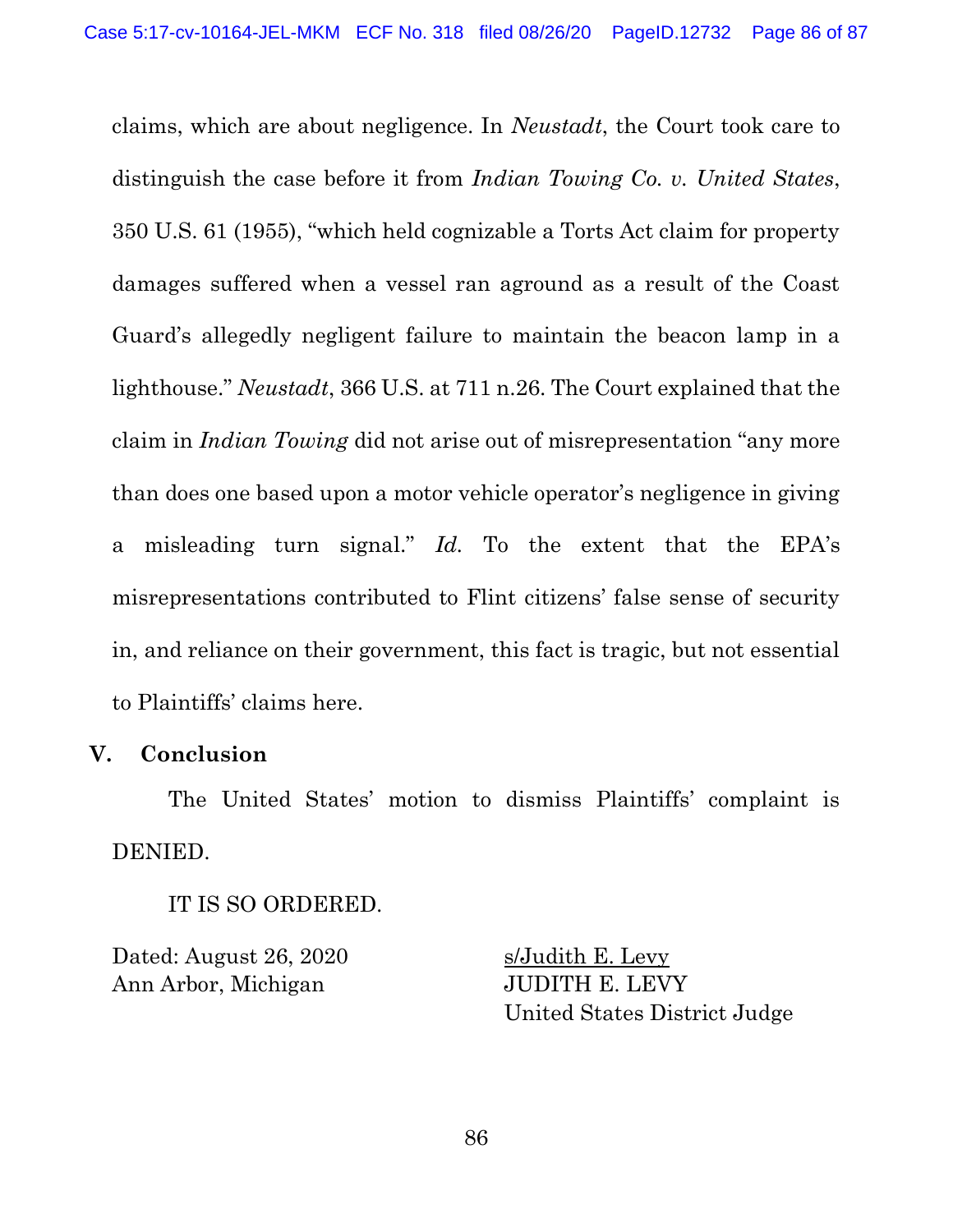claims, which are about negligence. In *Neustadt*, the Court took care to distinguish the case before it from *Indian Towing Co. v. United States*, 350 U.S. 61 (1955), "which held cognizable a Torts Act claim for property damages suffered when a vessel ran aground as a result of the Coast Guard's allegedly negligent failure to maintain the beacon lamp in a lighthouse." *Neustadt*, 366 U.S. at 711 n.26. The Court explained that the claim in *Indian Towing* did not arise out of misrepresentation "any more than does one based upon a motor vehicle operator's negligence in giving a misleading turn signal." *Id.* To the extent that the EPA's misrepresentations contributed to Flint citizens' false sense of security in, and reliance on their government, this fact is tragic, but not essential to Plaintiffs' claims here.

## V. Conclusion

The United States' motion to dismiss Plaintiffs' complaint is DENIED.

IT IS SO ORDERED.

Dated: August 26, 2020
Ann Arbor, Michigan

s/Judith E. Levy
JUDITH E. LEVY
United States District Judge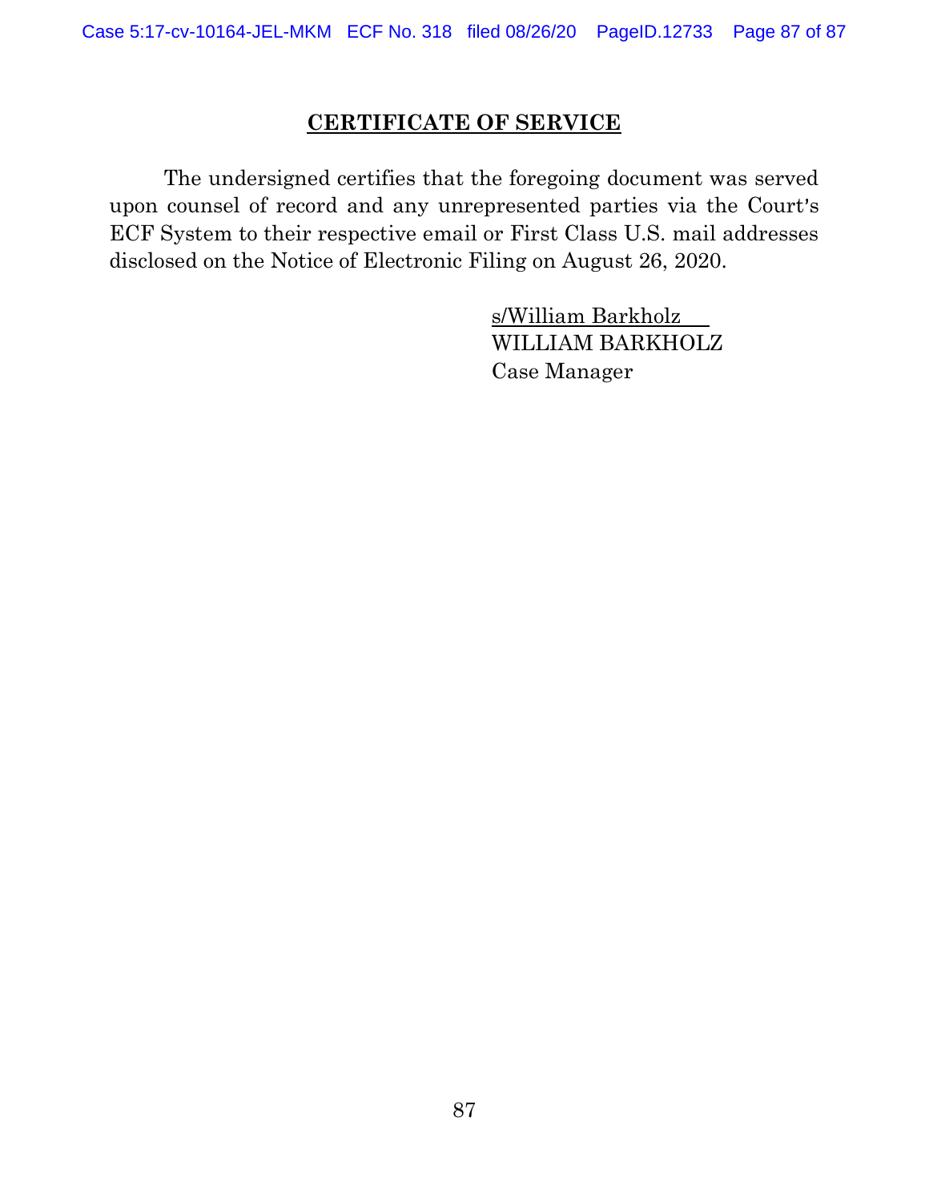## CERTIFICATE OF SERVICE

The undersigned certifies that the foregoing document was served upon counsel of record and any unrepresented parties via the Court's ECF System to their respective email or First Class U.S. mail addresses disclosed on the Notice of Electronic Filing on August 26, 2020.

s/William Barkholz
WILLIAM BARKHOLZ
Case Manager